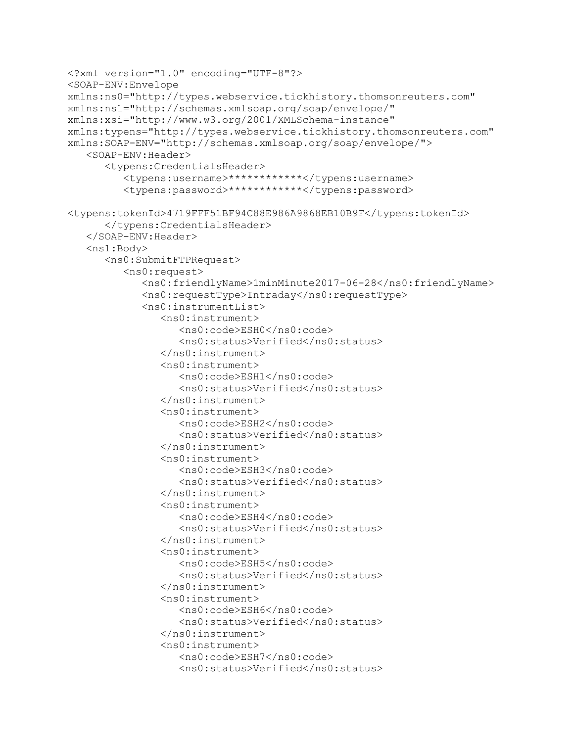```
<?xml version="1.0" encoding="UTF-8"?>
<SOAP-ENV:Envelope
xmlns:ns0="http://types.webservice.tickhistory.thomsonreuters.com"
xmlns:ns1="http://schemas.xmlsoap.org/soap/envelope/"
xmlns:xsi="http://www.w3.org/2001/XMLSchema-instance"
xmlns:typens="http://types.webservice.tickhistory.thomsonreuters.com"
xmlns:SOAP-ENV="http://schemas.xmlsoap.org/soap/envelope/">
   <SOAP-ENV:Header>
      <typens:CredentialsHeader>
         <typens:username>************</typens:username>
         <typens:password>************</typens:password>

<typens:tokenId>4719FFF51BF94C88E986A9868EB10B9F</typens:tokenId>
      </typens:CredentialsHeader>
   </SOAP-ENV:Header>
   <ns1:Body>
      <ns0:SubmitFTPRequest>
         <ns0:request>
            <ns0:friendlyName>1minMinute2017-06-28</ns0:friendlyName>
            <ns0:requestType>Intraday</ns0:requestType>
            <ns0:instrumentList>
               <ns0:instrument>
                  <ns0:code>ESH0</ns0:code>
                  <ns0:status>Verified</ns0:status>
               </ns0:instrument>
               <ns0:instrument>
                  <ns0:code>ESH1</ns0:code>
                  <ns0:status>Verified</ns0:status>
               </ns0:instrument>
               <ns0:instrument>
                  <ns0:code>ESH2</ns0:code>
                  <ns0:status>Verified</ns0:status>
               </ns0:instrument>
               <ns0:instrument>
                  <ns0:code>ESH3</ns0:code>
                  <ns0:status>Verified</ns0:status>
               </ns0:instrument>
               <ns0:instrument>
                  <ns0:code>ESH4</ns0:code>
                  <ns0:status>Verified</ns0:status>
               </ns0:instrument>
               <ns0:instrument>
                  <ns0:code>ESH5</ns0:code>
                  <ns0:status>Verified</ns0:status>
               </ns0:instrument>
               <ns0:instrument>
                  <ns0:code>ESH6</ns0:code>
                  <ns0:status>Verified</ns0:status>
               </ns0:instrument>
               <ns0:instrument>
                  <ns0:code>ESH7</ns0:code>
                  <ns0:status>Verified</ns0:status>
```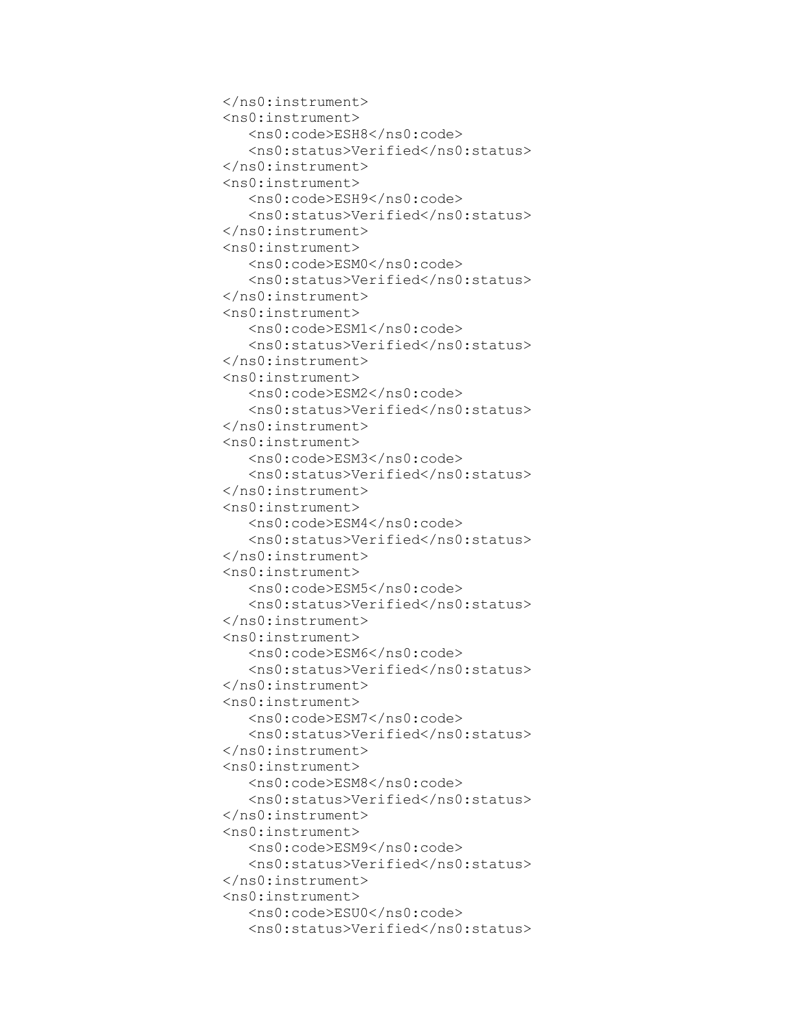```
</ns0:instrument>
<ns0:instrument>
   <ns0:code>ESH8</ns0:code>
   <ns0:status>Verified</ns0:status>
</ns0:instrument>
<ns0:instrument>
   <ns0:code>ESH9</ns0:code>
   <ns0:status>Verified</ns0:status>
</ns0:instrument>
<ns0:instrument>
   <ns0:code>ESM0</ns0:code>
   <ns0:status>Verified</ns0:status>
</ns0:instrument>
<ns0:instrument>
   <ns0:code>ESM1</ns0:code>
   <ns0:status>Verified</ns0:status>
</ns0:instrument>
<ns0:instrument>
   <ns0:code>ESM2</ns0:code>
   <ns0:status>Verified</ns0:status>
</ns0:instrument>
<ns0:instrument>
   <ns0:code>ESM3</ns0:code>
   <ns0:status>Verified</ns0:status>
</ns0:instrument>
<ns0:instrument>
   <ns0:code>ESM4</ns0:code>
   <ns0:status>Verified</ns0:status>
</ns0:instrument>
<ns0:instrument>
   <ns0:code>ESM5</ns0:code>
   <ns0:status>Verified</ns0:status>
</ns0:instrument>
<ns0:instrument>
   <ns0:code>ESM6</ns0:code>
   <ns0:status>Verified</ns0:status>
</ns0:instrument>
<ns0:instrument>
   <ns0:code>ESM7</ns0:code>
   <ns0:status>Verified</ns0:status>
</ns0:instrument>
<ns0:instrument>
   <ns0:code>ESM8</ns0:code>
   <ns0:status>Verified</ns0:status>
</ns0:instrument>
<ns0:instrument>
   <ns0:code>ESM9</ns0:code>
   <ns0:status>Verified</ns0:status>
</ns0:instrument>
<ns0:instrument>
   <ns0:code>ESU0</ns0:code>
   <ns0:status>Verified</ns0:status>
```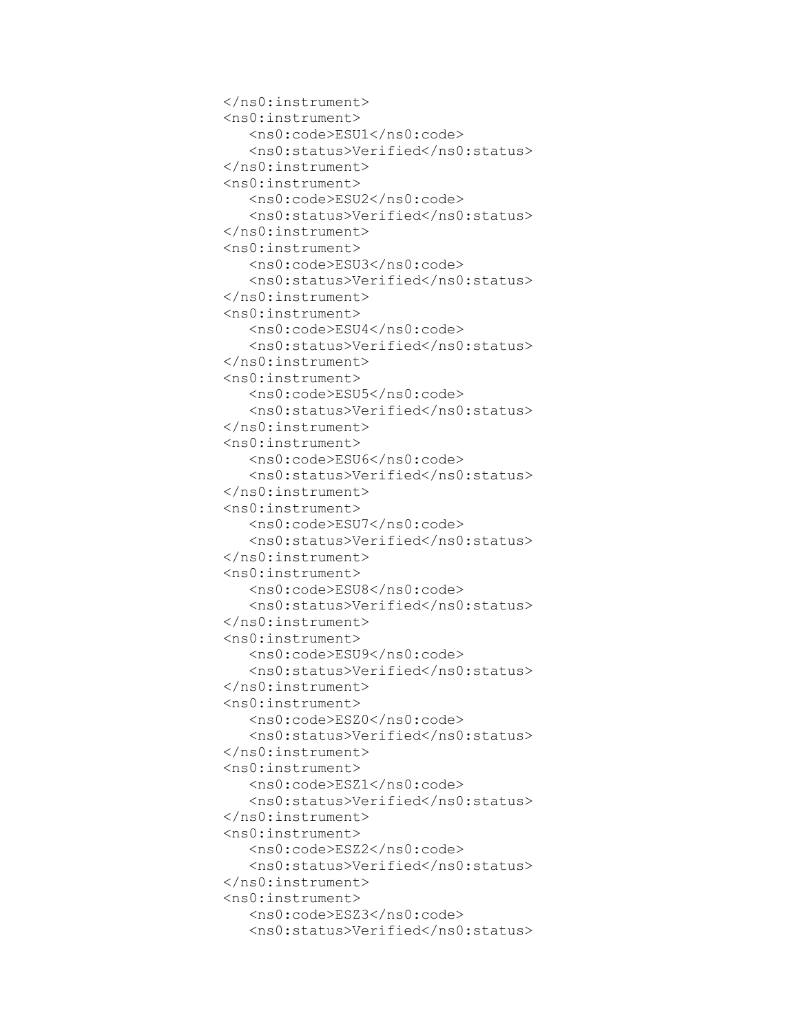```
</ns0:instrument>
<ns0:instrument>
   <ns0:code>ESU1</ns0:code>
   <ns0:status>Verified</ns0:status>
</ns0:instrument>
<ns0:instrument>
   <ns0:code>ESU2</ns0:code>
   <ns0:status>Verified</ns0:status>
</ns0:instrument>
<ns0:instrument>
   <ns0:code>ESU3</ns0:code>
   <ns0:status>Verified</ns0:status>
</ns0:instrument>
<ns0:instrument>
   <ns0:code>ESU4</ns0:code>
   <ns0:status>Verified</ns0:status>
</ns0:instrument>
<ns0:instrument>
   <ns0:code>ESU5</ns0:code>
   <ns0:status>Verified</ns0:status>
</ns0:instrument>
<ns0:instrument>
   <ns0:code>ESU6</ns0:code>
   <ns0:status>Verified</ns0:status>
</ns0:instrument>
<ns0:instrument>
   <ns0:code>ESU7</ns0:code>
   <ns0:status>Verified</ns0:status>
</ns0:instrument>
<ns0:instrument>
   <ns0:code>ESU8</ns0:code>
   <ns0:status>Verified</ns0:status>
</ns0:instrument>
<ns0:instrument>
   <ns0:code>ESU9</ns0:code>
   <ns0:status>Verified</ns0:status>
</ns0:instrument>
<ns0:instrument>
   <ns0:code>ESZ0</ns0:code>
   <ns0:status>Verified</ns0:status>
</ns0:instrument>
<ns0:instrument>
   <ns0:code>ESZ1</ns0:code>
   <ns0:status>Verified</ns0:status>
</ns0:instrument>
<ns0:instrument>
   <ns0:code>ESZ2</ns0:code>
   <ns0:status>Verified</ns0:status>
</ns0:instrument>
<ns0:instrument>
   <ns0:code>ESZ3</ns0:code>
   <ns0:status>Verified</ns0:status>
```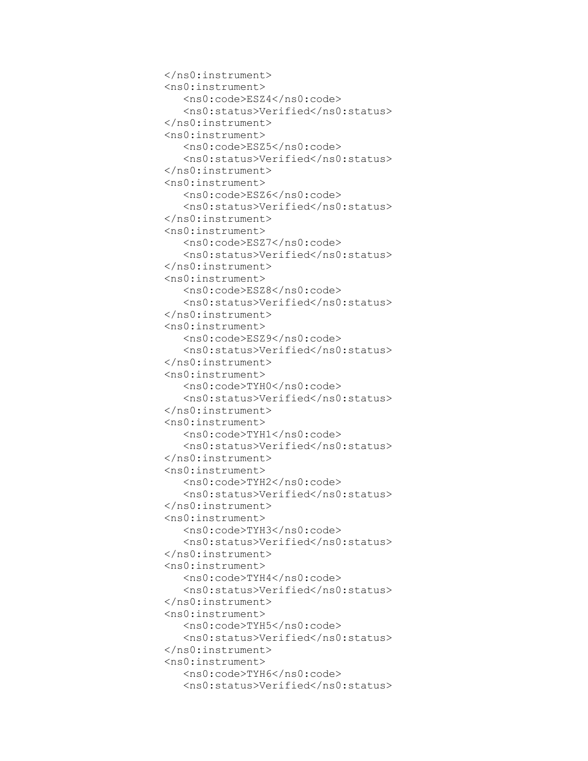```
</ns0:instrument>
<ns0:instrument>
   <ns0:code>ESZ4</ns0:code>
   <ns0:status>Verified</ns0:status>
</ns0:instrument>
<ns0:instrument>
   <ns0:code>ESZ5</ns0:code>
   <ns0:status>Verified</ns0:status>
</ns0:instrument>
<ns0:instrument>
   <ns0:code>ESZ6</ns0:code>
   <ns0:status>Verified</ns0:status>
</ns0:instrument>
<ns0:instrument>
   <ns0:code>ESZ7</ns0:code>
   <ns0:status>Verified</ns0:status>
</ns0:instrument>
<ns0:instrument>
   <ns0:code>ESZ8</ns0:code>
   <ns0:status>Verified</ns0:status>
</ns0:instrument>
<ns0:instrument>
   <ns0:code>ESZ9</ns0:code>
   <ns0:status>Verified</ns0:status>
</ns0:instrument>
<ns0:instrument>
   <ns0:code>TYH0</ns0:code>
   <ns0:status>Verified</ns0:status>
</ns0:instrument>
<ns0:instrument>
   <ns0:code>TYH1</ns0:code>
   <ns0:status>Verified</ns0:status>
</ns0:instrument>
<ns0:instrument>
   <ns0:code>TYH2</ns0:code>
   <ns0:status>Verified</ns0:status>
</ns0:instrument>
<ns0:instrument>
   <ns0:code>TYH3</ns0:code>
   <ns0:status>Verified</ns0:status>
</ns0:instrument>
<ns0:instrument>
   <ns0:code>TYH4</ns0:code>
   <ns0:status>Verified</ns0:status>
</ns0:instrument>
<ns0:instrument>
   <ns0:code>TYH5</ns0:code>
   <ns0:status>Verified</ns0:status>
</ns0:instrument>
<ns0:instrument>
   <ns0:code>TYH6</ns0:code>
   <ns0:status>Verified</ns0:status>
```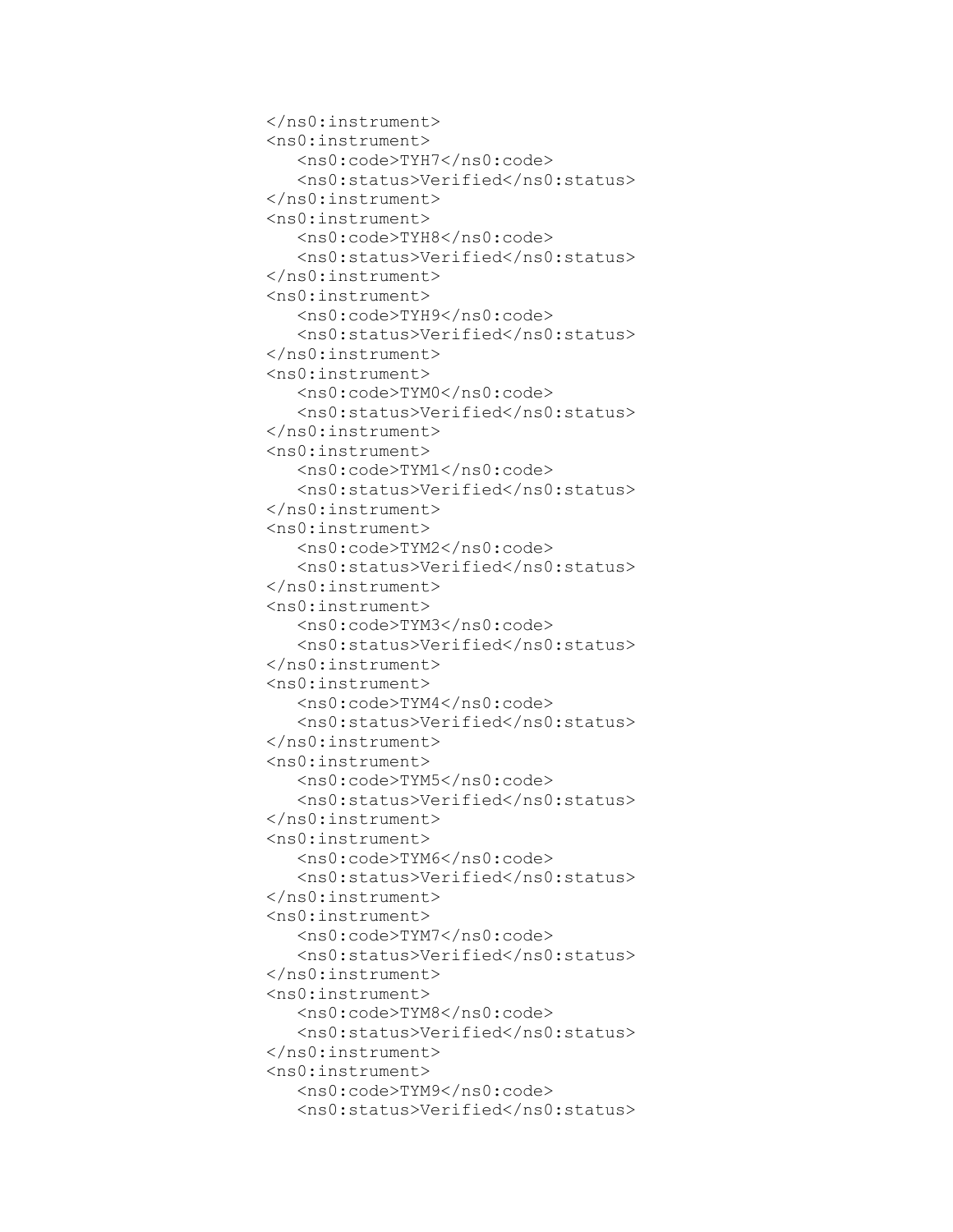```
</ns0:instrument>
<ns0:instrument>
   <ns0:code>TYH7</ns0:code>
   <ns0:status>Verified</ns0:status>
</ns0:instrument>
<ns0:instrument>
   <ns0:code>TYH8</ns0:code>
   <ns0:status>Verified</ns0:status>
</ns0:instrument>
<ns0:instrument>
   <ns0:code>TYH9</ns0:code>
   <ns0:status>Verified</ns0:status>
</ns0:instrument>
<ns0:instrument>
   <ns0:code>TYM0</ns0:code>
   <ns0:status>Verified</ns0:status>
</ns0:instrument>
<ns0:instrument>
   <ns0:code>TYM1</ns0:code>
   <ns0:status>Verified</ns0:status>
</ns0:instrument>
<ns0:instrument>
   <ns0:code>TYM2</ns0:code>
   <ns0:status>Verified</ns0:status>
</ns0:instrument>
<ns0:instrument>
   <ns0:code>TYM3</ns0:code>
   <ns0:status>Verified</ns0:status>
</ns0:instrument>
<ns0:instrument>
   <ns0:code>TYM4</ns0:code>
   <ns0:status>Verified</ns0:status>
</ns0:instrument>
<ns0:instrument>
   <ns0:code>TYM5</ns0:code>
   <ns0:status>Verified</ns0:status>
</ns0:instrument>
<ns0:instrument>
   <ns0:code>TYM6</ns0:code>
   <ns0:status>Verified</ns0:status>
</ns0:instrument>
<ns0:instrument>
   <ns0:code>TYM7</ns0:code>
   <ns0:status>Verified</ns0:status>
</ns0:instrument>
<ns0:instrument>
   <ns0:code>TYM8</ns0:code>
   <ns0:status>Verified</ns0:status>
</ns0:instrument>
<ns0:instrument>
   <ns0:code>TYM9</ns0:code>
   <ns0:status>Verified</ns0:status>
```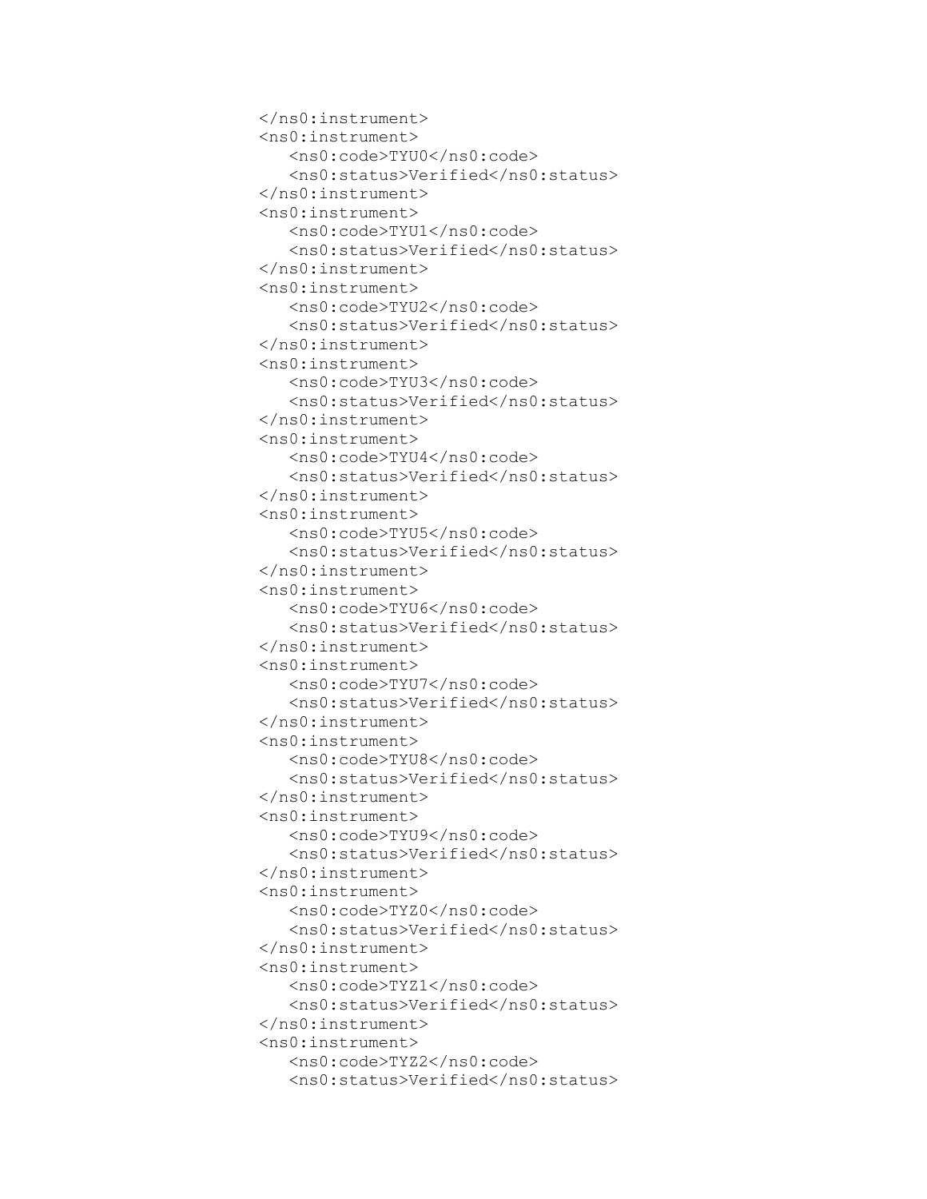```
    </ns0:instrument>
    <ns0:instrument>
       <ns0:code>TYU0</ns0:code>
       <ns0:status>Verified</ns0:status>
    </ns0:instrument>
    <ns0:instrument>
       <ns0:code>TYU1</ns0:code>
       <ns0:status>Verified</ns0:status>
    </ns0:instrument>
    <ns0:instrument>
       <ns0:code>TYU2</ns0:code>
       <ns0:status>Verified</ns0:status>
    </ns0:instrument>
    <ns0:instrument>
       <ns0:code>TYU3</ns0:code>
       <ns0:status>Verified</ns0:status>
    </ns0:instrument>
    <ns0:instrument>
       <ns0:code>TYU4</ns0:code>
       <ns0:status>Verified</ns0:status>
    </ns0:instrument>
    <ns0:instrument>
       <ns0:code>TYU5</ns0:code>
       <ns0:status>Verified</ns0:status>
    </ns0:instrument>
    <ns0:instrument>
       <ns0:code>TYU6</ns0:code>
       <ns0:status>Verified</ns0:status>
    </ns0:instrument>
    <ns0:instrument>
       <ns0:code>TYU7</ns0:code>
       <ns0:status>Verified</ns0:status>
    </ns0:instrument>
    <ns0:instrument>
       <ns0:code>TYU8</ns0:code>
       <ns0:status>Verified</ns0:status>
    </ns0:instrument>
    <ns0:instrument>
       <ns0:code>TYU9</ns0:code>
       <ns0:status>Verified</ns0:status>
    </ns0:instrument>
    <ns0:instrument>
       <ns0:code>TYZ0</ns0:code>
       <ns0:status>Verified</ns0:status>
    </ns0:instrument>
    <ns0:instrument>
       <ns0:code>TYZ1</ns0:code>
       <ns0:status>Verified</ns0:status>
    </ns0:instrument>
    <ns0:instrument>
       <ns0:code>TYZ2</ns0:code>
       <ns0:status>Verified</ns0:status>
```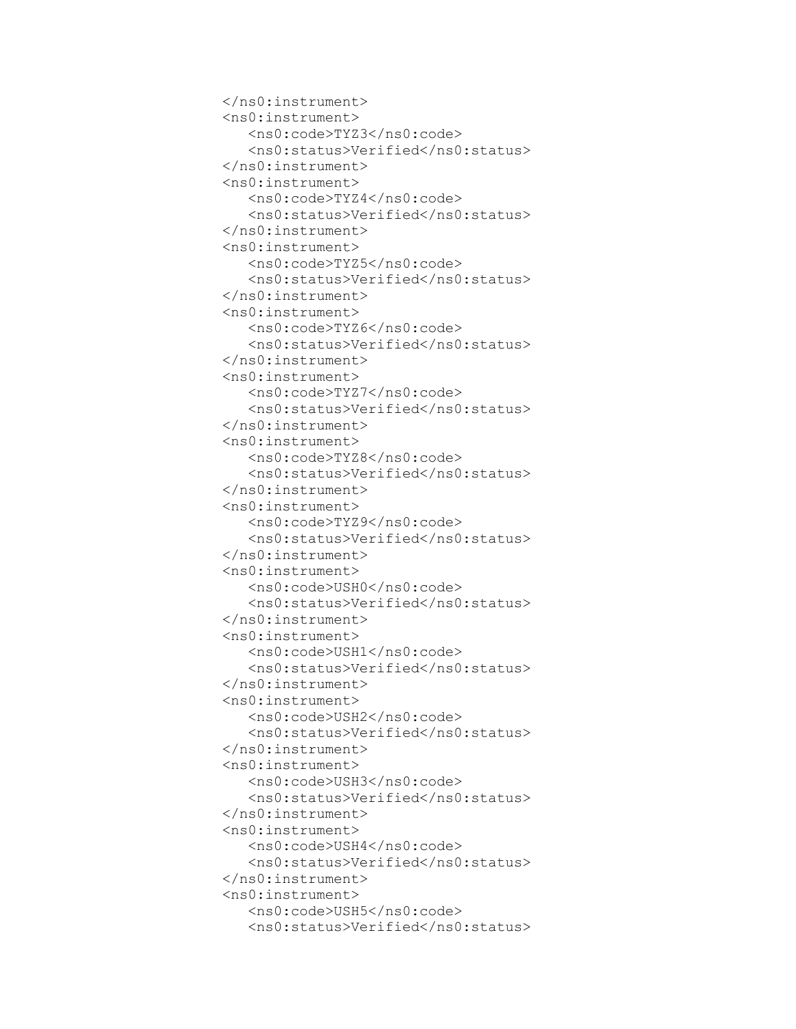```
</ns0:instrument>
<ns0:instrument>
   <ns0:code>TYZ3</ns0:code>
   <ns0:status>Verified</ns0:status>
</ns0:instrument>
<ns0:instrument>
   <ns0:code>TYZ4</ns0:code>
   <ns0:status>Verified</ns0:status>
</ns0:instrument>
<ns0:instrument>
   <ns0:code>TYZ5</ns0:code>
   <ns0:status>Verified</ns0:status>
</ns0:instrument>
<ns0:instrument>
   <ns0:code>TYZ6</ns0:code>
   <ns0:status>Verified</ns0:status>
</ns0:instrument>
<ns0:instrument>
   <ns0:code>TYZ7</ns0:code>
   <ns0:status>Verified</ns0:status>
</ns0:instrument>
<ns0:instrument>
   <ns0:code>TYZ8</ns0:code>
   <ns0:status>Verified</ns0:status>
</ns0:instrument>
<ns0:instrument>
   <ns0:code>TYZ9</ns0:code>
   <ns0:status>Verified</ns0:status>
</ns0:instrument>
<ns0:instrument>
   <ns0:code>USH0</ns0:code>
   <ns0:status>Verified</ns0:status>
</ns0:instrument>
<ns0:instrument>
   <ns0:code>USH1</ns0:code>
   <ns0:status>Verified</ns0:status>
</ns0:instrument>
<ns0:instrument>
   <ns0:code>USH2</ns0:code>
   <ns0:status>Verified</ns0:status>
</ns0:instrument>
<ns0:instrument>
   <ns0:code>USH3</ns0:code>
   <ns0:status>Verified</ns0:status>
</ns0:instrument>
<ns0:instrument>
   <ns0:code>USH4</ns0:code>
   <ns0:status>Verified</ns0:status>
</ns0:instrument>
<ns0:instrument>
   <ns0:code>USH5</ns0:code>
   <ns0:status>Verified</ns0:status>
```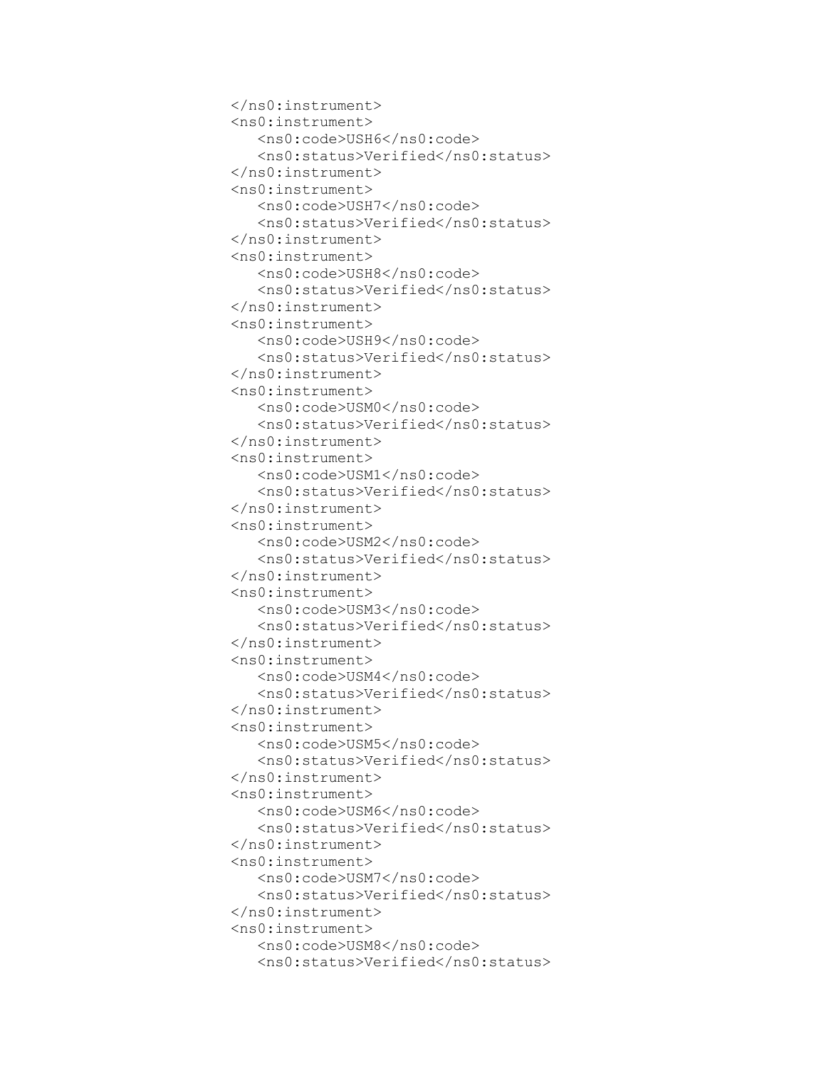```
</ns0:instrument>
<ns0:instrument>
   <ns0:code>USH6</ns0:code>
   <ns0:status>Verified</ns0:status>
</ns0:instrument>
<ns0:instrument>
   <ns0:code>USH7</ns0:code>
   <ns0:status>Verified</ns0:status>
</ns0:instrument>
<ns0:instrument>
   <ns0:code>USH8</ns0:code>
   <ns0:status>Verified</ns0:status>
</ns0:instrument>
<ns0:instrument>
   <ns0:code>USH9</ns0:code>
   <ns0:status>Verified</ns0:status>
</ns0:instrument>
<ns0:instrument>
   <ns0:code>USM0</ns0:code>
   <ns0:status>Verified</ns0:status>
</ns0:instrument>
<ns0:instrument>
   <ns0:code>USM1</ns0:code>
   <ns0:status>Verified</ns0:status>
</ns0:instrument>
<ns0:instrument>
   <ns0:code>USM2</ns0:code>
   <ns0:status>Verified</ns0:status>
</ns0:instrument>
<ns0:instrument>
   <ns0:code>USM3</ns0:code>
   <ns0:status>Verified</ns0:status>
</ns0:instrument>
<ns0:instrument>
   <ns0:code>USM4</ns0:code>
   <ns0:status>Verified</ns0:status>
</ns0:instrument>
<ns0:instrument>
   <ns0:code>USM5</ns0:code>
   <ns0:status>Verified</ns0:status>
</ns0:instrument>
<ns0:instrument>
   <ns0:code>USM6</ns0:code>
   <ns0:status>Verified</ns0:status>
</ns0:instrument>
<ns0:instrument>
   <ns0:code>USM7</ns0:code>
   <ns0:status>Verified</ns0:status>
</ns0:instrument>
<ns0:instrument>
   <ns0:code>USM8</ns0:code>
   <ns0:status>Verified</ns0:status>
```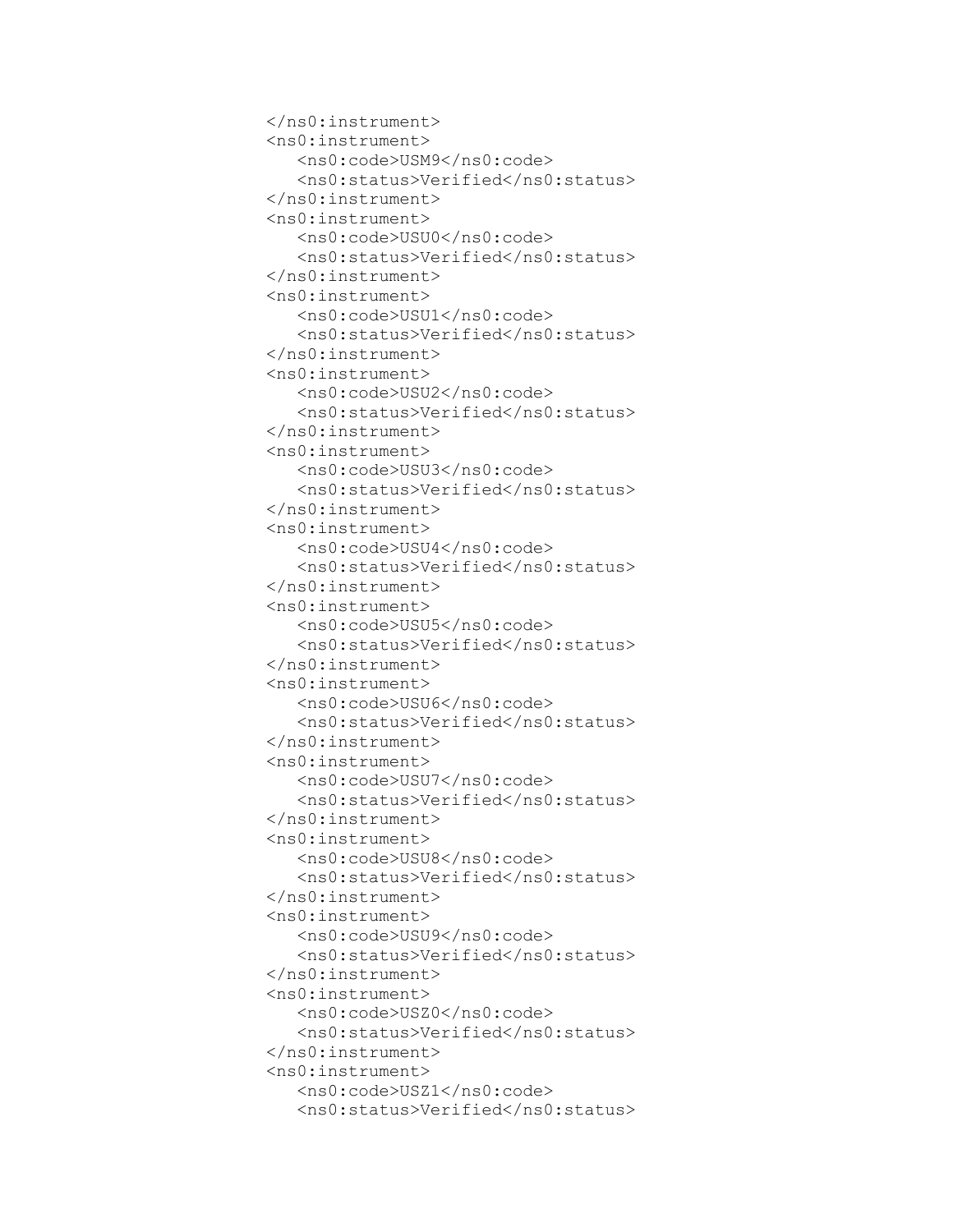```
</ns0:instrument>
<ns0:instrument>
   <ns0:code>USM9</ns0:code>
   <ns0:status>Verified</ns0:status>
</ns0:instrument>
<ns0:instrument>
   <ns0:code>USU0</ns0:code>
   <ns0:status>Verified</ns0:status>
</ns0:instrument>
<ns0:instrument>
   <ns0:code>USU1</ns0:code>
   <ns0:status>Verified</ns0:status>
</ns0:instrument>
<ns0:instrument>
   <ns0:code>USU2</ns0:code>
   <ns0:status>Verified</ns0:status>
</ns0:instrument>
<ns0:instrument>
   <ns0:code>USU3</ns0:code>
   <ns0:status>Verified</ns0:status>
</ns0:instrument>
<ns0:instrument>
   <ns0:code>USU4</ns0:code>
   <ns0:status>Verified</ns0:status>
</ns0:instrument>
<ns0:instrument>
   <ns0:code>USU5</ns0:code>
   <ns0:status>Verified</ns0:status>
</ns0:instrument>
<ns0:instrument>
   <ns0:code>USU6</ns0:code>
   <ns0:status>Verified</ns0:status>
</ns0:instrument>
<ns0:instrument>
   <ns0:code>USU7</ns0:code>
   <ns0:status>Verified</ns0:status>
</ns0:instrument>
<ns0:instrument>
   <ns0:code>USU8</ns0:code>
   <ns0:status>Verified</ns0:status>
</ns0:instrument>
<ns0:instrument>
   <ns0:code>USU9</ns0:code>
   <ns0:status>Verified</ns0:status>
</ns0:instrument>
<ns0:instrument>
   <ns0:code>USZ0</ns0:code>
   <ns0:status>Verified</ns0:status>
</ns0:instrument>
<ns0:instrument>
   <ns0:code>USZ1</ns0:code>
   <ns0:status>Verified</ns0:status>
```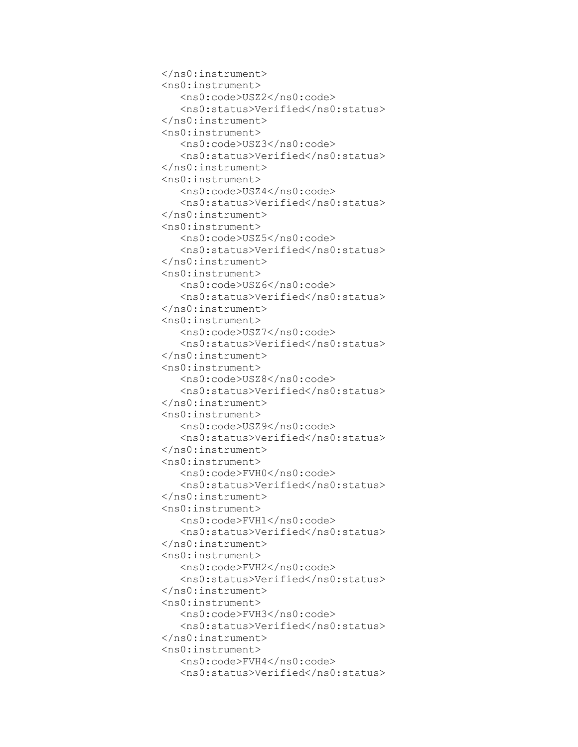```
    </ns0:instrument>
    <ns0:instrument>
       <ns0:code>USZ2</ns0:code>
       <ns0:status>Verified</ns0:status>
    </ns0:instrument>
    <ns0:instrument>
       <ns0:code>USZ3</ns0:code>
       <ns0:status>Verified</ns0:status>
    </ns0:instrument>
    <ns0:instrument>
       <ns0:code>USZ4</ns0:code>
       <ns0:status>Verified</ns0:status>
    </ns0:instrument>
    <ns0:instrument>
       <ns0:code>USZ5</ns0:code>
       <ns0:status>Verified</ns0:status>
    </ns0:instrument>
    <ns0:instrument>
       <ns0:code>USZ6</ns0:code>
       <ns0:status>Verified</ns0:status>
    </ns0:instrument>
    <ns0:instrument>
       <ns0:code>USZ7</ns0:code>
       <ns0:status>Verified</ns0:status>
    </ns0:instrument>
    <ns0:instrument>
       <ns0:code>USZ8</ns0:code>
       <ns0:status>Verified</ns0:status>
    </ns0:instrument>
    <ns0:instrument>
       <ns0:code>USZ9</ns0:code>
       <ns0:status>Verified</ns0:status>
    </ns0:instrument>
    <ns0:instrument>
       <ns0:code>FVH0</ns0:code>
       <ns0:status>Verified</ns0:status>
    </ns0:instrument>
    <ns0:instrument>
       <ns0:code>FVH1</ns0:code>
       <ns0:status>Verified</ns0:status>
    </ns0:instrument>
    <ns0:instrument>
       <ns0:code>FVH2</ns0:code>
       <ns0:status>Verified</ns0:status>
    </ns0:instrument>
    <ns0:instrument>
       <ns0:code>FVH3</ns0:code>
       <ns0:status>Verified</ns0:status>
    </ns0:instrument>
    <ns0:instrument>
       <ns0:code>FVH4</ns0:code>
       <ns0:status>Verified</ns0:status>
```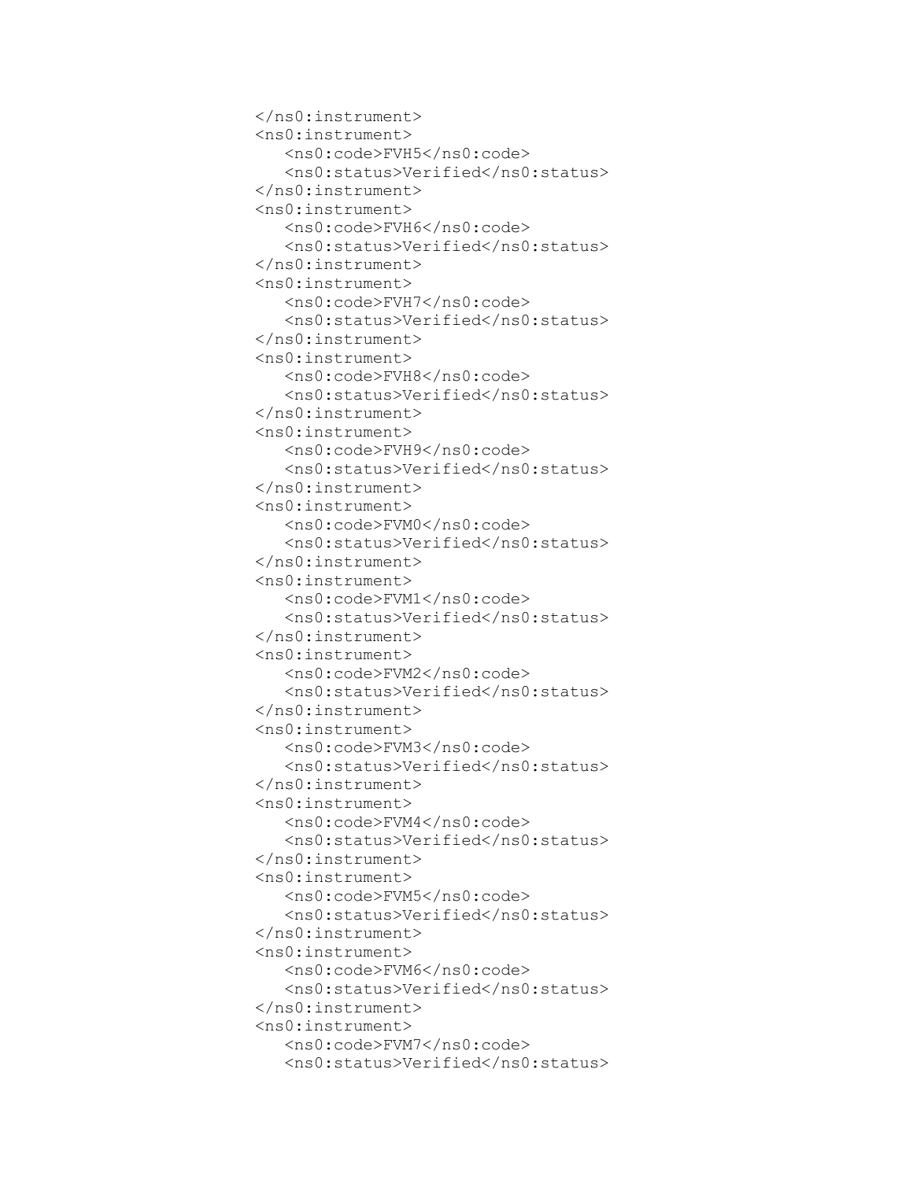```
</ns0:instrument>
<ns0:instrument>
   <ns0:code>FVH5</ns0:code>
   <ns0:status>Verified</ns0:status>
</ns0:instrument>
<ns0:instrument>
   <ns0:code>FVH6</ns0:code>
   <ns0:status>Verified</ns0:status>
</ns0:instrument>
<ns0:instrument>
   <ns0:code>FVH7</ns0:code>
   <ns0:status>Verified</ns0:status>
</ns0:instrument>
<ns0:instrument>
   <ns0:code>FVH8</ns0:code>
   <ns0:status>Verified</ns0:status>
</ns0:instrument>
<ns0:instrument>
   <ns0:code>FVH9</ns0:code>
   <ns0:status>Verified</ns0:status>
</ns0:instrument>
<ns0:instrument>
   <ns0:code>FVM0</ns0:code>
   <ns0:status>Verified</ns0:status>
</ns0:instrument>
<ns0:instrument>
   <ns0:code>FVM1</ns0:code>
   <ns0:status>Verified</ns0:status>
</ns0:instrument>
<ns0:instrument>
   <ns0:code>FVM2</ns0:code>
   <ns0:status>Verified</ns0:status>
</ns0:instrument>
<ns0:instrument>
   <ns0:code>FVM3</ns0:code>
   <ns0:status>Verified</ns0:status>
</ns0:instrument>
<ns0:instrument>
   <ns0:code>FVM4</ns0:code>
   <ns0:status>Verified</ns0:status>
</ns0:instrument>
<ns0:instrument>
   <ns0:code>FVM5</ns0:code>
   <ns0:status>Verified</ns0:status>
</ns0:instrument>
<ns0:instrument>
   <ns0:code>FVM6</ns0:code>
   <ns0:status>Verified</ns0:status>
</ns0:instrument>
<ns0:instrument>
   <ns0:code>FVM7</ns0:code>
   <ns0:status>Verified</ns0:status>
```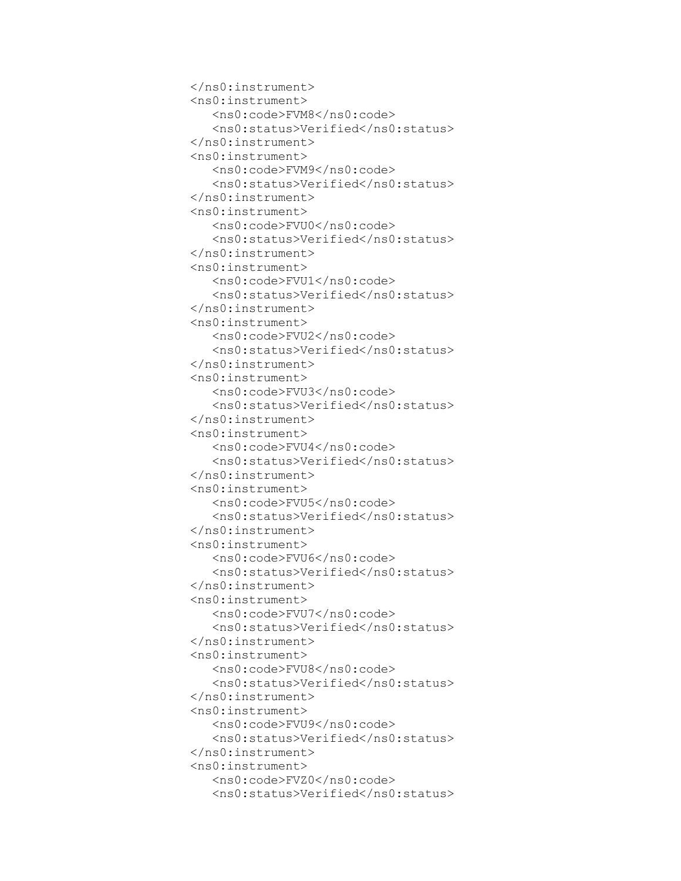```
</ns0:instrument>
<ns0:instrument>
   <ns0:code>FVM8</ns0:code>
   <ns0:status>Verified</ns0:status>
</ns0:instrument>
<ns0:instrument>
   <ns0:code>FVM9</ns0:code>
   <ns0:status>Verified</ns0:status>
</ns0:instrument>
<ns0:instrument>
   <ns0:code>FVU0</ns0:code>
   <ns0:status>Verified</ns0:status>
</ns0:instrument>
<ns0:instrument>
   <ns0:code>FVU1</ns0:code>
   <ns0:status>Verified</ns0:status>
</ns0:instrument>
<ns0:instrument>
   <ns0:code>FVU2</ns0:code>
   <ns0:status>Verified</ns0:status>
</ns0:instrument>
<ns0:instrument>
   <ns0:code>FVU3</ns0:code>
   <ns0:status>Verified</ns0:status>
</ns0:instrument>
<ns0:instrument>
   <ns0:code>FVU4</ns0:code>
   <ns0:status>Verified</ns0:status>
</ns0:instrument>
<ns0:instrument>
   <ns0:code>FVU5</ns0:code>
   <ns0:status>Verified</ns0:status>
</ns0:instrument>
<ns0:instrument>
   <ns0:code>FVU6</ns0:code>
   <ns0:status>Verified</ns0:status>
</ns0:instrument>
<ns0:instrument>
   <ns0:code>FVU7</ns0:code>
   <ns0:status>Verified</ns0:status>
</ns0:instrument>
<ns0:instrument>
   <ns0:code>FVU8</ns0:code>
   <ns0:status>Verified</ns0:status>
</ns0:instrument>
<ns0:instrument>
   <ns0:code>FVU9</ns0:code>
   <ns0:status>Verified</ns0:status>
</ns0:instrument>
<ns0:instrument>
   <ns0:code>FVZ0</ns0:code>
   <ns0:status>Verified</ns0:status>
```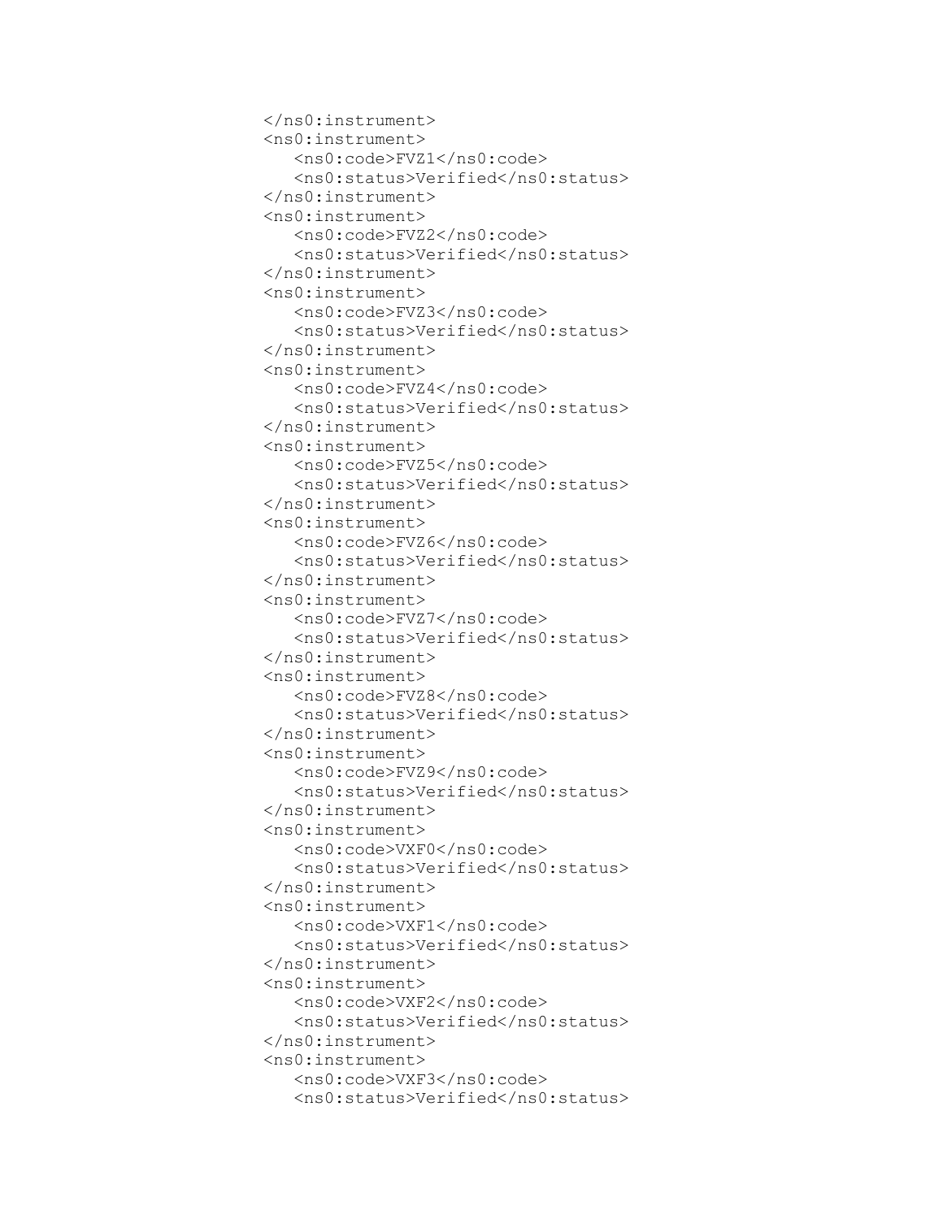```
</ns0:instrument>
<ns0:instrument>
   <ns0:code>FVZ1</ns0:code>
   <ns0:status>Verified</ns0:status>
</ns0:instrument>
<ns0:instrument>
   <ns0:code>FVZ2</ns0:code>
   <ns0:status>Verified</ns0:status>
</ns0:instrument>
<ns0:instrument>
   <ns0:code>FVZ3</ns0:code>
   <ns0:status>Verified</ns0:status>
</ns0:instrument>
<ns0:instrument>
   <ns0:code>FVZ4</ns0:code>
   <ns0:status>Verified</ns0:status>
</ns0:instrument>
<ns0:instrument>
   <ns0:code>FVZ5</ns0:code>
   <ns0:status>Verified</ns0:status>
</ns0:instrument>
<ns0:instrument>
   <ns0:code>FVZ6</ns0:code>
   <ns0:status>Verified</ns0:status>
</ns0:instrument>
<ns0:instrument>
   <ns0:code>FVZ7</ns0:code>
   <ns0:status>Verified</ns0:status>
</ns0:instrument>
<ns0:instrument>
   <ns0:code>FVZ8</ns0:code>
   <ns0:status>Verified</ns0:status>
</ns0:instrument>
<ns0:instrument>
   <ns0:code>FVZ9</ns0:code>
   <ns0:status>Verified</ns0:status>
</ns0:instrument>
<ns0:instrument>
   <ns0:code>VXF0</ns0:code>
   <ns0:status>Verified</ns0:status>
</ns0:instrument>
<ns0:instrument>
   <ns0:code>VXF1</ns0:code>
   <ns0:status>Verified</ns0:status>
</ns0:instrument>
<ns0:instrument>
   <ns0:code>VXF2</ns0:code>
   <ns0:status>Verified</ns0:status>
</ns0:instrument>
<ns0:instrument>
   <ns0:code>VXF3</ns0:code>
   <ns0:status>Verified</ns0:status>
```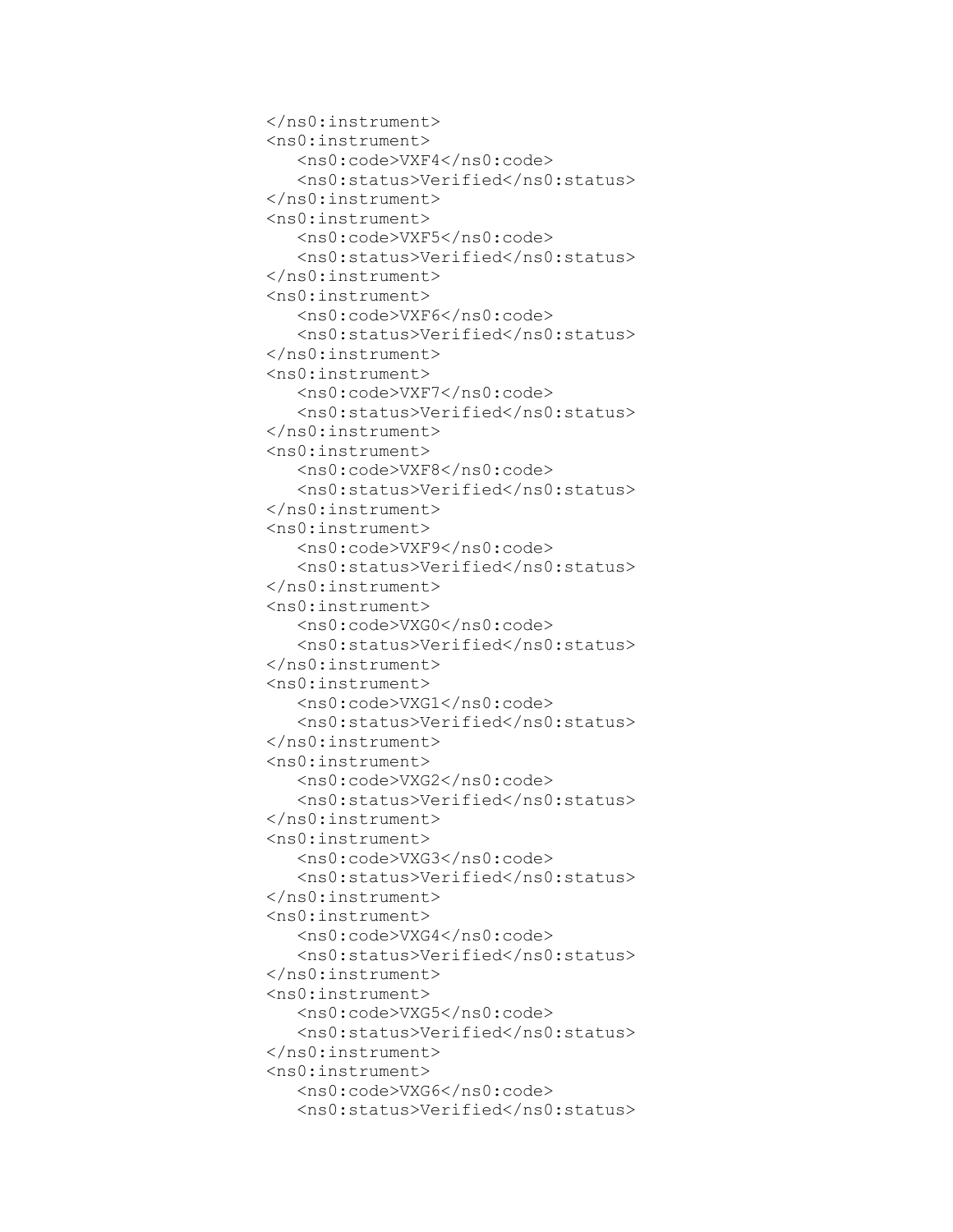```
</ns0:instrument>
<ns0:instrument>
   <ns0:code>VXF4</ns0:code>
   <ns0:status>Verified</ns0:status>
</ns0:instrument>
<ns0:instrument>
   <ns0:code>VXF5</ns0:code>
   <ns0:status>Verified</ns0:status>
</ns0:instrument>
<ns0:instrument>
   <ns0:code>VXF6</ns0:code>
   <ns0:status>Verified</ns0:status>
</ns0:instrument>
<ns0:instrument>
   <ns0:code>VXF7</ns0:code>
   <ns0:status>Verified</ns0:status>
</ns0:instrument>
<ns0:instrument>
   <ns0:code>VXF8</ns0:code>
   <ns0:status>Verified</ns0:status>
</ns0:instrument>
<ns0:instrument>
   <ns0:code>VXF9</ns0:code>
   <ns0:status>Verified</ns0:status>
</ns0:instrument>
<ns0:instrument>
   <ns0:code>VXG0</ns0:code>
   <ns0:status>Verified</ns0:status>
</ns0:instrument>
<ns0:instrument>
   <ns0:code>VXG1</ns0:code>
   <ns0:status>Verified</ns0:status>
</ns0:instrument>
<ns0:instrument>
   <ns0:code>VXG2</ns0:code>
   <ns0:status>Verified</ns0:status>
</ns0:instrument>
<ns0:instrument>
   <ns0:code>VXG3</ns0:code>
   <ns0:status>Verified</ns0:status>
</ns0:instrument>
<ns0:instrument>
   <ns0:code>VXG4</ns0:code>
   <ns0:status>Verified</ns0:status>
</ns0:instrument>
<ns0:instrument>
   <ns0:code>VXG5</ns0:code>
   <ns0:status>Verified</ns0:status>
</ns0:instrument>
<ns0:instrument>
   <ns0:code>VXG6</ns0:code>
   <ns0:status>Verified</ns0:status>
```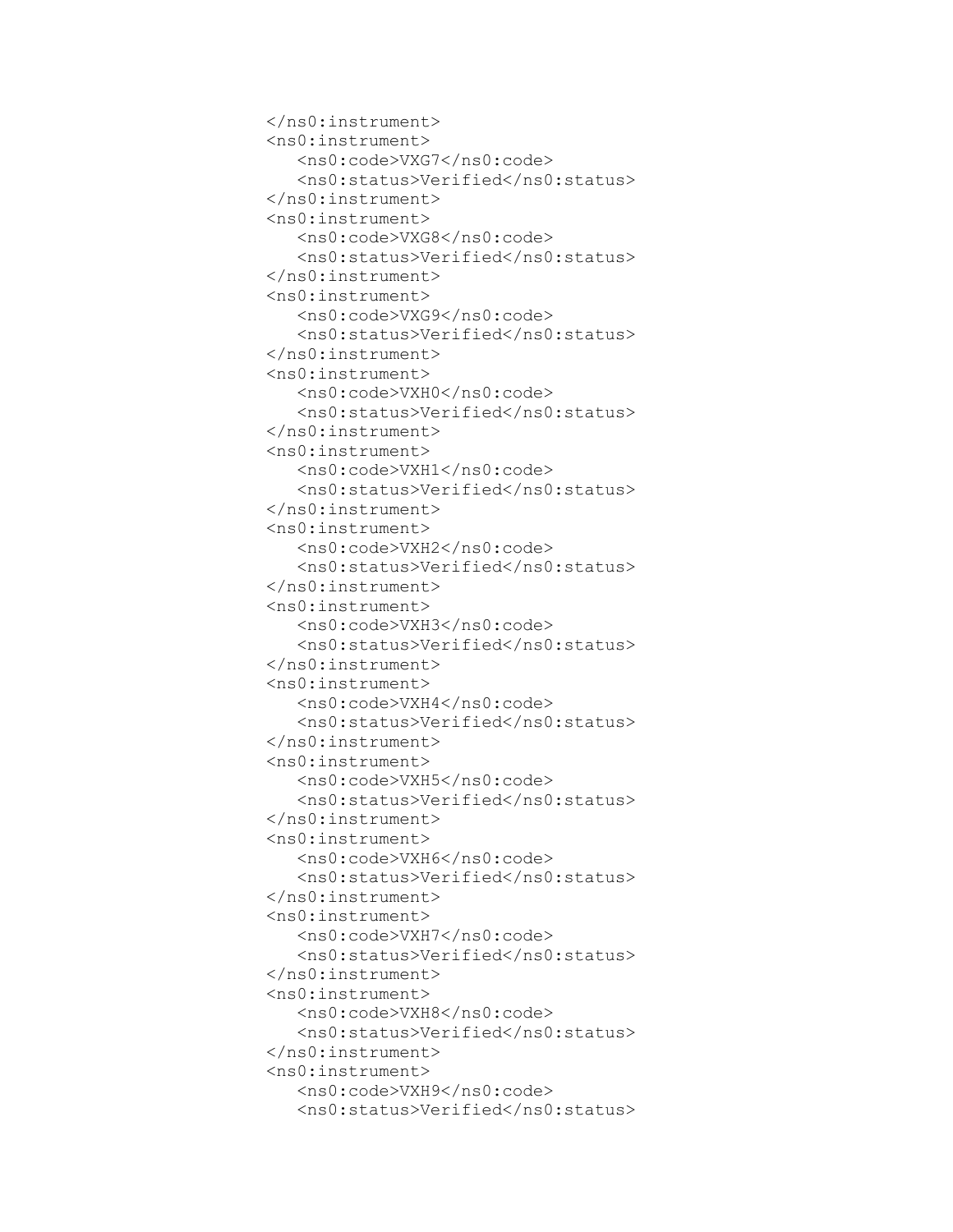```
</ns0:instrument>
<ns0:instrument>
   <ns0:code>VXG7</ns0:code>
   <ns0:status>Verified</ns0:status>
</ns0:instrument>
<ns0:instrument>
   <ns0:code>VXG8</ns0:code>
   <ns0:status>Verified</ns0:status>
</ns0:instrument>
<ns0:instrument>
   <ns0:code>VXG9</ns0:code>
   <ns0:status>Verified</ns0:status>
</ns0:instrument>
<ns0:instrument>
   <ns0:code>VXH0</ns0:code>
   <ns0:status>Verified</ns0:status>
</ns0:instrument>
<ns0:instrument>
   <ns0:code>VXH1</ns0:code>
   <ns0:status>Verified</ns0:status>
</ns0:instrument>
<ns0:instrument>
   <ns0:code>VXH2</ns0:code>
   <ns0:status>Verified</ns0:status>
</ns0:instrument>
<ns0:instrument>
   <ns0:code>VXH3</ns0:code>
   <ns0:status>Verified</ns0:status>
</ns0:instrument>
<ns0:instrument>
   <ns0:code>VXH4</ns0:code>
   <ns0:status>Verified</ns0:status>
</ns0:instrument>
<ns0:instrument>
   <ns0:code>VXH5</ns0:code>
   <ns0:status>Verified</ns0:status>
</ns0:instrument>
<ns0:instrument>
   <ns0:code>VXH6</ns0:code>
   <ns0:status>Verified</ns0:status>
</ns0:instrument>
<ns0:instrument>
   <ns0:code>VXH7</ns0:code>
   <ns0:status>Verified</ns0:status>
</ns0:instrument>
<ns0:instrument>
   <ns0:code>VXH8</ns0:code>
   <ns0:status>Verified</ns0:status>
</ns0:instrument>
<ns0:instrument>
   <ns0:code>VXH9</ns0:code>
   <ns0:status>Verified</ns0:status>
```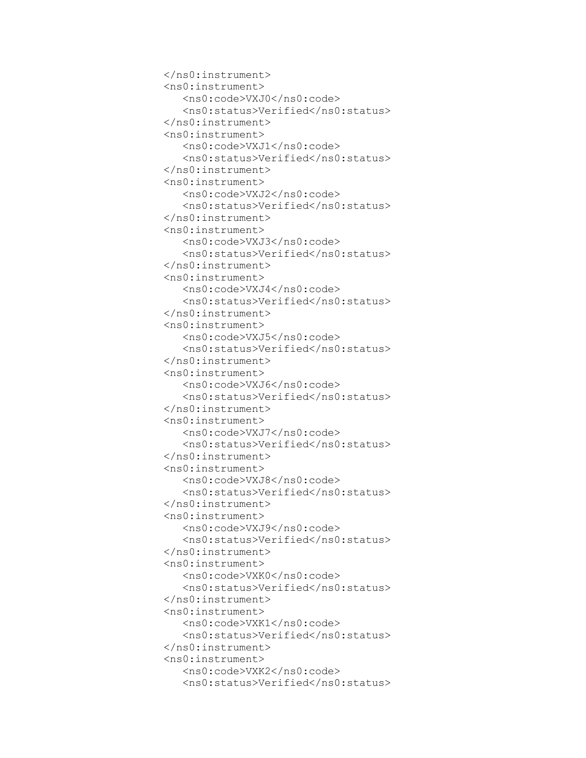```
</ns0:instrument>
<ns0:instrument>
   <ns0:code>VXJ0</ns0:code>
   <ns0:status>Verified</ns0:status>
</ns0:instrument>
<ns0:instrument>
   <ns0:code>VXJ1</ns0:code>
   <ns0:status>Verified</ns0:status>
</ns0:instrument>
<ns0:instrument>
   <ns0:code>VXJ2</ns0:code>
   <ns0:status>Verified</ns0:status>
</ns0:instrument>
<ns0:instrument>
   <ns0:code>VXJ3</ns0:code>
   <ns0:status>Verified</ns0:status>
</ns0:instrument>
<ns0:instrument>
   <ns0:code>VXJ4</ns0:code>
   <ns0:status>Verified</ns0:status>
</ns0:instrument>
<ns0:instrument>
   <ns0:code>VXJ5</ns0:code>
   <ns0:status>Verified</ns0:status>
</ns0:instrument>
<ns0:instrument>
   <ns0:code>VXJ6</ns0:code>
   <ns0:status>Verified</ns0:status>
</ns0:instrument>
<ns0:instrument>
   <ns0:code>VXJ7</ns0:code>
   <ns0:status>Verified</ns0:status>
</ns0:instrument>
<ns0:instrument>
   <ns0:code>VXJ8</ns0:code>
   <ns0:status>Verified</ns0:status>
</ns0:instrument>
<ns0:instrument>
   <ns0:code>VXJ9</ns0:code>
   <ns0:status>Verified</ns0:status>
</ns0:instrument>
<ns0:instrument>
   <ns0:code>VXK0</ns0:code>
   <ns0:status>Verified</ns0:status>
</ns0:instrument>
<ns0:instrument>
   <ns0:code>VXK1</ns0:code>
   <ns0:status>Verified</ns0:status>
</ns0:instrument>
<ns0:instrument>
   <ns0:code>VXK2</ns0:code>
   <ns0:status>Verified</ns0:status>
```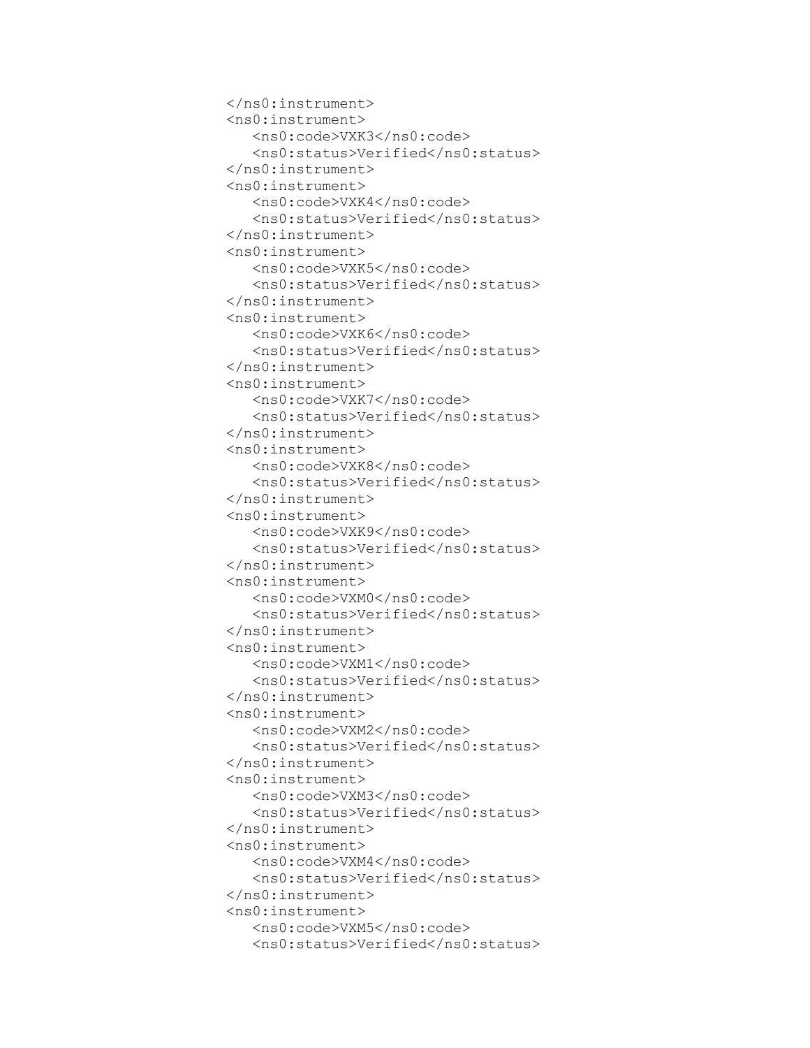```
</ns0:instrument>
<ns0:instrument>
   <ns0:code>VXK3</ns0:code>
   <ns0:status>Verified</ns0:status>
</ns0:instrument>
<ns0:instrument>
   <ns0:code>VXK4</ns0:code>
   <ns0:status>Verified</ns0:status>
</ns0:instrument>
<ns0:instrument>
   <ns0:code>VXK5</ns0:code>
   <ns0:status>Verified</ns0:status>
</ns0:instrument>
<ns0:instrument>
   <ns0:code>VXK6</ns0:code>
   <ns0:status>Verified</ns0:status>
</ns0:instrument>
<ns0:instrument>
   <ns0:code>VXK7</ns0:code>
   <ns0:status>Verified</ns0:status>
</ns0:instrument>
<ns0:instrument>
   <ns0:code>VXK8</ns0:code>
   <ns0:status>Verified</ns0:status>
</ns0:instrument>
<ns0:instrument>
   <ns0:code>VXK9</ns0:code>
   <ns0:status>Verified</ns0:status>
</ns0:instrument>
<ns0:instrument>
   <ns0:code>VXM0</ns0:code>
   <ns0:status>Verified</ns0:status>
</ns0:instrument>
<ns0:instrument>
   <ns0:code>VXM1</ns0:code>
   <ns0:status>Verified</ns0:status>
</ns0:instrument>
<ns0:instrument>
   <ns0:code>VXM2</ns0:code>
   <ns0:status>Verified</ns0:status>
</ns0:instrument>
<ns0:instrument>
   <ns0:code>VXM3</ns0:code>
   <ns0:status>Verified</ns0:status>
</ns0:instrument>
<ns0:instrument>
   <ns0:code>VXM4</ns0:code>
   <ns0:status>Verified</ns0:status>
</ns0:instrument>
<ns0:instrument>
   <ns0:code>VXM5</ns0:code>
   <ns0:status>Verified</ns0:status>
```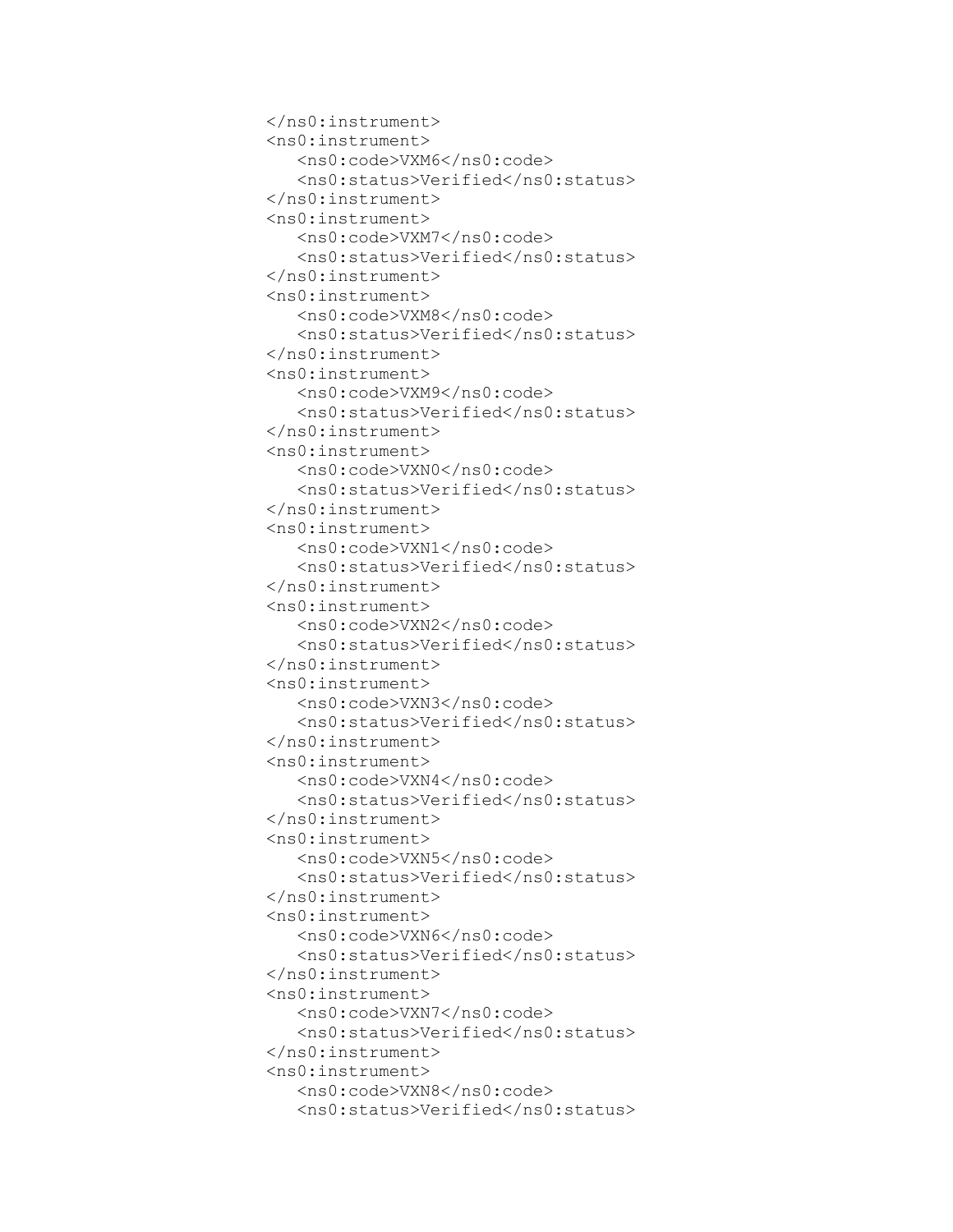```
</ns0:instrument>
<ns0:instrument>
   <ns0:code>VXM6</ns0:code>
   <ns0:status>Verified</ns0:status>
</ns0:instrument>
<ns0:instrument>
   <ns0:code>VXM7</ns0:code>
   <ns0:status>Verified</ns0:status>
</ns0:instrument>
<ns0:instrument>
   <ns0:code>VXM8</ns0:code>
   <ns0:status>Verified</ns0:status>
</ns0:instrument>
<ns0:instrument>
   <ns0:code>VXM9</ns0:code>
   <ns0:status>Verified</ns0:status>
</ns0:instrument>
<ns0:instrument>
   <ns0:code>VXN0</ns0:code>
   <ns0:status>Verified</ns0:status>
</ns0:instrument>
<ns0:instrument>
   <ns0:code>VXN1</ns0:code>
   <ns0:status>Verified</ns0:status>
</ns0:instrument>
<ns0:instrument>
   <ns0:code>VXN2</ns0:code>
   <ns0:status>Verified</ns0:status>
</ns0:instrument>
<ns0:instrument>
   <ns0:code>VXN3</ns0:code>
   <ns0:status>Verified</ns0:status>
</ns0:instrument>
<ns0:instrument>
   <ns0:code>VXN4</ns0:code>
   <ns0:status>Verified</ns0:status>
</ns0:instrument>
<ns0:instrument>
   <ns0:code>VXN5</ns0:code>
   <ns0:status>Verified</ns0:status>
</ns0:instrument>
<ns0:instrument>
   <ns0:code>VXN6</ns0:code>
   <ns0:status>Verified</ns0:status>
</ns0:instrument>
<ns0:instrument>
   <ns0:code>VXN7</ns0:code>
   <ns0:status>Verified</ns0:status>
</ns0:instrument>
<ns0:instrument>
   <ns0:code>VXN8</ns0:code>
   <ns0:status>Verified</ns0:status>
```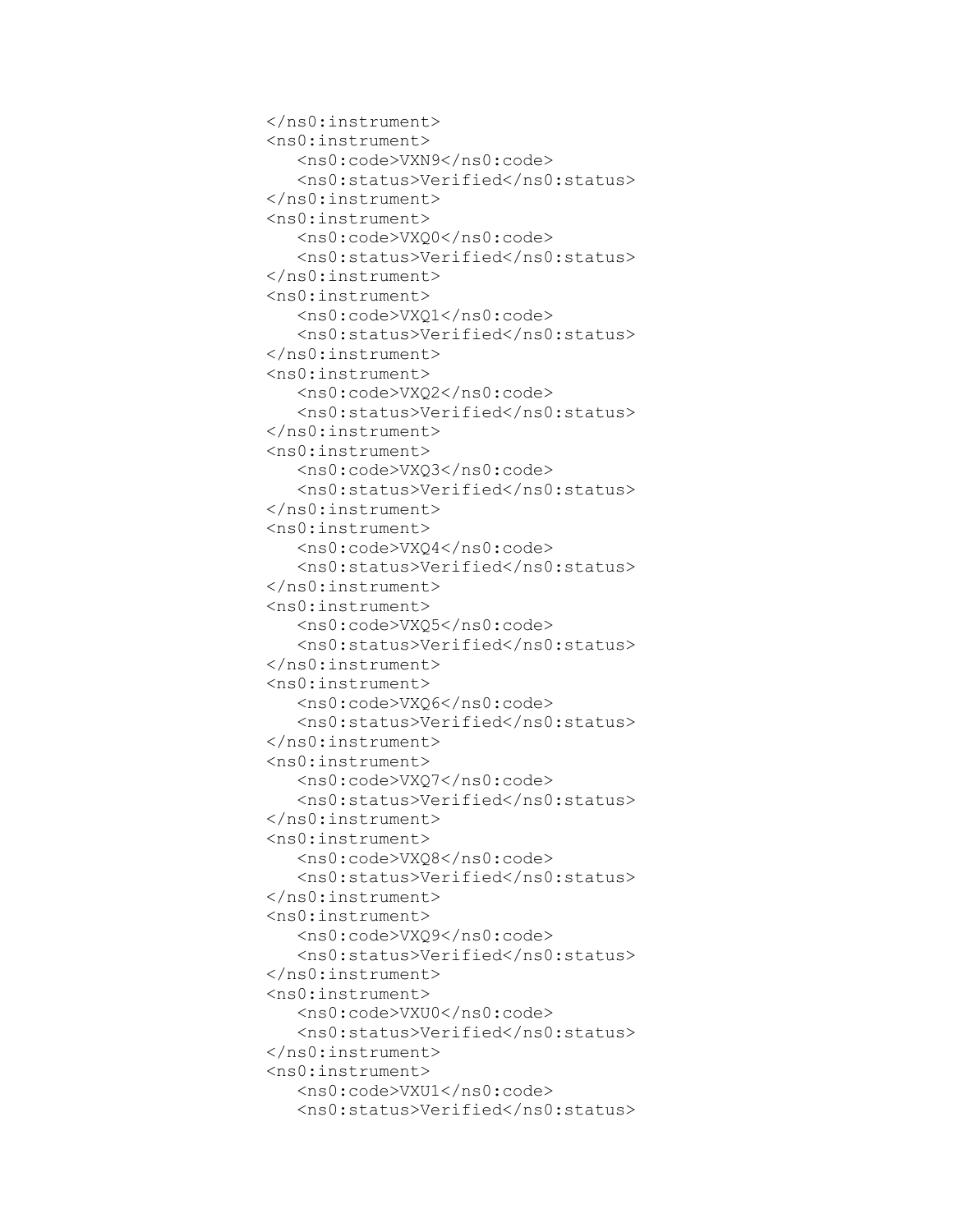```
</ns0:instrument>
<ns0:instrument>
   <ns0:code>VXN9</ns0:code>
   <ns0:status>Verified</ns0:status>
</ns0:instrument>
<ns0:instrument>
   <ns0:code>VXQ0</ns0:code>
   <ns0:status>Verified</ns0:status>
</ns0:instrument>
<ns0:instrument>
   <ns0:code>VXQ1</ns0:code>
   <ns0:status>Verified</ns0:status>
</ns0:instrument>
<ns0:instrument>
   <ns0:code>VXQ2</ns0:code>
   <ns0:status>Verified</ns0:status>
</ns0:instrument>
<ns0:instrument>
   <ns0:code>VXQ3</ns0:code>
   <ns0:status>Verified</ns0:status>
</ns0:instrument>
<ns0:instrument>
   <ns0:code>VXQ4</ns0:code>
   <ns0:status>Verified</ns0:status>
</ns0:instrument>
<ns0:instrument>
   <ns0:code>VXQ5</ns0:code>
   <ns0:status>Verified</ns0:status>
</ns0:instrument>
<ns0:instrument>
   <ns0:code>VXQ6</ns0:code>
   <ns0:status>Verified</ns0:status>
</ns0:instrument>
<ns0:instrument>
   <ns0:code>VXQ7</ns0:code>
   <ns0:status>Verified</ns0:status>
</ns0:instrument>
<ns0:instrument>
   <ns0:code>VXQ8</ns0:code>
   <ns0:status>Verified</ns0:status>
</ns0:instrument>
<ns0:instrument>
   <ns0:code>VXQ9</ns0:code>
   <ns0:status>Verified</ns0:status>
</ns0:instrument>
<ns0:instrument>
   <ns0:code>VXU0</ns0:code>
   <ns0:status>Verified</ns0:status>
</ns0:instrument>
<ns0:instrument>
   <ns0:code>VXU1</ns0:code>
   <ns0:status>Verified</ns0:status>
```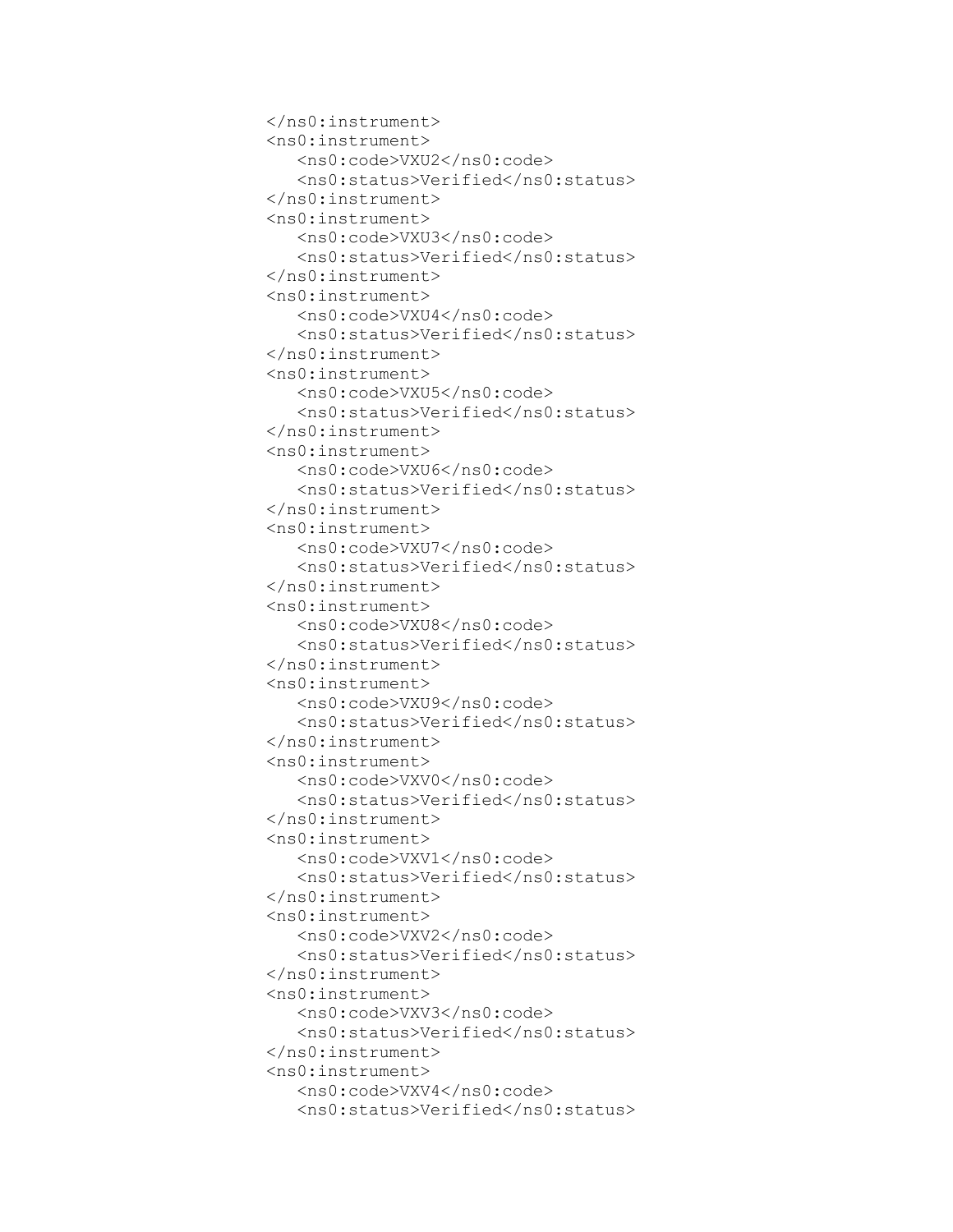```
        </ns0:instrument>
        <ns0:instrument>
          <ns0:code>VXU2</ns0:code>
          <ns0:status>Verified</ns0:status>
        </ns0:instrument>
        <ns0:instrument>
          <ns0:code>VXU3</ns0:code>
          <ns0:status>Verified</ns0:status>
        </ns0:instrument>
        <ns0:instrument>
          <ns0:code>VXU4</ns0:code>
          <ns0:status>Verified</ns0:status>
        </ns0:instrument>
        <ns0:instrument>
          <ns0:code>VXU5</ns0:code>
          <ns0:status>Verified</ns0:status>
        </ns0:instrument>
        <ns0:instrument>
          <ns0:code>VXU6</ns0:code>
          <ns0:status>Verified</ns0:status>
        </ns0:instrument>
        <ns0:instrument>
          <ns0:code>VXU7</ns0:code>
          <ns0:status>Verified</ns0:status>
        </ns0:instrument>
        <ns0:instrument>
          <ns0:code>VXU8</ns0:code>
          <ns0:status>Verified</ns0:status>
        </ns0:instrument>
        <ns0:instrument>
          <ns0:code>VXU9</ns0:code>
          <ns0:status>Verified</ns0:status>
        </ns0:instrument>
        <ns0:instrument>
          <ns0:code>VXV0</ns0:code>
          <ns0:status>Verified</ns0:status>
        </ns0:instrument>
        <ns0:instrument>
          <ns0:code>VXV1</ns0:code>
          <ns0:status>Verified</ns0:status>
        </ns0:instrument>
        <ns0:instrument>
          <ns0:code>VXV2</ns0:code>
          <ns0:status>Verified</ns0:status>
        </ns0:instrument>
        <ns0:instrument>
          <ns0:code>VXV3</ns0:code>
          <ns0:status>Verified</ns0:status>
        </ns0:instrument>
        <ns0:instrument>
          <ns0:code>VXV4</ns0:code>
          <ns0:status>Verified</ns0:status>
```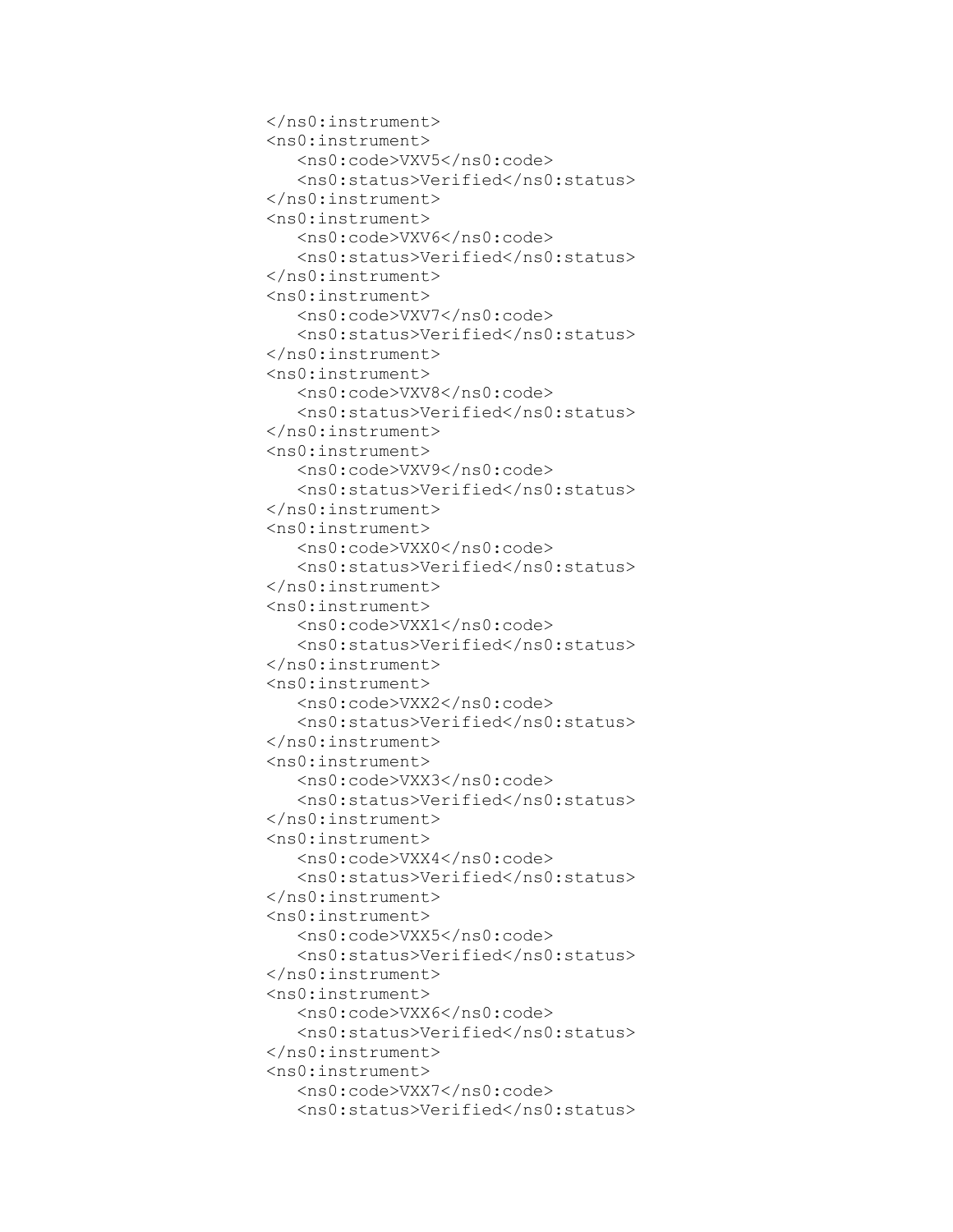```
</ns0:instrument>
<ns0:instrument>
   <ns0:code>VXV5</ns0:code>
   <ns0:status>Verified</ns0:status>
</ns0:instrument>
<ns0:instrument>
   <ns0:code>VXV6</ns0:code>
   <ns0:status>Verified</ns0:status>
</ns0:instrument>
<ns0:instrument>
   <ns0:code>VXV7</ns0:code>
   <ns0:status>Verified</ns0:status>
</ns0:instrument>
<ns0:instrument>
   <ns0:code>VXV8</ns0:code>
   <ns0:status>Verified</ns0:status>
</ns0:instrument>
<ns0:instrument>
   <ns0:code>VXV9</ns0:code>
   <ns0:status>Verified</ns0:status>
</ns0:instrument>
<ns0:instrument>
   <ns0:code>VXX0</ns0:code>
   <ns0:status>Verified</ns0:status>
</ns0:instrument>
<ns0:instrument>
   <ns0:code>VXX1</ns0:code>
   <ns0:status>Verified</ns0:status>
</ns0:instrument>
<ns0:instrument>
   <ns0:code>VXX2</ns0:code>
   <ns0:status>Verified</ns0:status>
</ns0:instrument>
<ns0:instrument>
   <ns0:code>VXX3</ns0:code>
   <ns0:status>Verified</ns0:status>
</ns0:instrument>
<ns0:instrument>
   <ns0:code>VXX4</ns0:code>
   <ns0:status>Verified</ns0:status>
</ns0:instrument>
<ns0:instrument>
   <ns0:code>VXX5</ns0:code>
   <ns0:status>Verified</ns0:status>
</ns0:instrument>
<ns0:instrument>
   <ns0:code>VXX6</ns0:code>
   <ns0:status>Verified</ns0:status>
</ns0:instrument>
<ns0:instrument>
   <ns0:code>VXX7</ns0:code>
   <ns0:status>Verified</ns0:status>
```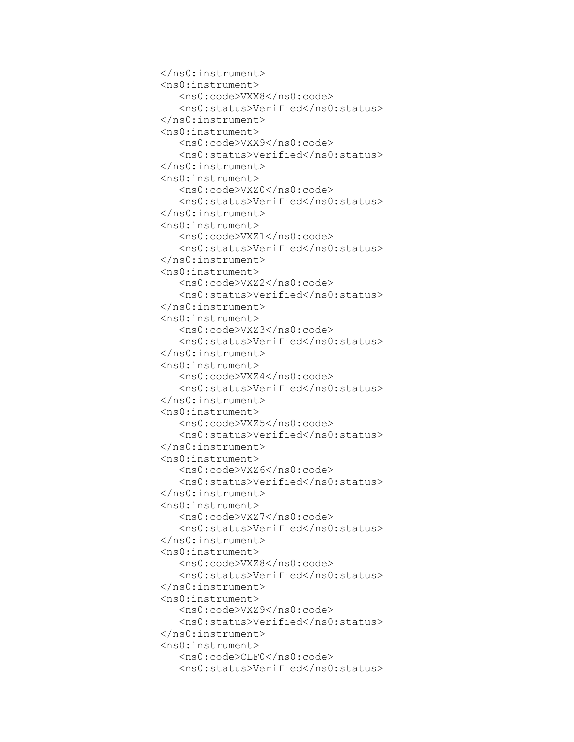```
</ns0:instrument>
<ns0:instrument>
   <ns0:code>VXX8</ns0:code>
   <ns0:status>Verified</ns0:status>
</ns0:instrument>
<ns0:instrument>
   <ns0:code>VXX9</ns0:code>
   <ns0:status>Verified</ns0:status>
</ns0:instrument>
<ns0:instrument>
   <ns0:code>VXZ0</ns0:code>
   <ns0:status>Verified</ns0:status>
</ns0:instrument>
<ns0:instrument>
   <ns0:code>VXZ1</ns0:code>
   <ns0:status>Verified</ns0:status>
</ns0:instrument>
<ns0:instrument>
   <ns0:code>VXZ2</ns0:code>
   <ns0:status>Verified</ns0:status>
</ns0:instrument>
<ns0:instrument>
   <ns0:code>VXZ3</ns0:code>
   <ns0:status>Verified</ns0:status>
</ns0:instrument>
<ns0:instrument>
   <ns0:code>VXZ4</ns0:code>
   <ns0:status>Verified</ns0:status>
</ns0:instrument>
<ns0:instrument>
   <ns0:code>VXZ5</ns0:code>
   <ns0:status>Verified</ns0:status>
</ns0:instrument>
<ns0:instrument>
   <ns0:code>VXZ6</ns0:code>
   <ns0:status>Verified</ns0:status>
</ns0:instrument>
<ns0:instrument>
   <ns0:code>VXZ7</ns0:code>
   <ns0:status>Verified</ns0:status>
</ns0:instrument>
<ns0:instrument>
   <ns0:code>VXZ8</ns0:code>
   <ns0:status>Verified</ns0:status>
</ns0:instrument>
<ns0:instrument>
   <ns0:code>VXZ9</ns0:code>
   <ns0:status>Verified</ns0:status>
</ns0:instrument>
<ns0:instrument>
   <ns0:code>CLF0</ns0:code>
   <ns0:status>Verified</ns0:status>
```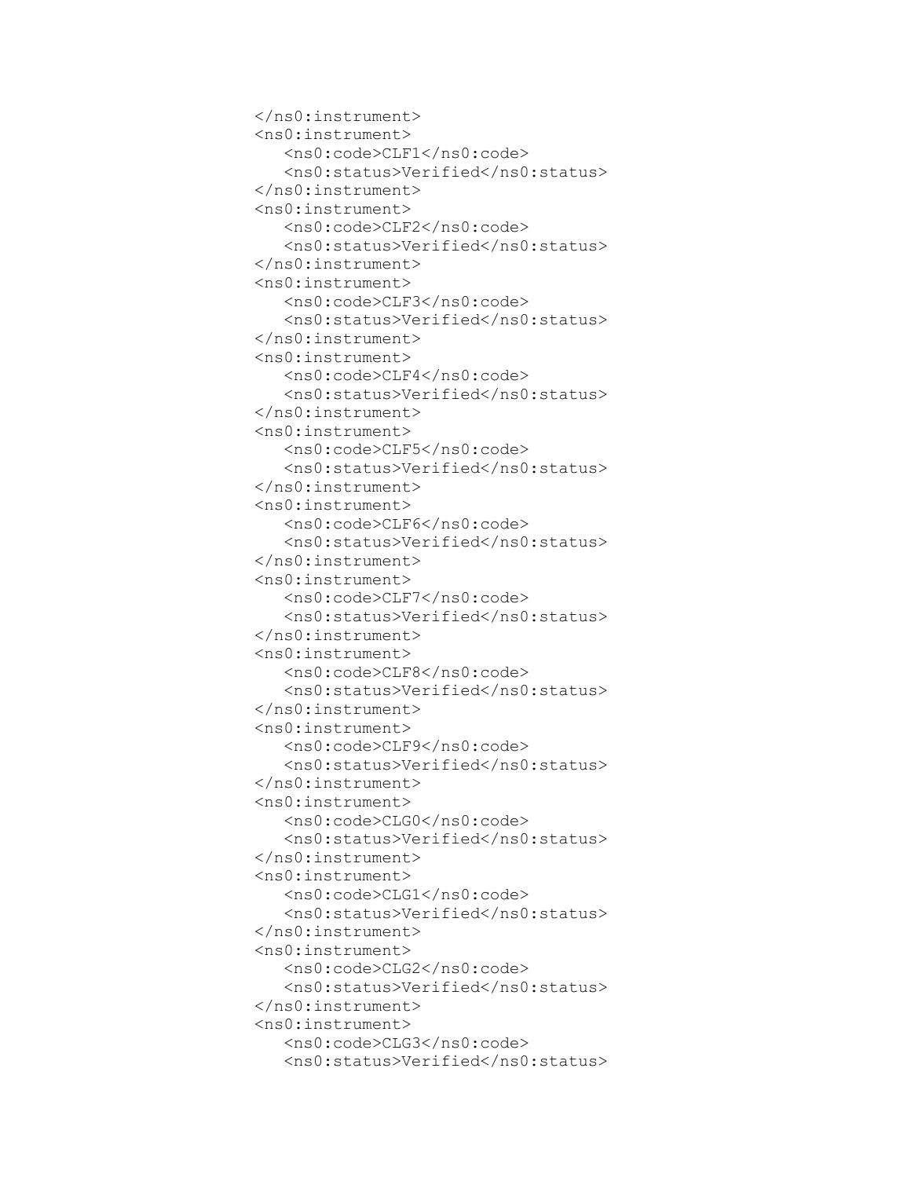```
</ns0:instrument>
<ns0:instrument>
   <ns0:code>CLF1</ns0:code>
   <ns0:status>Verified</ns0:status>
</ns0:instrument>
<ns0:instrument>
   <ns0:code>CLF2</ns0:code>
   <ns0:status>Verified</ns0:status>
</ns0:instrument>
<ns0:instrument>
   <ns0:code>CLF3</ns0:code>
   <ns0:status>Verified</ns0:status>
</ns0:instrument>
<ns0:instrument>
   <ns0:code>CLF4</ns0:code>
   <ns0:status>Verified</ns0:status>
</ns0:instrument>
<ns0:instrument>
   <ns0:code>CLF5</ns0:code>
   <ns0:status>Verified</ns0:status>
</ns0:instrument>
<ns0:instrument>
   <ns0:code>CLF6</ns0:code>
   <ns0:status>Verified</ns0:status>
</ns0:instrument>
<ns0:instrument>
   <ns0:code>CLF7</ns0:code>
   <ns0:status>Verified</ns0:status>
</ns0:instrument>
<ns0:instrument>
   <ns0:code>CLF8</ns0:code>
   <ns0:status>Verified</ns0:status>
</ns0:instrument>
<ns0:instrument>
   <ns0:code>CLF9</ns0:code>
   <ns0:status>Verified</ns0:status>
</ns0:instrument>
<ns0:instrument>
   <ns0:code>CLG0</ns0:code>
   <ns0:status>Verified</ns0:status>
</ns0:instrument>
<ns0:instrument>
   <ns0:code>CLG1</ns0:code>
   <ns0:status>Verified</ns0:status>
</ns0:instrument>
<ns0:instrument>
   <ns0:code>CLG2</ns0:code>
   <ns0:status>Verified</ns0:status>
</ns0:instrument>
<ns0:instrument>
   <ns0:code>CLG3</ns0:code>
   <ns0:status>Verified</ns0:status>
```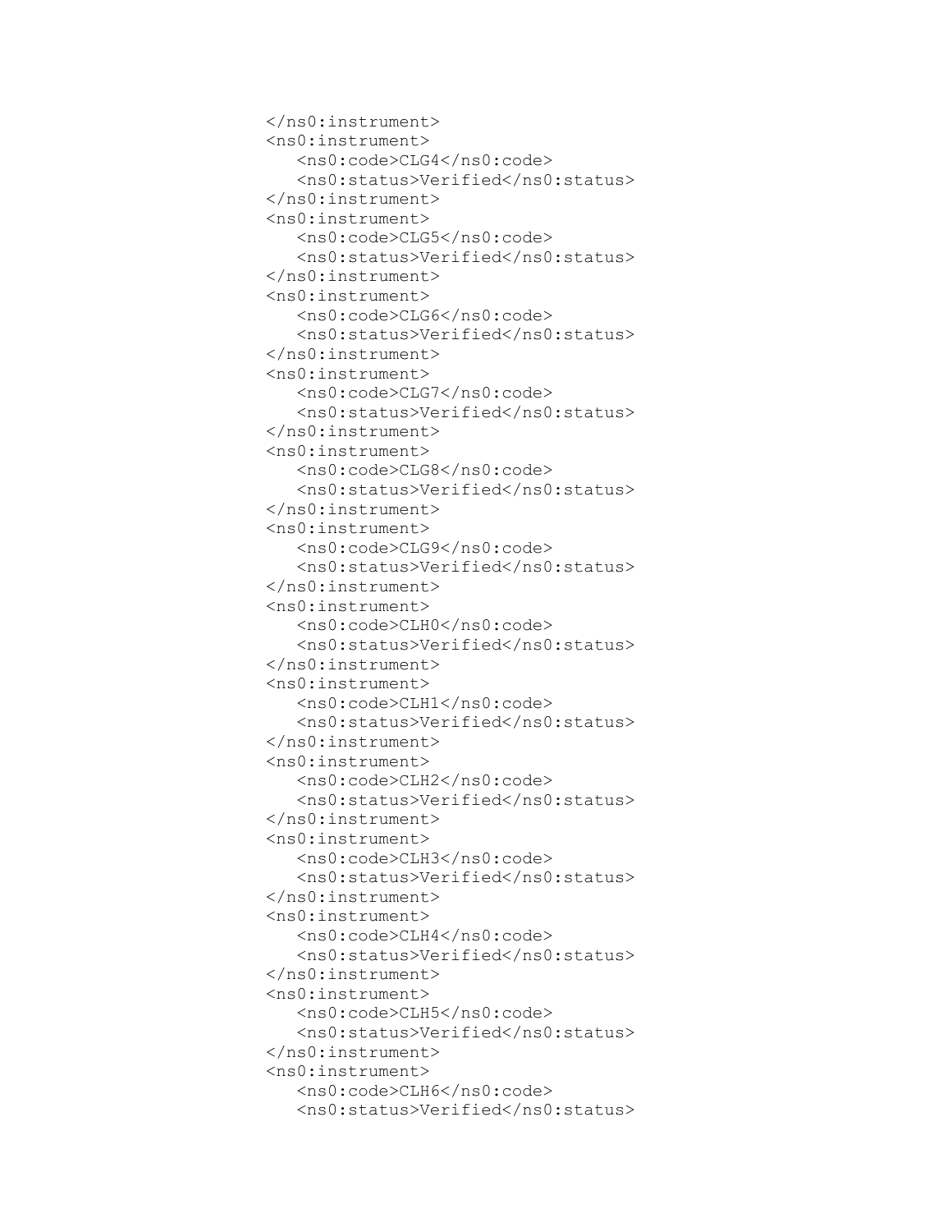```
</ns0:instrument>
<ns0:instrument>
   <ns0:code>CLG4</ns0:code>
   <ns0:status>Verified</ns0:status>
</ns0:instrument>
<ns0:instrument>
   <ns0:code>CLG5</ns0:code>
   <ns0:status>Verified</ns0:status>
</ns0:instrument>
<ns0:instrument>
   <ns0:code>CLG6</ns0:code>
   <ns0:status>Verified</ns0:status>
</ns0:instrument>
<ns0:instrument>
   <ns0:code>CLG7</ns0:code>
   <ns0:status>Verified</ns0:status>
</ns0:instrument>
<ns0:instrument>
   <ns0:code>CLG8</ns0:code>
   <ns0:status>Verified</ns0:status>
</ns0:instrument>
<ns0:instrument>
   <ns0:code>CLG9</ns0:code>
   <ns0:status>Verified</ns0:status>
</ns0:instrument>
<ns0:instrument>
   <ns0:code>CLH0</ns0:code>
   <ns0:status>Verified</ns0:status>
</ns0:instrument>
<ns0:instrument>
   <ns0:code>CLH1</ns0:code>
   <ns0:status>Verified</ns0:status>
</ns0:instrument>
<ns0:instrument>
   <ns0:code>CLH2</ns0:code>
   <ns0:status>Verified</ns0:status>
</ns0:instrument>
<ns0:instrument>
   <ns0:code>CLH3</ns0:code>
   <ns0:status>Verified</ns0:status>
</ns0:instrument>
<ns0:instrument>
   <ns0:code>CLH4</ns0:code>
   <ns0:status>Verified</ns0:status>
</ns0:instrument>
<ns0:instrument>
   <ns0:code>CLH5</ns0:code>
   <ns0:status>Verified</ns0:status>
</ns0:instrument>
<ns0:instrument>
   <ns0:code>CLH6</ns0:code>
   <ns0:status>Verified</ns0:status>
```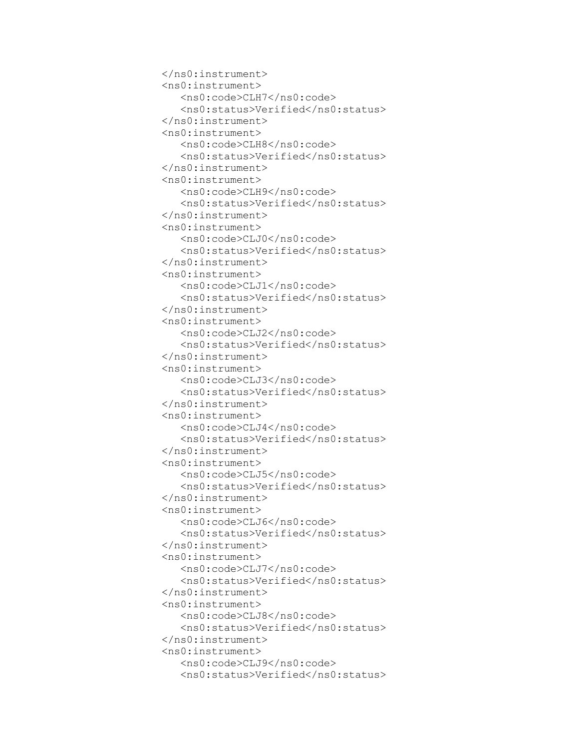```
</ns0:instrument>
<ns0:instrument>
   <ns0:code>CLH7</ns0:code>
   <ns0:status>Verified</ns0:status>
</ns0:instrument>
<ns0:instrument>
   <ns0:code>CLH8</ns0:code>
   <ns0:status>Verified</ns0:status>
</ns0:instrument>
<ns0:instrument>
   <ns0:code>CLH9</ns0:code>
   <ns0:status>Verified</ns0:status>
</ns0:instrument>
<ns0:instrument>
   <ns0:code>CLJ0</ns0:code>
   <ns0:status>Verified</ns0:status>
</ns0:instrument>
<ns0:instrument>
   <ns0:code>CLJ1</ns0:code>
   <ns0:status>Verified</ns0:status>
</ns0:instrument>
<ns0:instrument>
   <ns0:code>CLJ2</ns0:code>
   <ns0:status>Verified</ns0:status>
</ns0:instrument>
<ns0:instrument>
   <ns0:code>CLJ3</ns0:code>
   <ns0:status>Verified</ns0:status>
</ns0:instrument>
<ns0:instrument>
   <ns0:code>CLJ4</ns0:code>
   <ns0:status>Verified</ns0:status>
</ns0:instrument>
<ns0:instrument>
   <ns0:code>CLJ5</ns0:code>
   <ns0:status>Verified</ns0:status>
</ns0:instrument>
<ns0:instrument>
   <ns0:code>CLJ6</ns0:code>
   <ns0:status>Verified</ns0:status>
</ns0:instrument>
<ns0:instrument>
   <ns0:code>CLJ7</ns0:code>
   <ns0:status>Verified</ns0:status>
</ns0:instrument>
<ns0:instrument>
   <ns0:code>CLJ8</ns0:code>
   <ns0:status>Verified</ns0:status>
</ns0:instrument>
<ns0:instrument>
   <ns0:code>CLJ9</ns0:code>
   <ns0:status>Verified</ns0:status>
```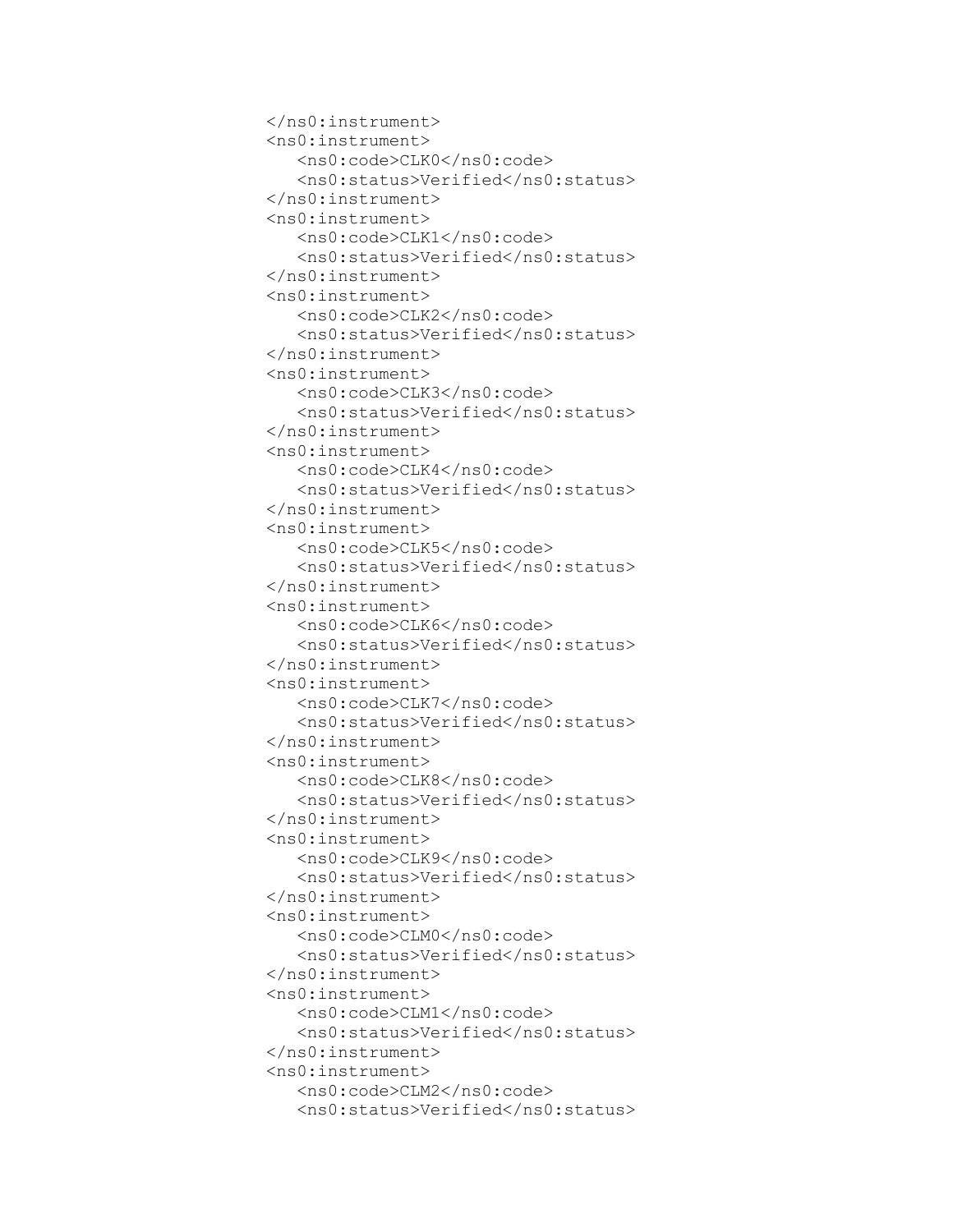```
</ns0:instrument>
<ns0:instrument>
   <ns0:code>CLK0</ns0:code>
   <ns0:status>Verified</ns0:status>
</ns0:instrument>
<ns0:instrument>
   <ns0:code>CLK1</ns0:code>
   <ns0:status>Verified</ns0:status>
</ns0:instrument>
<ns0:instrument>
   <ns0:code>CLK2</ns0:code>
   <ns0:status>Verified</ns0:status>
</ns0:instrument>
<ns0:instrument>
   <ns0:code>CLK3</ns0:code>
   <ns0:status>Verified</ns0:status>
</ns0:instrument>
<ns0:instrument>
   <ns0:code>CLK4</ns0:code>
   <ns0:status>Verified</ns0:status>
</ns0:instrument>
<ns0:instrument>
   <ns0:code>CLK5</ns0:code>
   <ns0:status>Verified</ns0:status>
</ns0:instrument>
<ns0:instrument>
   <ns0:code>CLK6</ns0:code>
   <ns0:status>Verified</ns0:status>
</ns0:instrument>
<ns0:instrument>
   <ns0:code>CLK7</ns0:code>
   <ns0:status>Verified</ns0:status>
</ns0:instrument>
<ns0:instrument>
   <ns0:code>CLK8</ns0:code>
   <ns0:status>Verified</ns0:status>
</ns0:instrument>
<ns0:instrument>
   <ns0:code>CLK9</ns0:code>
   <ns0:status>Verified</ns0:status>
</ns0:instrument>
<ns0:instrument>
   <ns0:code>CLM0</ns0:code>
   <ns0:status>Verified</ns0:status>
</ns0:instrument>
<ns0:instrument>
   <ns0:code>CLM1</ns0:code>
   <ns0:status>Verified</ns0:status>
</ns0:instrument>
<ns0:instrument>
   <ns0:code>CLM2</ns0:code>
   <ns0:status>Verified</ns0:status>
```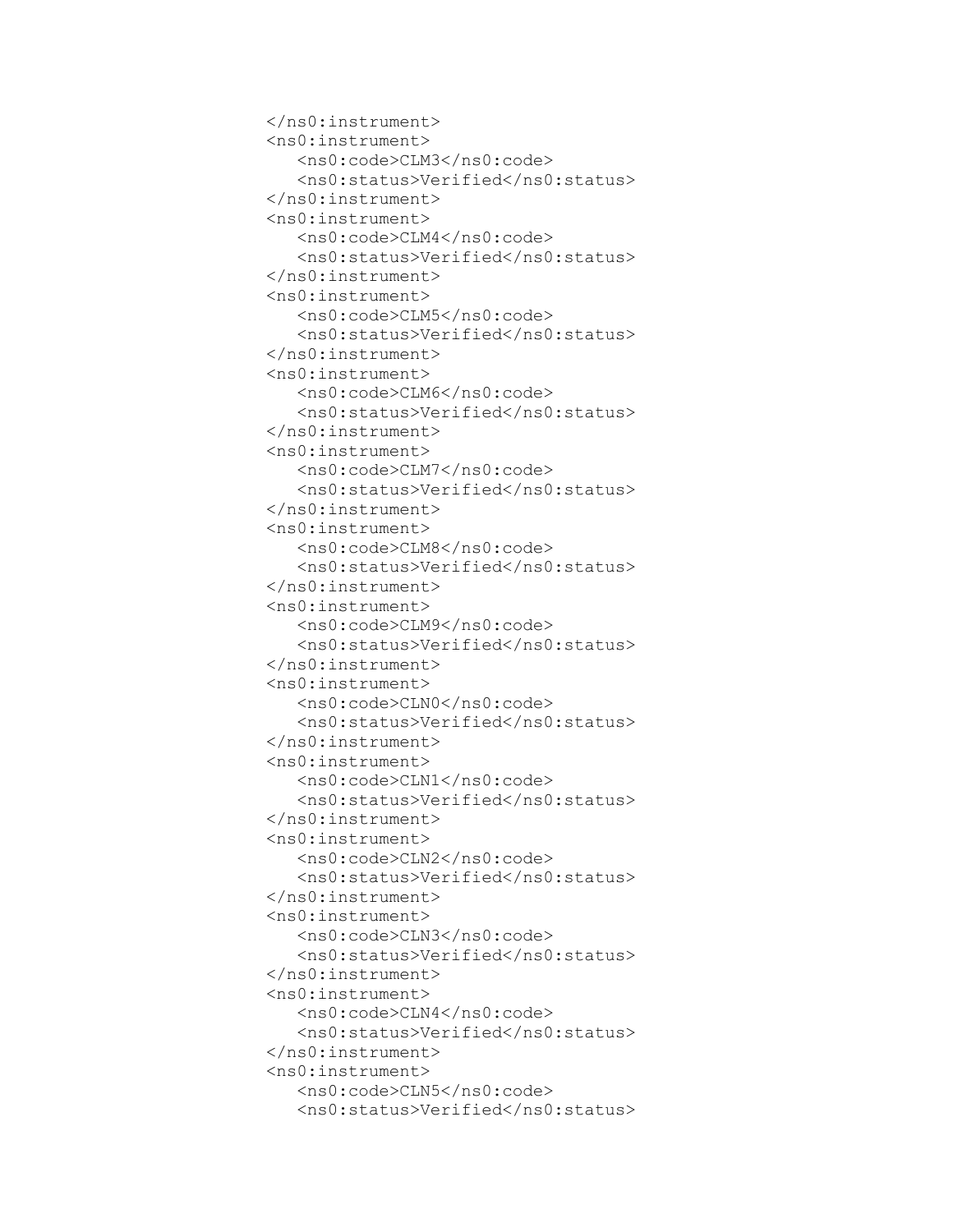```
</ns0:instrument>
<ns0:instrument>
   <ns0:code>CLM3</ns0:code>
   <ns0:status>Verified</ns0:status>
</ns0:instrument>
<ns0:instrument>
   <ns0:code>CLM4</ns0:code>
   <ns0:status>Verified</ns0:status>
</ns0:instrument>
<ns0:instrument>
   <ns0:code>CLM5</ns0:code>
   <ns0:status>Verified</ns0:status>
</ns0:instrument>
<ns0:instrument>
   <ns0:code>CLM6</ns0:code>
   <ns0:status>Verified</ns0:status>
</ns0:instrument>
<ns0:instrument>
   <ns0:code>CLM7</ns0:code>
   <ns0:status>Verified</ns0:status>
</ns0:instrument>
<ns0:instrument>
   <ns0:code>CLM8</ns0:code>
   <ns0:status>Verified</ns0:status>
</ns0:instrument>
<ns0:instrument>
   <ns0:code>CLM9</ns0:code>
   <ns0:status>Verified</ns0:status>
</ns0:instrument>
<ns0:instrument>
   <ns0:code>CLN0</ns0:code>
   <ns0:status>Verified</ns0:status>
</ns0:instrument>
<ns0:instrument>
   <ns0:code>CLN1</ns0:code>
   <ns0:status>Verified</ns0:status>
</ns0:instrument>
<ns0:instrument>
   <ns0:code>CLN2</ns0:code>
   <ns0:status>Verified</ns0:status>
</ns0:instrument>
<ns0:instrument>
   <ns0:code>CLN3</ns0:code>
   <ns0:status>Verified</ns0:status>
</ns0:instrument>
<ns0:instrument>
   <ns0:code>CLN4</ns0:code>
   <ns0:status>Verified</ns0:status>
</ns0:instrument>
<ns0:instrument>
   <ns0:code>CLN5</ns0:code>
   <ns0:status>Verified</ns0:status>
```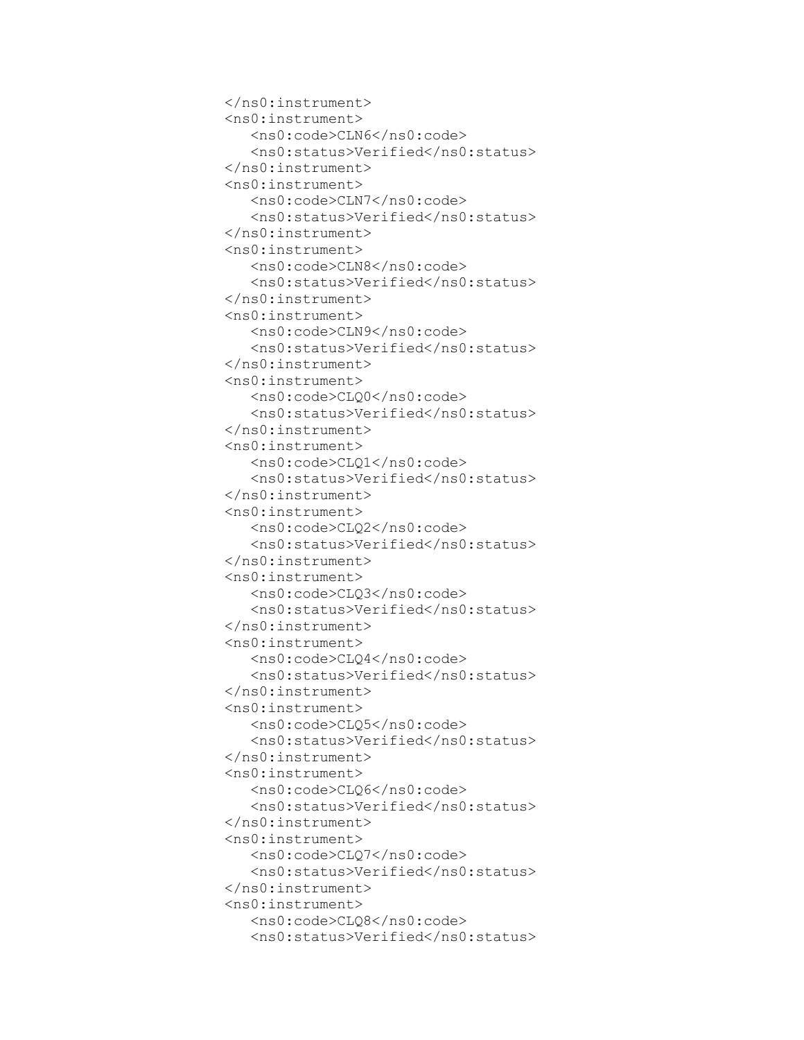```
</ns0:instrument>
<ns0:instrument>
   <ns0:code>CLN6</ns0:code>
   <ns0:status>Verified</ns0:status>
</ns0:instrument>
<ns0:instrument>
   <ns0:code>CLN7</ns0:code>
   <ns0:status>Verified</ns0:status>
</ns0:instrument>
<ns0:instrument>
   <ns0:code>CLN8</ns0:code>
   <ns0:status>Verified</ns0:status>
</ns0:instrument>
<ns0:instrument>
   <ns0:code>CLN9</ns0:code>
   <ns0:status>Verified</ns0:status>
</ns0:instrument>
<ns0:instrument>
   <ns0:code>CLQ0</ns0:code>
   <ns0:status>Verified</ns0:status>
</ns0:instrument>
<ns0:instrument>
   <ns0:code>CLQ1</ns0:code>
   <ns0:status>Verified</ns0:status>
</ns0:instrument>
<ns0:instrument>
   <ns0:code>CLQ2</ns0:code>
   <ns0:status>Verified</ns0:status>
</ns0:instrument>
<ns0:instrument>
   <ns0:code>CLQ3</ns0:code>
   <ns0:status>Verified</ns0:status>
</ns0:instrument>
<ns0:instrument>
   <ns0:code>CLQ4</ns0:code>
   <ns0:status>Verified</ns0:status>
</ns0:instrument>
<ns0:instrument>
   <ns0:code>CLQ5</ns0:code>
   <ns0:status>Verified</ns0:status>
</ns0:instrument>
<ns0:instrument>
   <ns0:code>CLQ6</ns0:code>
   <ns0:status>Verified</ns0:status>
</ns0:instrument>
<ns0:instrument>
   <ns0:code>CLQ7</ns0:code>
   <ns0:status>Verified</ns0:status>
</ns0:instrument>
<ns0:instrument>
   <ns0:code>CLQ8</ns0:code>
   <ns0:status>Verified</ns0:status>
```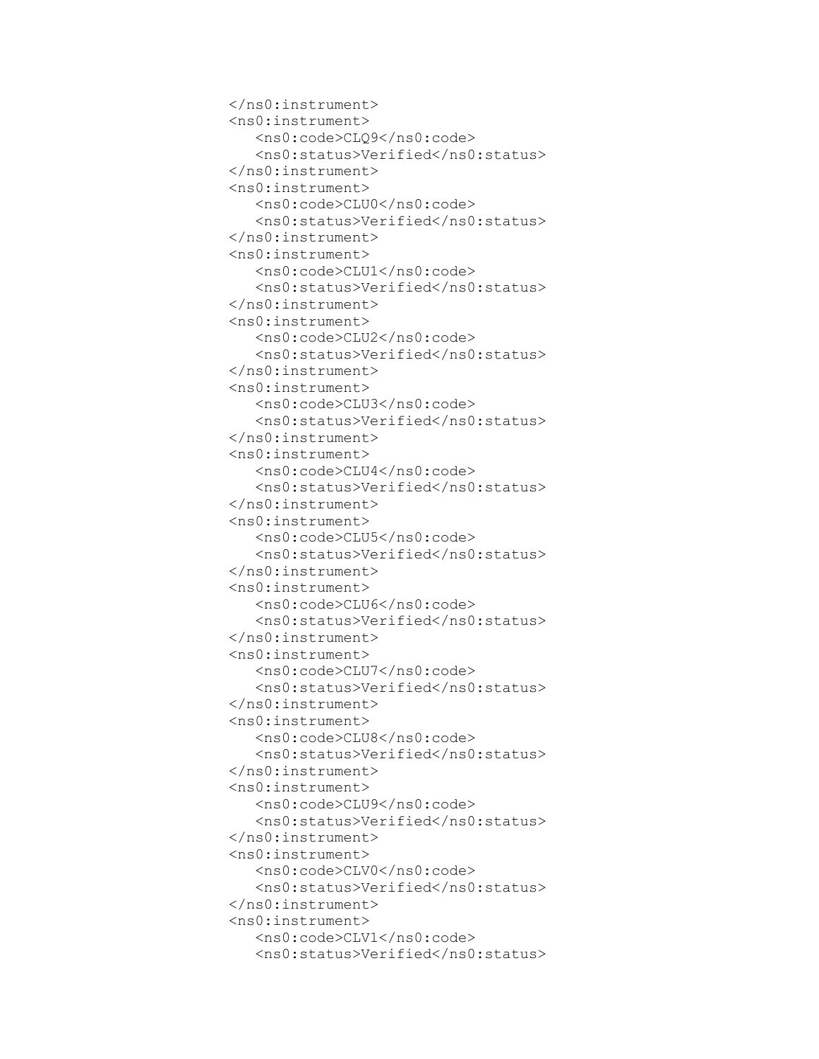```
</ns0:instrument>
<ns0:instrument>
   <ns0:code>CLQ9</ns0:code>
   <ns0:status>Verified</ns0:status>
</ns0:instrument>
<ns0:instrument>
   <ns0:code>CLU0</ns0:code>
   <ns0:status>Verified</ns0:status>
</ns0:instrument>
<ns0:instrument>
   <ns0:code>CLU1</ns0:code>
   <ns0:status>Verified</ns0:status>
</ns0:instrument>
<ns0:instrument>
   <ns0:code>CLU2</ns0:code>
   <ns0:status>Verified</ns0:status>
</ns0:instrument>
<ns0:instrument>
   <ns0:code>CLU3</ns0:code>
   <ns0:status>Verified</ns0:status>
</ns0:instrument>
<ns0:instrument>
   <ns0:code>CLU4</ns0:code>
   <ns0:status>Verified</ns0:status>
</ns0:instrument>
<ns0:instrument>
   <ns0:code>CLU5</ns0:code>
   <ns0:status>Verified</ns0:status>
</ns0:instrument>
<ns0:instrument>
   <ns0:code>CLU6</ns0:code>
   <ns0:status>Verified</ns0:status>
</ns0:instrument>
<ns0:instrument>
   <ns0:code>CLU7</ns0:code>
   <ns0:status>Verified</ns0:status>
</ns0:instrument>
<ns0:instrument>
   <ns0:code>CLU8</ns0:code>
   <ns0:status>Verified</ns0:status>
</ns0:instrument>
<ns0:instrument>
   <ns0:code>CLU9</ns0:code>
   <ns0:status>Verified</ns0:status>
</ns0:instrument>
<ns0:instrument>
   <ns0:code>CLV0</ns0:code>
   <ns0:status>Verified</ns0:status>
</ns0:instrument>
<ns0:instrument>
   <ns0:code>CLV1</ns0:code>
   <ns0:status>Verified</ns0:status>
```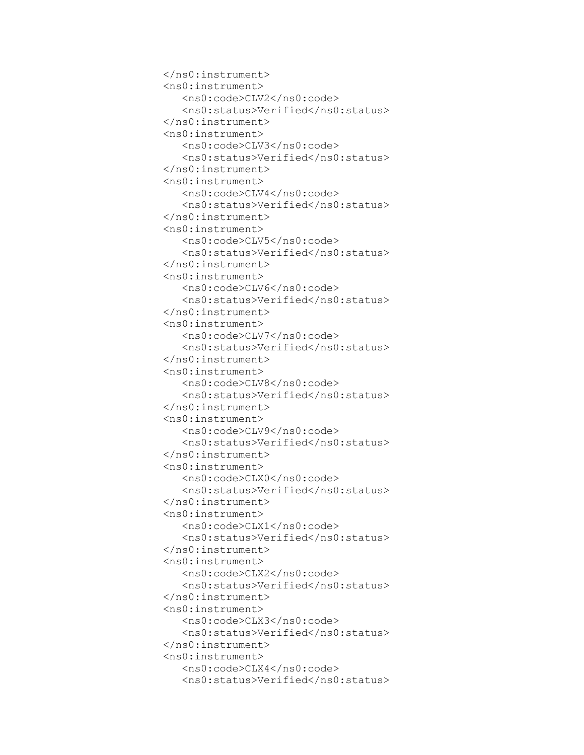```
</ns0:instrument>
<ns0:instrument>
   <ns0:code>CLV2</ns0:code>
   <ns0:status>Verified</ns0:status>
</ns0:instrument>
<ns0:instrument>
   <ns0:code>CLV3</ns0:code>
   <ns0:status>Verified</ns0:status>
</ns0:instrument>
<ns0:instrument>
   <ns0:code>CLV4</ns0:code>
   <ns0:status>Verified</ns0:status>
</ns0:instrument>
<ns0:instrument>
   <ns0:code>CLV5</ns0:code>
   <ns0:status>Verified</ns0:status>
</ns0:instrument>
<ns0:instrument>
   <ns0:code>CLV6</ns0:code>
   <ns0:status>Verified</ns0:status>
</ns0:instrument>
<ns0:instrument>
   <ns0:code>CLV7</ns0:code>
   <ns0:status>Verified</ns0:status>
</ns0:instrument>
<ns0:instrument>
   <ns0:code>CLV8</ns0:code>
   <ns0:status>Verified</ns0:status>
</ns0:instrument>
<ns0:instrument>
   <ns0:code>CLV9</ns0:code>
   <ns0:status>Verified</ns0:status>
</ns0:instrument>
<ns0:instrument>
   <ns0:code>CLX0</ns0:code>
   <ns0:status>Verified</ns0:status>
</ns0:instrument>
<ns0:instrument>
   <ns0:code>CLX1</ns0:code>
   <ns0:status>Verified</ns0:status>
</ns0:instrument>
<ns0:instrument>
   <ns0:code>CLX2</ns0:code>
   <ns0:status>Verified</ns0:status>
</ns0:instrument>
<ns0:instrument>
   <ns0:code>CLX3</ns0:code>
   <ns0:status>Verified</ns0:status>
</ns0:instrument>
<ns0:instrument>
   <ns0:code>CLX4</ns0:code>
   <ns0:status>Verified</ns0:status>
```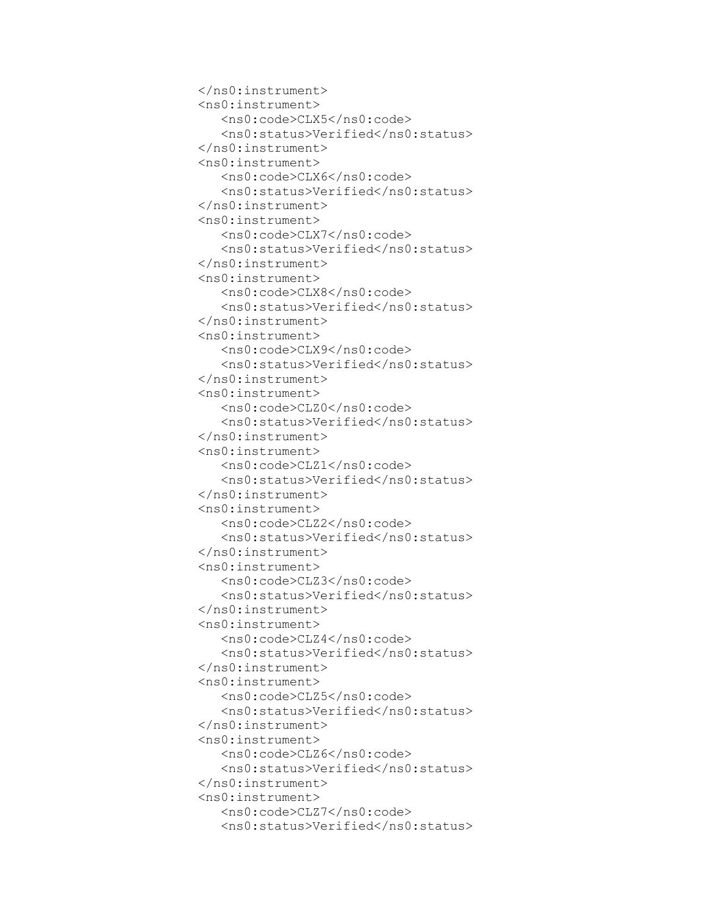```
</ns0:instrument>
<ns0:instrument>
   <ns0:code>CLX5</ns0:code>
   <ns0:status>Verified</ns0:status>
</ns0:instrument>
<ns0:instrument>
   <ns0:code>CLX6</ns0:code>
   <ns0:status>Verified</ns0:status>
</ns0:instrument>
<ns0:instrument>
   <ns0:code>CLX7</ns0:code>
   <ns0:status>Verified</ns0:status>
</ns0:instrument>
<ns0:instrument>
   <ns0:code>CLX8</ns0:code>
   <ns0:status>Verified</ns0:status>
</ns0:instrument>
<ns0:instrument>
   <ns0:code>CLX9</ns0:code>
   <ns0:status>Verified</ns0:status>
</ns0:instrument>
<ns0:instrument>
   <ns0:code>CLZ0</ns0:code>
   <ns0:status>Verified</ns0:status>
</ns0:instrument>
<ns0:instrument>
   <ns0:code>CLZ1</ns0:code>
   <ns0:status>Verified</ns0:status>
</ns0:instrument>
<ns0:instrument>
   <ns0:code>CLZ2</ns0:code>
   <ns0:status>Verified</ns0:status>
</ns0:instrument>
<ns0:instrument>
   <ns0:code>CLZ3</ns0:code>
   <ns0:status>Verified</ns0:status>
</ns0:instrument>
<ns0:instrument>
   <ns0:code>CLZ4</ns0:code>
   <ns0:status>Verified</ns0:status>
</ns0:instrument>
<ns0:instrument>
   <ns0:code>CLZ5</ns0:code>
   <ns0:status>Verified</ns0:status>
</ns0:instrument>
<ns0:instrument>
   <ns0:code>CLZ6</ns0:code>
   <ns0:status>Verified</ns0:status>
</ns0:instrument>
<ns0:instrument>
   <ns0:code>CLZ7</ns0:code>
   <ns0:status>Verified</ns0:status>
```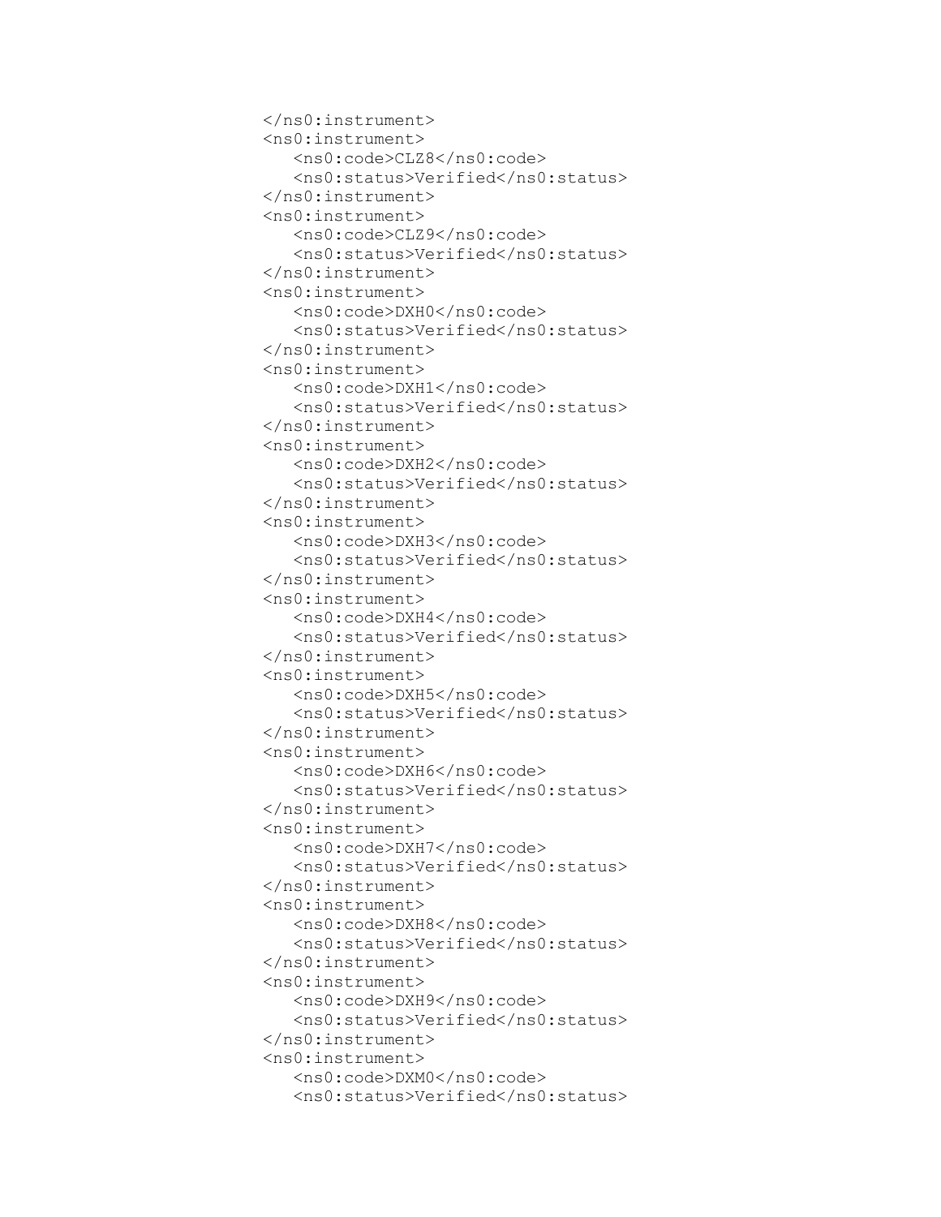```
</ns0:instrument>
<ns0:instrument>
   <ns0:code>CLZ8</ns0:code>
   <ns0:status>Verified</ns0:status>
</ns0:instrument>
<ns0:instrument>
   <ns0:code>CLZ9</ns0:code>
   <ns0:status>Verified</ns0:status>
</ns0:instrument>
<ns0:instrument>
   <ns0:code>DXH0</ns0:code>
   <ns0:status>Verified</ns0:status>
</ns0:instrument>
<ns0:instrument>
   <ns0:code>DXH1</ns0:code>
   <ns0:status>Verified</ns0:status>
</ns0:instrument>
<ns0:instrument>
   <ns0:code>DXH2</ns0:code>
   <ns0:status>Verified</ns0:status>
</ns0:instrument>
<ns0:instrument>
   <ns0:code>DXH3</ns0:code>
   <ns0:status>Verified</ns0:status>
</ns0:instrument>
<ns0:instrument>
   <ns0:code>DXH4</ns0:code>
   <ns0:status>Verified</ns0:status>
</ns0:instrument>
<ns0:instrument>
   <ns0:code>DXH5</ns0:code>
   <ns0:status>Verified</ns0:status>
</ns0:instrument>
<ns0:instrument>
   <ns0:code>DXH6</ns0:code>
   <ns0:status>Verified</ns0:status>
</ns0:instrument>
<ns0:instrument>
   <ns0:code>DXH7</ns0:code>
   <ns0:status>Verified</ns0:status>
</ns0:instrument>
<ns0:instrument>
   <ns0:code>DXH8</ns0:code>
   <ns0:status>Verified</ns0:status>
</ns0:instrument>
<ns0:instrument>
   <ns0:code>DXH9</ns0:code>
   <ns0:status>Verified</ns0:status>
</ns0:instrument>
<ns0:instrument>
   <ns0:code>DXM0</ns0:code>
   <ns0:status>Verified</ns0:status>
```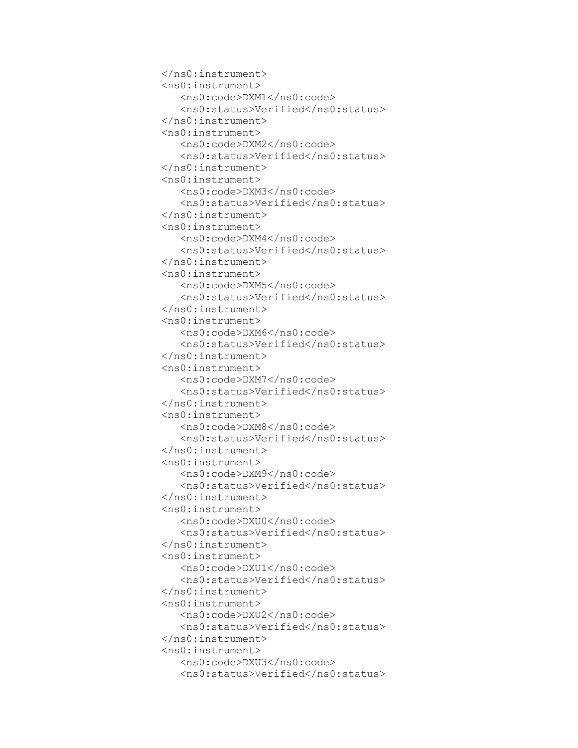```
</ns0:instrument>
<ns0:instrument>
   <ns0:code>DXM1</ns0:code>
   <ns0:status>Verified</ns0:status>
</ns0:instrument>
<ns0:instrument>
   <ns0:code>DXM2</ns0:code>
   <ns0:status>Verified</ns0:status>
</ns0:instrument>
<ns0:instrument>
   <ns0:code>DXM3</ns0:code>
   <ns0:status>Verified</ns0:status>
</ns0:instrument>
<ns0:instrument>
   <ns0:code>DXM4</ns0:code>
   <ns0:status>Verified</ns0:status>
</ns0:instrument>
<ns0:instrument>
   <ns0:code>DXM5</ns0:code>
   <ns0:status>Verified</ns0:status>
</ns0:instrument>
<ns0:instrument>
   <ns0:code>DXM6</ns0:code>
   <ns0:status>Verified</ns0:status>
</ns0:instrument>
<ns0:instrument>
   <ns0:code>DXM7</ns0:code>
   <ns0:status>Verified</ns0:status>
</ns0:instrument>
<ns0:instrument>
   <ns0:code>DXM8</ns0:code>
   <ns0:status>Verified</ns0:status>
</ns0:instrument>
<ns0:instrument>
   <ns0:code>DXM9</ns0:code>
   <ns0:status>Verified</ns0:status>
</ns0:instrument>
<ns0:instrument>
   <ns0:code>DXU0</ns0:code>
   <ns0:status>Verified</ns0:status>
</ns0:instrument>
<ns0:instrument>
   <ns0:code>DXU1</ns0:code>
   <ns0:status>Verified</ns0:status>
</ns0:instrument>
<ns0:instrument>
   <ns0:code>DXU2</ns0:code>
   <ns0:status>Verified</ns0:status>
</ns0:instrument>
<ns0:instrument>
   <ns0:code>DXU3</ns0:code>
   <ns0:status>Verified</ns0:status>
```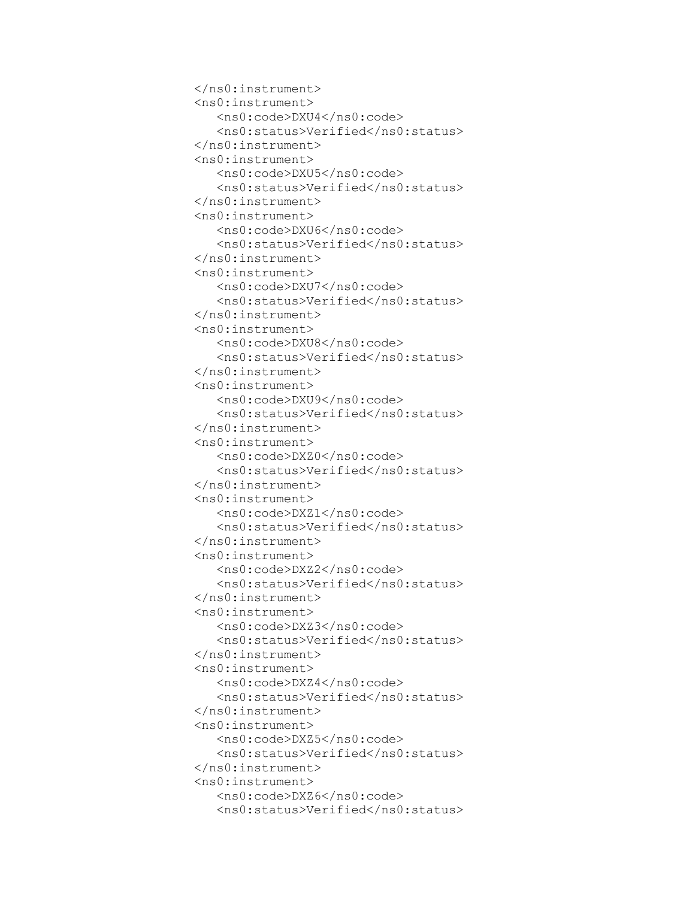```
</ns0:instrument>
<ns0:instrument>
   <ns0:code>DXU4</ns0:code>
   <ns0:status>Verified</ns0:status>
</ns0:instrument>
<ns0:instrument>
   <ns0:code>DXU5</ns0:code>
   <ns0:status>Verified</ns0:status>
</ns0:instrument>
<ns0:instrument>
   <ns0:code>DXU6</ns0:code>
   <ns0:status>Verified</ns0:status>
</ns0:instrument>
<ns0:instrument>
   <ns0:code>DXU7</ns0:code>
   <ns0:status>Verified</ns0:status>
</ns0:instrument>
<ns0:instrument>
   <ns0:code>DXU8</ns0:code>
   <ns0:status>Verified</ns0:status>
</ns0:instrument>
<ns0:instrument>
   <ns0:code>DXU9</ns0:code>
   <ns0:status>Verified</ns0:status>
</ns0:instrument>
<ns0:instrument>
   <ns0:code>DXZ0</ns0:code>
   <ns0:status>Verified</ns0:status>
</ns0:instrument>
<ns0:instrument>
   <ns0:code>DXZ1</ns0:code>
   <ns0:status>Verified</ns0:status>
</ns0:instrument>
<ns0:instrument>
   <ns0:code>DXZ2</ns0:code>
   <ns0:status>Verified</ns0:status>
</ns0:instrument>
<ns0:instrument>
   <ns0:code>DXZ3</ns0:code>
   <ns0:status>Verified</ns0:status>
</ns0:instrument>
<ns0:instrument>
   <ns0:code>DXZ4</ns0:code>
   <ns0:status>Verified</ns0:status>
</ns0:instrument>
<ns0:instrument>
   <ns0:code>DXZ5</ns0:code>
   <ns0:status>Verified</ns0:status>
</ns0:instrument>
<ns0:instrument>
   <ns0:code>DXZ6</ns0:code>
   <ns0:status>Verified</ns0:status>
```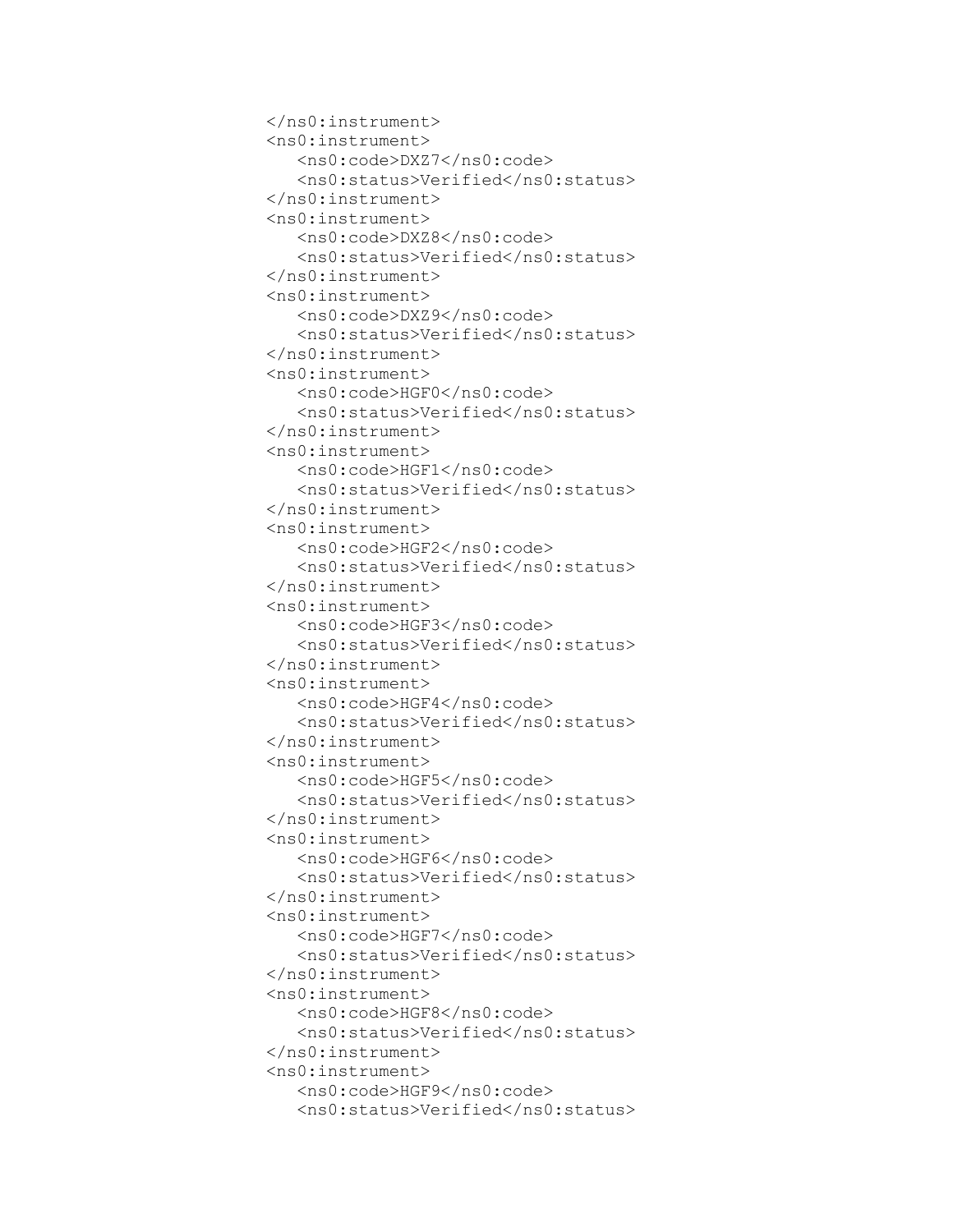```
</ns0:instrument>
<ns0:instrument>
   <ns0:code>DXZ7</ns0:code>
   <ns0:status>Verified</ns0:status>
</ns0:instrument>
<ns0:instrument>
   <ns0:code>DXZ8</ns0:code>
   <ns0:status>Verified</ns0:status>
</ns0:instrument>
<ns0:instrument>
   <ns0:code>DXZ9</ns0:code>
   <ns0:status>Verified</ns0:status>
</ns0:instrument>
<ns0:instrument>
   <ns0:code>HGF0</ns0:code>
   <ns0:status>Verified</ns0:status>
</ns0:instrument>
<ns0:instrument>
   <ns0:code>HGF1</ns0:code>
   <ns0:status>Verified</ns0:status>
</ns0:instrument>
<ns0:instrument>
   <ns0:code>HGF2</ns0:code>
   <ns0:status>Verified</ns0:status>
</ns0:instrument>
<ns0:instrument>
   <ns0:code>HGF3</ns0:code>
   <ns0:status>Verified</ns0:status>
</ns0:instrument>
<ns0:instrument>
   <ns0:code>HGF4</ns0:code>
   <ns0:status>Verified</ns0:status>
</ns0:instrument>
<ns0:instrument>
   <ns0:code>HGF5</ns0:code>
   <ns0:status>Verified</ns0:status>
</ns0:instrument>
<ns0:instrument>
   <ns0:code>HGF6</ns0:code>
   <ns0:status>Verified</ns0:status>
</ns0:instrument>
<ns0:instrument>
   <ns0:code>HGF7</ns0:code>
   <ns0:status>Verified</ns0:status>
</ns0:instrument>
<ns0:instrument>
   <ns0:code>HGF8</ns0:code>
   <ns0:status>Verified</ns0:status>
</ns0:instrument>
<ns0:instrument>
   <ns0:code>HGF9</ns0:code>
   <ns0:status>Verified</ns0:status>
```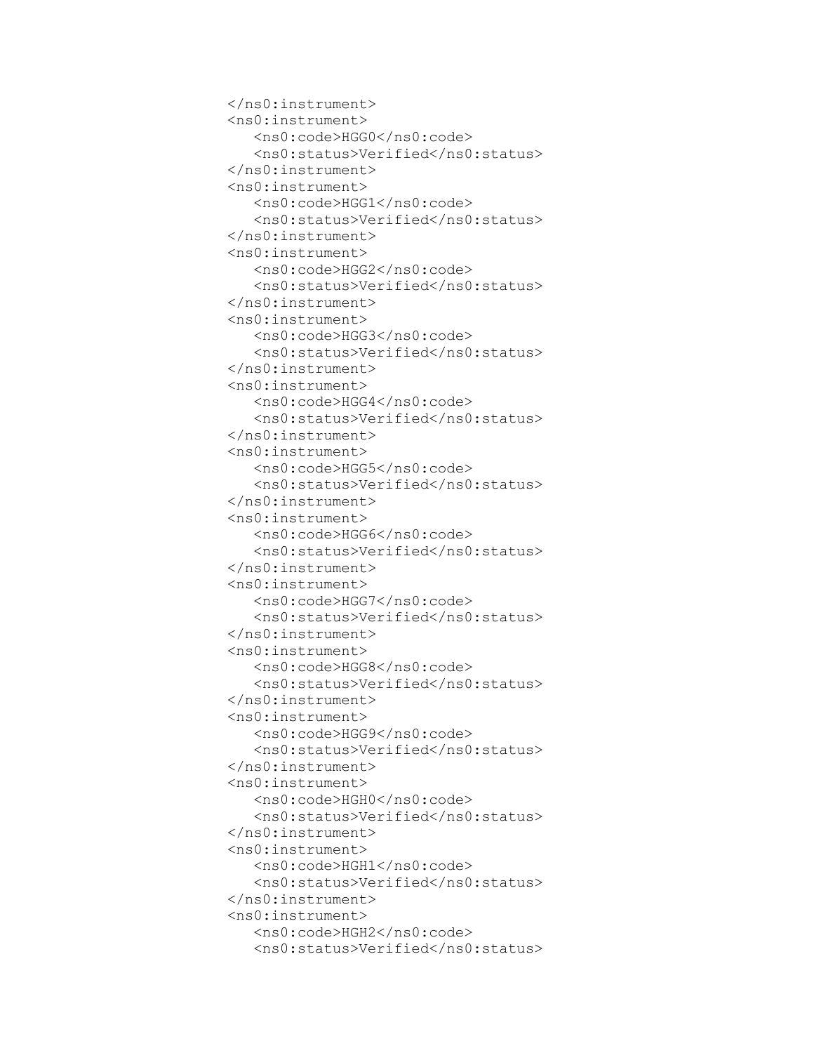```
</ns0:instrument>
<ns0:instrument>
   <ns0:code>HGG0</ns0:code>
   <ns0:status>Verified</ns0:status>
</ns0:instrument>
<ns0:instrument>
   <ns0:code>HGG1</ns0:code>
   <ns0:status>Verified</ns0:status>
</ns0:instrument>
<ns0:instrument>
   <ns0:code>HGG2</ns0:code>
   <ns0:status>Verified</ns0:status>
</ns0:instrument>
<ns0:instrument>
   <ns0:code>HGG3</ns0:code>
   <ns0:status>Verified</ns0:status>
</ns0:instrument>
<ns0:instrument>
   <ns0:code>HGG4</ns0:code>
   <ns0:status>Verified</ns0:status>
</ns0:instrument>
<ns0:instrument>
   <ns0:code>HGG5</ns0:code>
   <ns0:status>Verified</ns0:status>
</ns0:instrument>
<ns0:instrument>
   <ns0:code>HGG6</ns0:code>
   <ns0:status>Verified</ns0:status>
</ns0:instrument>
<ns0:instrument>
   <ns0:code>HGG7</ns0:code>
   <ns0:status>Verified</ns0:status>
</ns0:instrument>
<ns0:instrument>
   <ns0:code>HGG8</ns0:code>
   <ns0:status>Verified</ns0:status>
</ns0:instrument>
<ns0:instrument>
   <ns0:code>HGG9</ns0:code>
   <ns0:status>Verified</ns0:status>
</ns0:instrument>
<ns0:instrument>
   <ns0:code>HGH0</ns0:code>
   <ns0:status>Verified</ns0:status>
</ns0:instrument>
<ns0:instrument>
   <ns0:code>HGH1</ns0:code>
   <ns0:status>Verified</ns0:status>
</ns0:instrument>
<ns0:instrument>
   <ns0:code>HGH2</ns0:code>
   <ns0:status>Verified</ns0:status>
```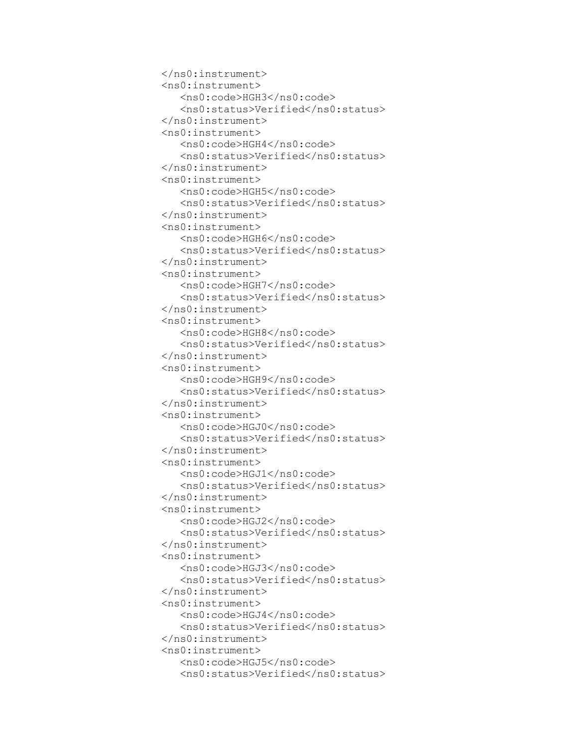```
</ns0:instrument>
<ns0:instrument>
   <ns0:code>HGH3</ns0:code>
   <ns0:status>Verified</ns0:status>
</ns0:instrument>
<ns0:instrument>
   <ns0:code>HGH4</ns0:code>
   <ns0:status>Verified</ns0:status>
</ns0:instrument>
<ns0:instrument>
   <ns0:code>HGH5</ns0:code>
   <ns0:status>Verified</ns0:status>
</ns0:instrument>
<ns0:instrument>
   <ns0:code>HGH6</ns0:code>
   <ns0:status>Verified</ns0:status>
</ns0:instrument>
<ns0:instrument>
   <ns0:code>HGH7</ns0:code>
   <ns0:status>Verified</ns0:status>
</ns0:instrument>
<ns0:instrument>
   <ns0:code>HGH8</ns0:code>
   <ns0:status>Verified</ns0:status>
</ns0:instrument>
<ns0:instrument>
   <ns0:code>HGH9</ns0:code>
   <ns0:status>Verified</ns0:status>
</ns0:instrument>
<ns0:instrument>
   <ns0:code>HGJ0</ns0:code>
   <ns0:status>Verified</ns0:status>
</ns0:instrument>
<ns0:instrument>
   <ns0:code>HGJ1</ns0:code>
   <ns0:status>Verified</ns0:status>
</ns0:instrument>
<ns0:instrument>
   <ns0:code>HGJ2</ns0:code>
   <ns0:status>Verified</ns0:status>
</ns0:instrument>
<ns0:instrument>
   <ns0:code>HGJ3</ns0:code>
   <ns0:status>Verified</ns0:status>
</ns0:instrument>
<ns0:instrument>
   <ns0:code>HGJ4</ns0:code>
   <ns0:status>Verified</ns0:status>
</ns0:instrument>
<ns0:instrument>
   <ns0:code>HGJ5</ns0:code>
   <ns0:status>Verified</ns0:status>
```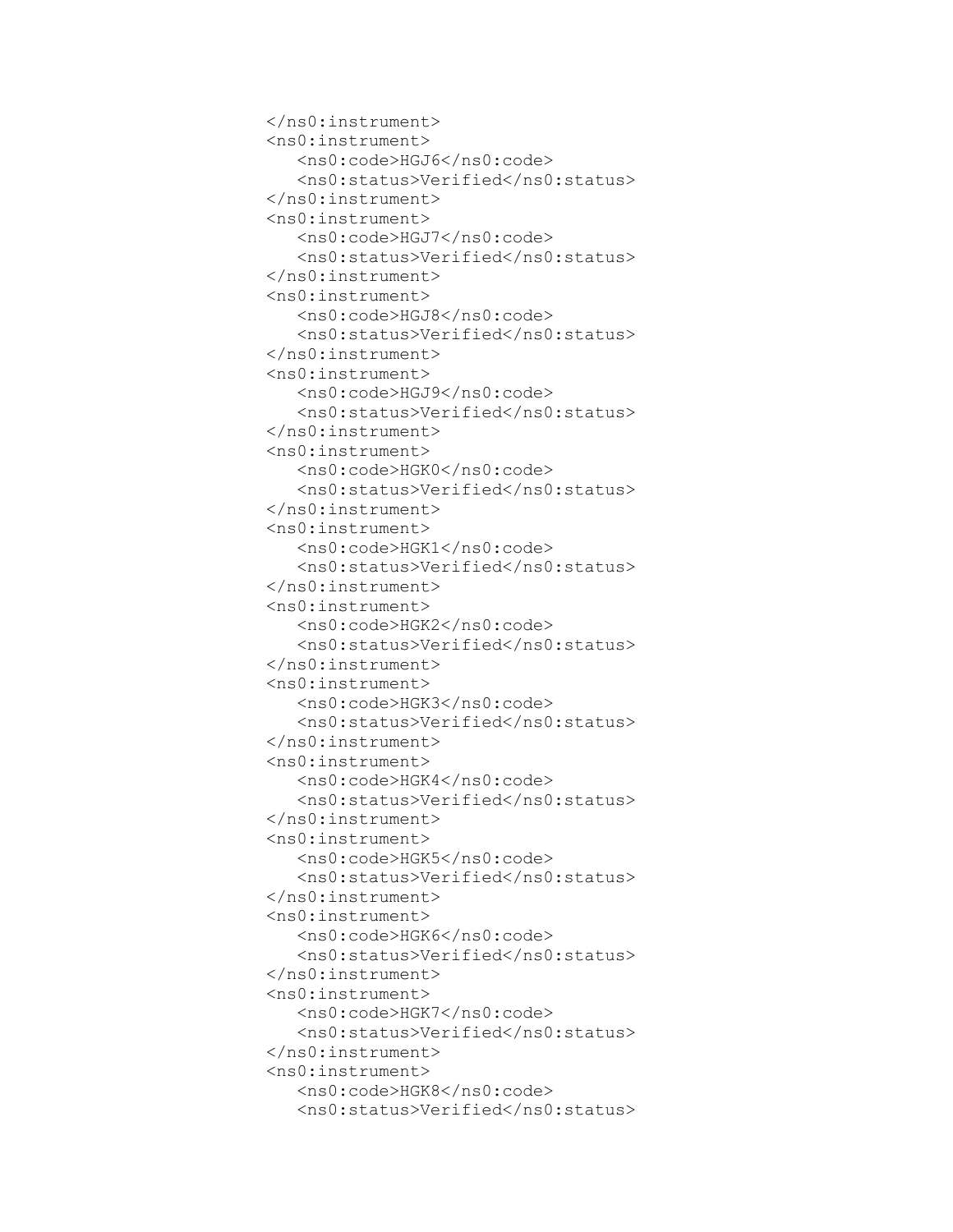```
</ns0:instrument>
<ns0:instrument>
   <ns0:code>HGJ6</ns0:code>
   <ns0:status>Verified</ns0:status>
</ns0:instrument>
<ns0:instrument>
   <ns0:code>HGJ7</ns0:code>
   <ns0:status>Verified</ns0:status>
</ns0:instrument>
<ns0:instrument>
   <ns0:code>HGJ8</ns0:code>
   <ns0:status>Verified</ns0:status>
</ns0:instrument>
<ns0:instrument>
   <ns0:code>HGJ9</ns0:code>
   <ns0:status>Verified</ns0:status>
</ns0:instrument>
<ns0:instrument>
   <ns0:code>HGK0</ns0:code>
   <ns0:status>Verified</ns0:status>
</ns0:instrument>
<ns0:instrument>
   <ns0:code>HGK1</ns0:code>
   <ns0:status>Verified</ns0:status>
</ns0:instrument>
<ns0:instrument>
   <ns0:code>HGK2</ns0:code>
   <ns0:status>Verified</ns0:status>
</ns0:instrument>
<ns0:instrument>
   <ns0:code>HGK3</ns0:code>
   <ns0:status>Verified</ns0:status>
</ns0:instrument>
<ns0:instrument>
   <ns0:code>HGK4</ns0:code>
   <ns0:status>Verified</ns0:status>
</ns0:instrument>
<ns0:instrument>
   <ns0:code>HGK5</ns0:code>
   <ns0:status>Verified</ns0:status>
</ns0:instrument>
<ns0:instrument>
   <ns0:code>HGK6</ns0:code>
   <ns0:status>Verified</ns0:status>
</ns0:instrument>
<ns0:instrument>
   <ns0:code>HGK7</ns0:code>
   <ns0:status>Verified</ns0:status>
</ns0:instrument>
<ns0:instrument>
   <ns0:code>HGK8</ns0:code>
   <ns0:status>Verified</ns0:status>
```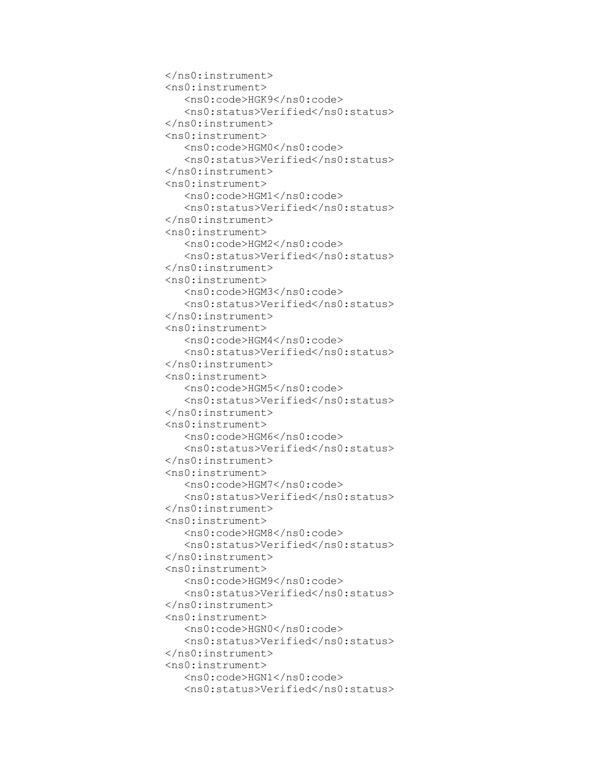```
</ns0:instrument>
<ns0:instrument>
   <ns0:code>HGK9</ns0:code>
   <ns0:status>Verified</ns0:status>
</ns0:instrument>
<ns0:instrument>
   <ns0:code>HGM0</ns0:code>
   <ns0:status>Verified</ns0:status>
</ns0:instrument>
<ns0:instrument>
   <ns0:code>HGM1</ns0:code>
   <ns0:status>Verified</ns0:status>
</ns0:instrument>
<ns0:instrument>
   <ns0:code>HGM2</ns0:code>
   <ns0:status>Verified</ns0:status>
</ns0:instrument>
<ns0:instrument>
   <ns0:code>HGM3</ns0:code>
   <ns0:status>Verified</ns0:status>
</ns0:instrument>
<ns0:instrument>
   <ns0:code>HGM4</ns0:code>
   <ns0:status>Verified</ns0:status>
</ns0:instrument>
<ns0:instrument>
   <ns0:code>HGM5</ns0:code>
   <ns0:status>Verified</ns0:status>
</ns0:instrument>
<ns0:instrument>
   <ns0:code>HGM6</ns0:code>
   <ns0:status>Verified</ns0:status>
</ns0:instrument>
<ns0:instrument>
   <ns0:code>HGM7</ns0:code>
   <ns0:status>Verified</ns0:status>
</ns0:instrument>
<ns0:instrument>
   <ns0:code>HGM8</ns0:code>
   <ns0:status>Verified</ns0:status>
</ns0:instrument>
<ns0:instrument>
   <ns0:code>HGM9</ns0:code>
   <ns0:status>Verified</ns0:status>
</ns0:instrument>
<ns0:instrument>
   <ns0:code>HGN0</ns0:code>
   <ns0:status>Verified</ns0:status>
</ns0:instrument>
<ns0:instrument>
   <ns0:code>HGN1</ns0:code>
   <ns0:status>Verified</ns0:status>
```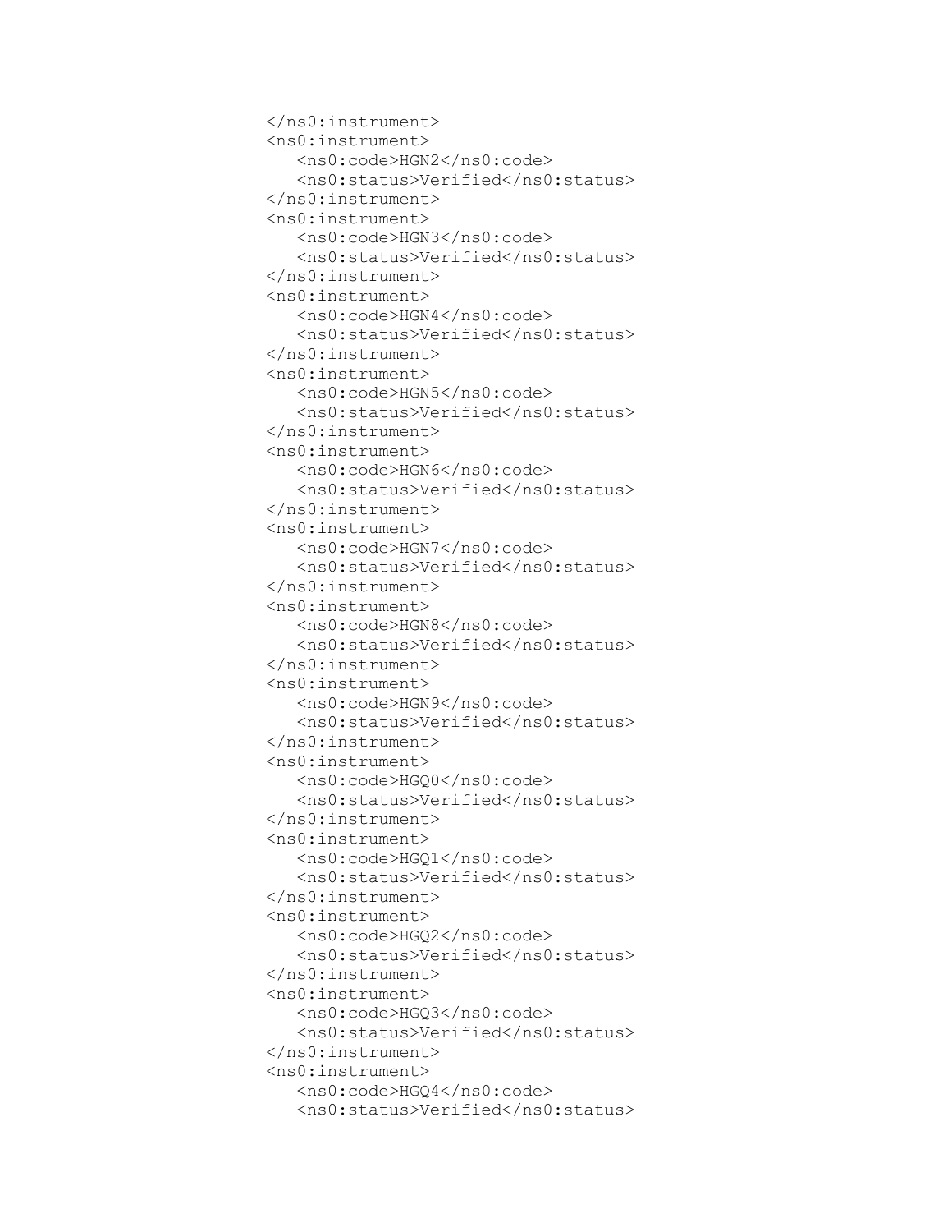```
</ns0:instrument>
<ns0:instrument>
   <ns0:code>HGN2</ns0:code>
   <ns0:status>Verified</ns0:status>
</ns0:instrument>
<ns0:instrument>
   <ns0:code>HGN3</ns0:code>
   <ns0:status>Verified</ns0:status>
</ns0:instrument>
<ns0:instrument>
   <ns0:code>HGN4</ns0:code>
   <ns0:status>Verified</ns0:status>
</ns0:instrument>
<ns0:instrument>
   <ns0:code>HGN5</ns0:code>
   <ns0:status>Verified</ns0:status>
</ns0:instrument>
<ns0:instrument>
   <ns0:code>HGN6</ns0:code>
   <ns0:status>Verified</ns0:status>
</ns0:instrument>
<ns0:instrument>
   <ns0:code>HGN7</ns0:code>
   <ns0:status>Verified</ns0:status>
</ns0:instrument>
<ns0:instrument>
   <ns0:code>HGN8</ns0:code>
   <ns0:status>Verified</ns0:status>
</ns0:instrument>
<ns0:instrument>
   <ns0:code>HGN9</ns0:code>
   <ns0:status>Verified</ns0:status>
</ns0:instrument>
<ns0:instrument>
   <ns0:code>HGQ0</ns0:code>
   <ns0:status>Verified</ns0:status>
</ns0:instrument>
<ns0:instrument>
   <ns0:code>HGQ1</ns0:code>
   <ns0:status>Verified</ns0:status>
</ns0:instrument>
<ns0:instrument>
   <ns0:code>HGQ2</ns0:code>
   <ns0:status>Verified</ns0:status>
</ns0:instrument>
<ns0:instrument>
   <ns0:code>HGQ3</ns0:code>
   <ns0:status>Verified</ns0:status>
</ns0:instrument>
<ns0:instrument>
   <ns0:code>HGQ4</ns0:code>
   <ns0:status>Verified</ns0:status>
```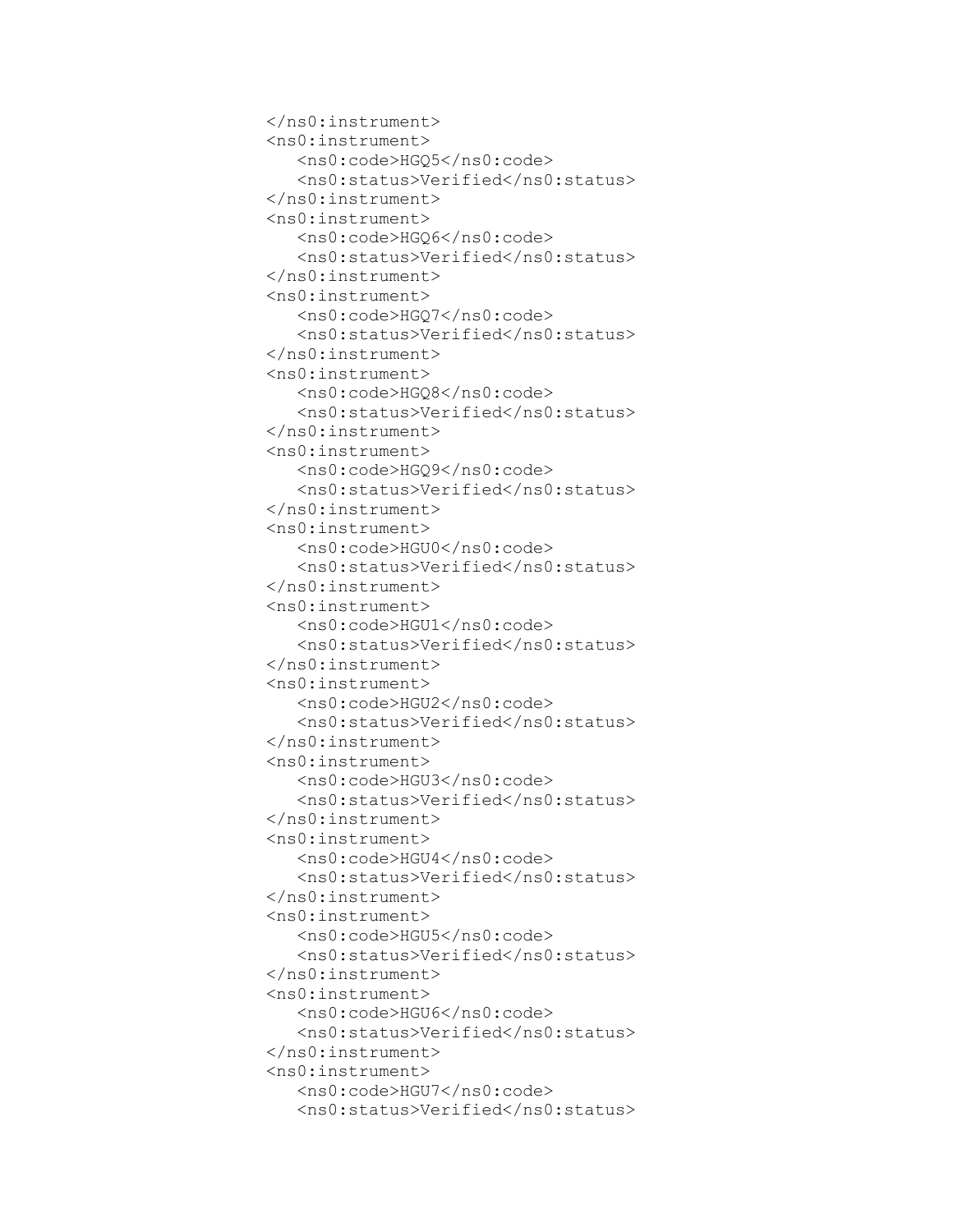```
</ns0:instrument>
<ns0:instrument>
   <ns0:code>HGQ5</ns0:code>
   <ns0:status>Verified</ns0:status>
</ns0:instrument>
<ns0:instrument>
   <ns0:code>HGQ6</ns0:code>
   <ns0:status>Verified</ns0:status>
</ns0:instrument>
<ns0:instrument>
   <ns0:code>HGQ7</ns0:code>
   <ns0:status>Verified</ns0:status>
</ns0:instrument>
<ns0:instrument>
   <ns0:code>HGQ8</ns0:code>
   <ns0:status>Verified</ns0:status>
</ns0:instrument>
<ns0:instrument>
   <ns0:code>HGQ9</ns0:code>
   <ns0:status>Verified</ns0:status>
</ns0:instrument>
<ns0:instrument>
   <ns0:code>HGU0</ns0:code>
   <ns0:status>Verified</ns0:status>
</ns0:instrument>
<ns0:instrument>
   <ns0:code>HGU1</ns0:code>
   <ns0:status>Verified</ns0:status>
</ns0:instrument>
<ns0:instrument>
   <ns0:code>HGU2</ns0:code>
   <ns0:status>Verified</ns0:status>
</ns0:instrument>
<ns0:instrument>
   <ns0:code>HGU3</ns0:code>
   <ns0:status>Verified</ns0:status>
</ns0:instrument>
<ns0:instrument>
   <ns0:code>HGU4</ns0:code>
   <ns0:status>Verified</ns0:status>
</ns0:instrument>
<ns0:instrument>
   <ns0:code>HGU5</ns0:code>
   <ns0:status>Verified</ns0:status>
</ns0:instrument>
<ns0:instrument>
   <ns0:code>HGU6</ns0:code>
   <ns0:status>Verified</ns0:status>
</ns0:instrument>
<ns0:instrument>
   <ns0:code>HGU7</ns0:code>
   <ns0:status>Verified</ns0:status>
```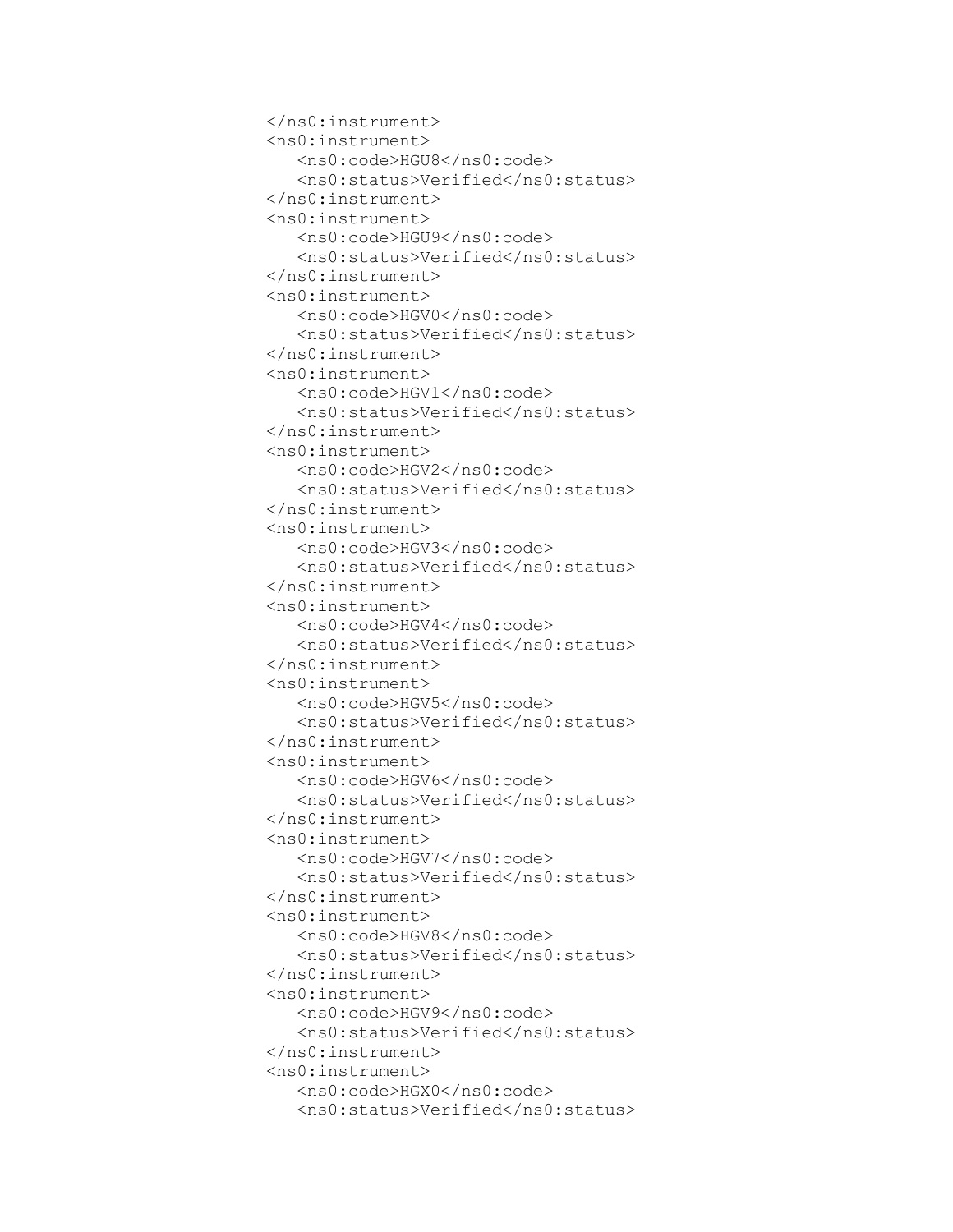```
</ns0:instrument>
<ns0:instrument>
   <ns0:code>HGU8</ns0:code>
   <ns0:status>Verified</ns0:status>
</ns0:instrument>
<ns0:instrument>
   <ns0:code>HGU9</ns0:code>
   <ns0:status>Verified</ns0:status>
</ns0:instrument>
<ns0:instrument>
   <ns0:code>HGV0</ns0:code>
   <ns0:status>Verified</ns0:status>
</ns0:instrument>
<ns0:instrument>
   <ns0:code>HGV1</ns0:code>
   <ns0:status>Verified</ns0:status>
</ns0:instrument>
<ns0:instrument>
   <ns0:code>HGV2</ns0:code>
   <ns0:status>Verified</ns0:status>
</ns0:instrument>
<ns0:instrument>
   <ns0:code>HGV3</ns0:code>
   <ns0:status>Verified</ns0:status>
</ns0:instrument>
<ns0:instrument>
   <ns0:code>HGV4</ns0:code>
   <ns0:status>Verified</ns0:status>
</ns0:instrument>
<ns0:instrument>
   <ns0:code>HGV5</ns0:code>
   <ns0:status>Verified</ns0:status>
</ns0:instrument>
<ns0:instrument>
   <ns0:code>HGV6</ns0:code>
   <ns0:status>Verified</ns0:status>
</ns0:instrument>
<ns0:instrument>
   <ns0:code>HGV7</ns0:code>
   <ns0:status>Verified</ns0:status>
</ns0:instrument>
<ns0:instrument>
   <ns0:code>HGV8</ns0:code>
   <ns0:status>Verified</ns0:status>
</ns0:instrument>
<ns0:instrument>
   <ns0:code>HGV9</ns0:code>
   <ns0:status>Verified</ns0:status>
</ns0:instrument>
<ns0:instrument>
   <ns0:code>HGX0</ns0:code>
   <ns0:status>Verified</ns0:status>
```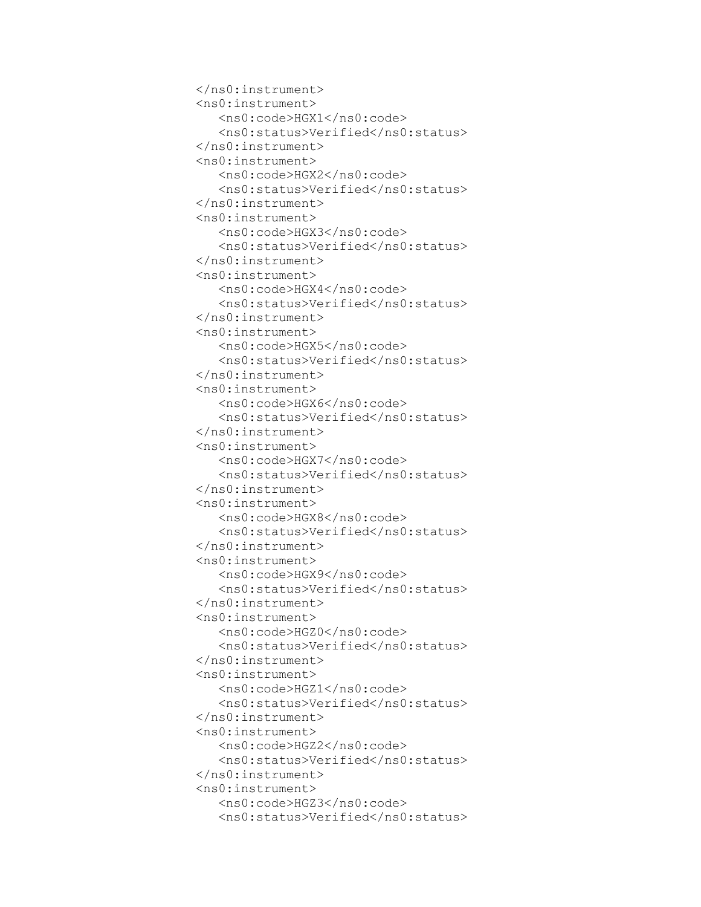```
</ns0:instrument>
<ns0:instrument>
   <ns0:code>HGX1</ns0:code>
   <ns0:status>Verified</ns0:status>
</ns0:instrument>
<ns0:instrument>
   <ns0:code>HGX2</ns0:code>
   <ns0:status>Verified</ns0:status>
</ns0:instrument>
<ns0:instrument>
   <ns0:code>HGX3</ns0:code>
   <ns0:status>Verified</ns0:status>
</ns0:instrument>
<ns0:instrument>
   <ns0:code>HGX4</ns0:code>
   <ns0:status>Verified</ns0:status>
</ns0:instrument>
<ns0:instrument>
   <ns0:code>HGX5</ns0:code>
   <ns0:status>Verified</ns0:status>
</ns0:instrument>
<ns0:instrument>
   <ns0:code>HGX6</ns0:code>
   <ns0:status>Verified</ns0:status>
</ns0:instrument>
<ns0:instrument>
   <ns0:code>HGX7</ns0:code>
   <ns0:status>Verified</ns0:status>
</ns0:instrument>
<ns0:instrument>
   <ns0:code>HGX8</ns0:code>
   <ns0:status>Verified</ns0:status>
</ns0:instrument>
<ns0:instrument>
   <ns0:code>HGX9</ns0:code>
   <ns0:status>Verified</ns0:status>
</ns0:instrument>
<ns0:instrument>
   <ns0:code>HGZ0</ns0:code>
   <ns0:status>Verified</ns0:status>
</ns0:instrument>
<ns0:instrument>
   <ns0:code>HGZ1</ns0:code>
   <ns0:status>Verified</ns0:status>
</ns0:instrument>
<ns0:instrument>
   <ns0:code>HGZ2</ns0:code>
   <ns0:status>Verified</ns0:status>
</ns0:instrument>
<ns0:instrument>
   <ns0:code>HGZ3</ns0:code>
   <ns0:status>Verified</ns0:status>
```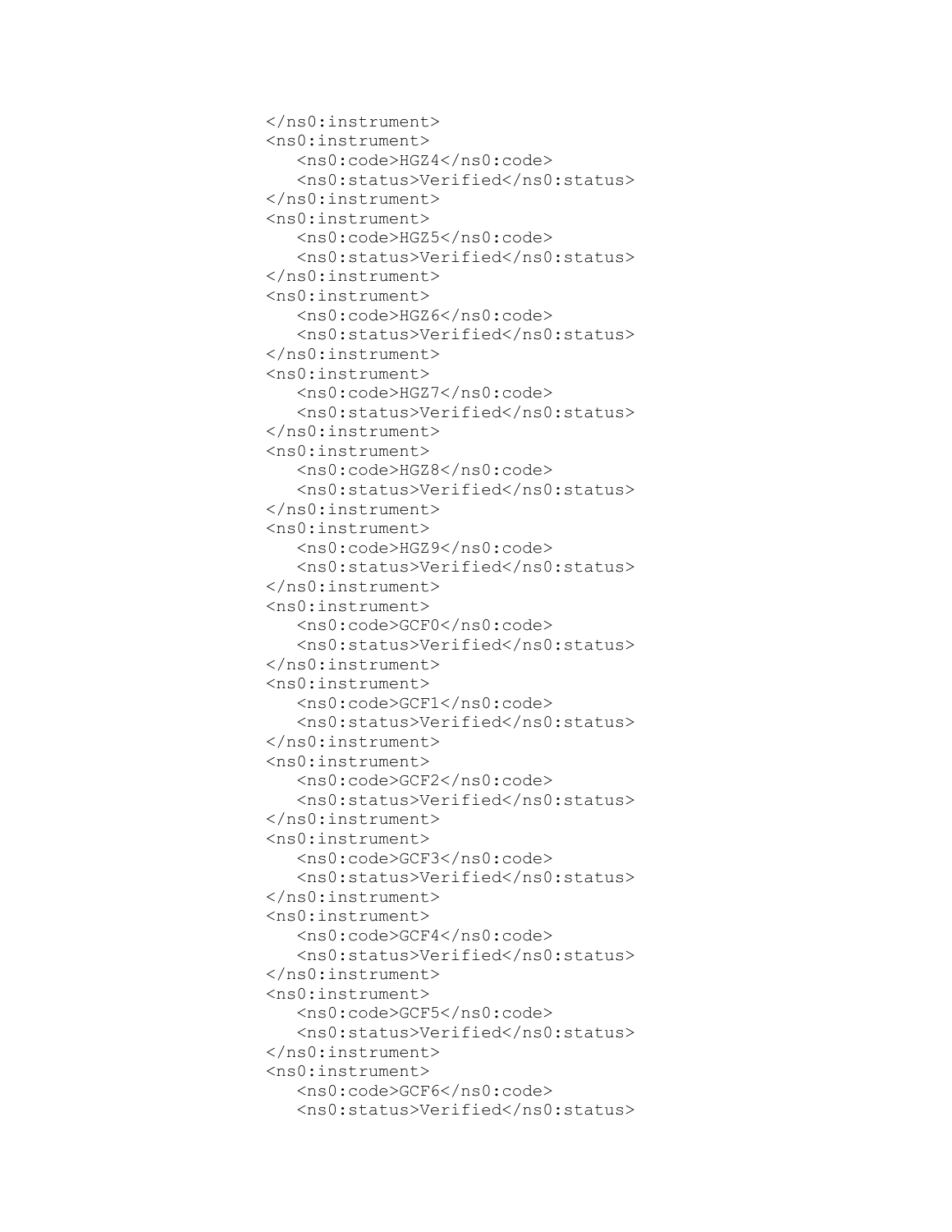```
    </ns0:instrument>
    <ns0:instrument>
       <ns0:code>HGZ4</ns0:code>
       <ns0:status>Verified</ns0:status>
    </ns0:instrument>
    <ns0:instrument>
       <ns0:code>HGZ5</ns0:code>
       <ns0:status>Verified</ns0:status>
    </ns0:instrument>
    <ns0:instrument>
       <ns0:code>HGZ6</ns0:code>
       <ns0:status>Verified</ns0:status>
    </ns0:instrument>
    <ns0:instrument>
       <ns0:code>HGZ7</ns0:code>
       <ns0:status>Verified</ns0:status>
    </ns0:instrument>
    <ns0:instrument>
       <ns0:code>HGZ8</ns0:code>
       <ns0:status>Verified</ns0:status>
    </ns0:instrument>
    <ns0:instrument>
       <ns0:code>HGZ9</ns0:code>
       <ns0:status>Verified</ns0:status>
    </ns0:instrument>
    <ns0:instrument>
       <ns0:code>GCF0</ns0:code>
       <ns0:status>Verified</ns0:status>
    </ns0:instrument>
    <ns0:instrument>
       <ns0:code>GCF1</ns0:code>
       <ns0:status>Verified</ns0:status>
    </ns0:instrument>
    <ns0:instrument>
       <ns0:code>GCF2</ns0:code>
       <ns0:status>Verified</ns0:status>
    </ns0:instrument>
    <ns0:instrument>
       <ns0:code>GCF3</ns0:code>
       <ns0:status>Verified</ns0:status>
    </ns0:instrument>
    <ns0:instrument>
       <ns0:code>GCF4</ns0:code>
       <ns0:status>Verified</ns0:status>
    </ns0:instrument>
    <ns0:instrument>
       <ns0:code>GCF5</ns0:code>
       <ns0:status>Verified</ns0:status>
    </ns0:instrument>
    <ns0:instrument>
       <ns0:code>GCF6</ns0:code>
       <ns0:status>Verified</ns0:status>
```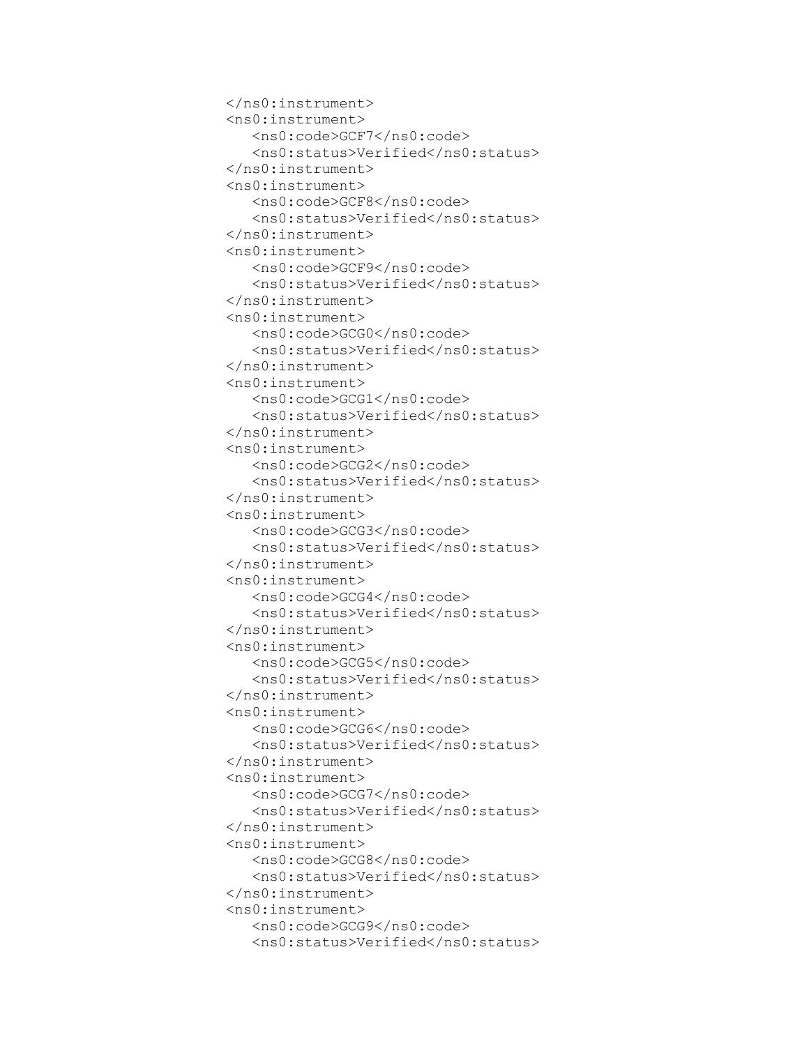```
</ns0:instrument>
<ns0:instrument>
   <ns0:code>GCF7</ns0:code>
   <ns0:status>Verified</ns0:status>
</ns0:instrument>
<ns0:instrument>
   <ns0:code>GCF8</ns0:code>
   <ns0:status>Verified</ns0:status>
</ns0:instrument>
<ns0:instrument>
   <ns0:code>GCF9</ns0:code>
   <ns0:status>Verified</ns0:status>
</ns0:instrument>
<ns0:instrument>
   <ns0:code>GCG0</ns0:code>
   <ns0:status>Verified</ns0:status>
</ns0:instrument>
<ns0:instrument>
   <ns0:code>GCG1</ns0:code>
   <ns0:status>Verified</ns0:status>
</ns0:instrument>
<ns0:instrument>
   <ns0:code>GCG2</ns0:code>
   <ns0:status>Verified</ns0:status>
</ns0:instrument>
<ns0:instrument>
   <ns0:code>GCG3</ns0:code>
   <ns0:status>Verified</ns0:status>
</ns0:instrument>
<ns0:instrument>
   <ns0:code>GCG4</ns0:code>
   <ns0:status>Verified</ns0:status>
</ns0:instrument>
<ns0:instrument>
   <ns0:code>GCG5</ns0:code>
   <ns0:status>Verified</ns0:status>
</ns0:instrument>
<ns0:instrument>
   <ns0:code>GCG6</ns0:code>
   <ns0:status>Verified</ns0:status>
</ns0:instrument>
<ns0:instrument>
   <ns0:code>GCG7</ns0:code>
   <ns0:status>Verified</ns0:status>
</ns0:instrument>
<ns0:instrument>
   <ns0:code>GCG8</ns0:code>
   <ns0:status>Verified</ns0:status>
</ns0:instrument>
<ns0:instrument>
   <ns0:code>GCG9</ns0:code>
   <ns0:status>Verified</ns0:status>
```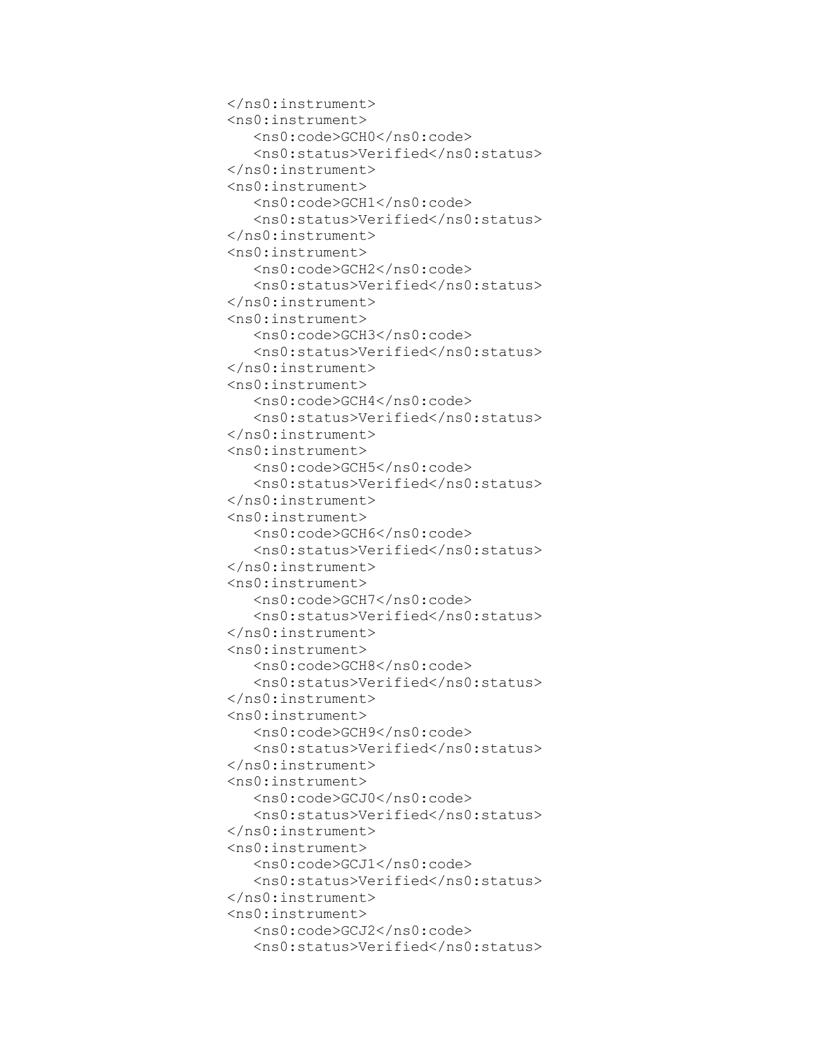```
</ns0:instrument>
<ns0:instrument>
   <ns0:code>GCH0</ns0:code>
   <ns0:status>Verified</ns0:status>
</ns0:instrument>
<ns0:instrument>
   <ns0:code>GCH1</ns0:code>
   <ns0:status>Verified</ns0:status>
</ns0:instrument>
<ns0:instrument>
   <ns0:code>GCH2</ns0:code>
   <ns0:status>Verified</ns0:status>
</ns0:instrument>
<ns0:instrument>
   <ns0:code>GCH3</ns0:code>
   <ns0:status>Verified</ns0:status>
</ns0:instrument>
<ns0:instrument>
   <ns0:code>GCH4</ns0:code>
   <ns0:status>Verified</ns0:status>
</ns0:instrument>
<ns0:instrument>
   <ns0:code>GCH5</ns0:code>
   <ns0:status>Verified</ns0:status>
</ns0:instrument>
<ns0:instrument>
   <ns0:code>GCH6</ns0:code>
   <ns0:status>Verified</ns0:status>
</ns0:instrument>
<ns0:instrument>
   <ns0:code>GCH7</ns0:code>
   <ns0:status>Verified</ns0:status>
</ns0:instrument>
<ns0:instrument>
   <ns0:code>GCH8</ns0:code>
   <ns0:status>Verified</ns0:status>
</ns0:instrument>
<ns0:instrument>
   <ns0:code>GCH9</ns0:code>
   <ns0:status>Verified</ns0:status>
</ns0:instrument>
<ns0:instrument>
   <ns0:code>GCJ0</ns0:code>
   <ns0:status>Verified</ns0:status>
</ns0:instrument>
<ns0:instrument>
   <ns0:code>GCJ1</ns0:code>
   <ns0:status>Verified</ns0:status>
</ns0:instrument>
<ns0:instrument>
   <ns0:code>GCJ2</ns0:code>
   <ns0:status>Verified</ns0:status>
```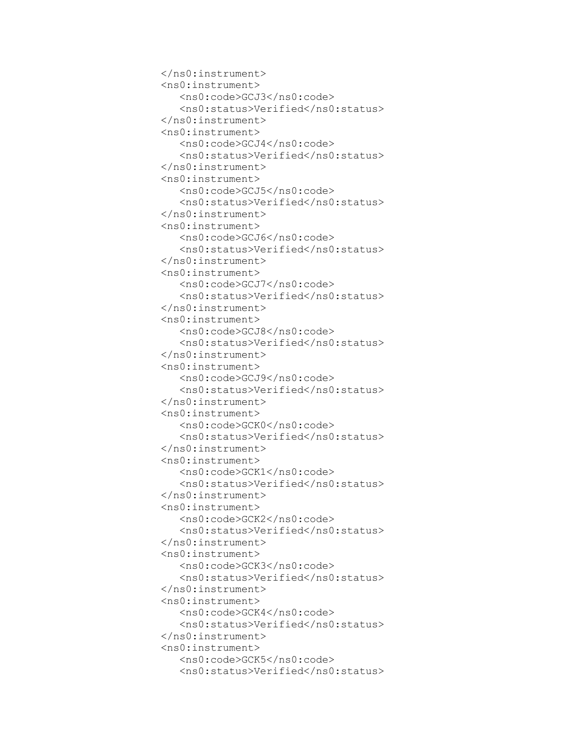```
</ns0:instrument>
<ns0:instrument>
   <ns0:code>GCJ3</ns0:code>
   <ns0:status>Verified</ns0:status>
</ns0:instrument>
<ns0:instrument>
   <ns0:code>GCJ4</ns0:code>
   <ns0:status>Verified</ns0:status>
</ns0:instrument>
<ns0:instrument>
   <ns0:code>GCJ5</ns0:code>
   <ns0:status>Verified</ns0:status>
</ns0:instrument>
<ns0:instrument>
   <ns0:code>GCJ6</ns0:code>
   <ns0:status>Verified</ns0:status>
</ns0:instrument>
<ns0:instrument>
   <ns0:code>GCJ7</ns0:code>
   <ns0:status>Verified</ns0:status>
</ns0:instrument>
<ns0:instrument>
   <ns0:code>GCJ8</ns0:code>
   <ns0:status>Verified</ns0:status>
</ns0:instrument>
<ns0:instrument>
   <ns0:code>GCJ9</ns0:code>
   <ns0:status>Verified</ns0:status>
</ns0:instrument>
<ns0:instrument>
   <ns0:code>GCK0</ns0:code>
   <ns0:status>Verified</ns0:status>
</ns0:instrument>
<ns0:instrument>
   <ns0:code>GCK1</ns0:code>
   <ns0:status>Verified</ns0:status>
</ns0:instrument>
<ns0:instrument>
   <ns0:code>GCK2</ns0:code>
   <ns0:status>Verified</ns0:status>
</ns0:instrument>
<ns0:instrument>
   <ns0:code>GCK3</ns0:code>
   <ns0:status>Verified</ns0:status>
</ns0:instrument>
<ns0:instrument>
   <ns0:code>GCK4</ns0:code>
   <ns0:status>Verified</ns0:status>
</ns0:instrument>
<ns0:instrument>
   <ns0:code>GCK5</ns0:code>
   <ns0:status>Verified</ns0:status>
```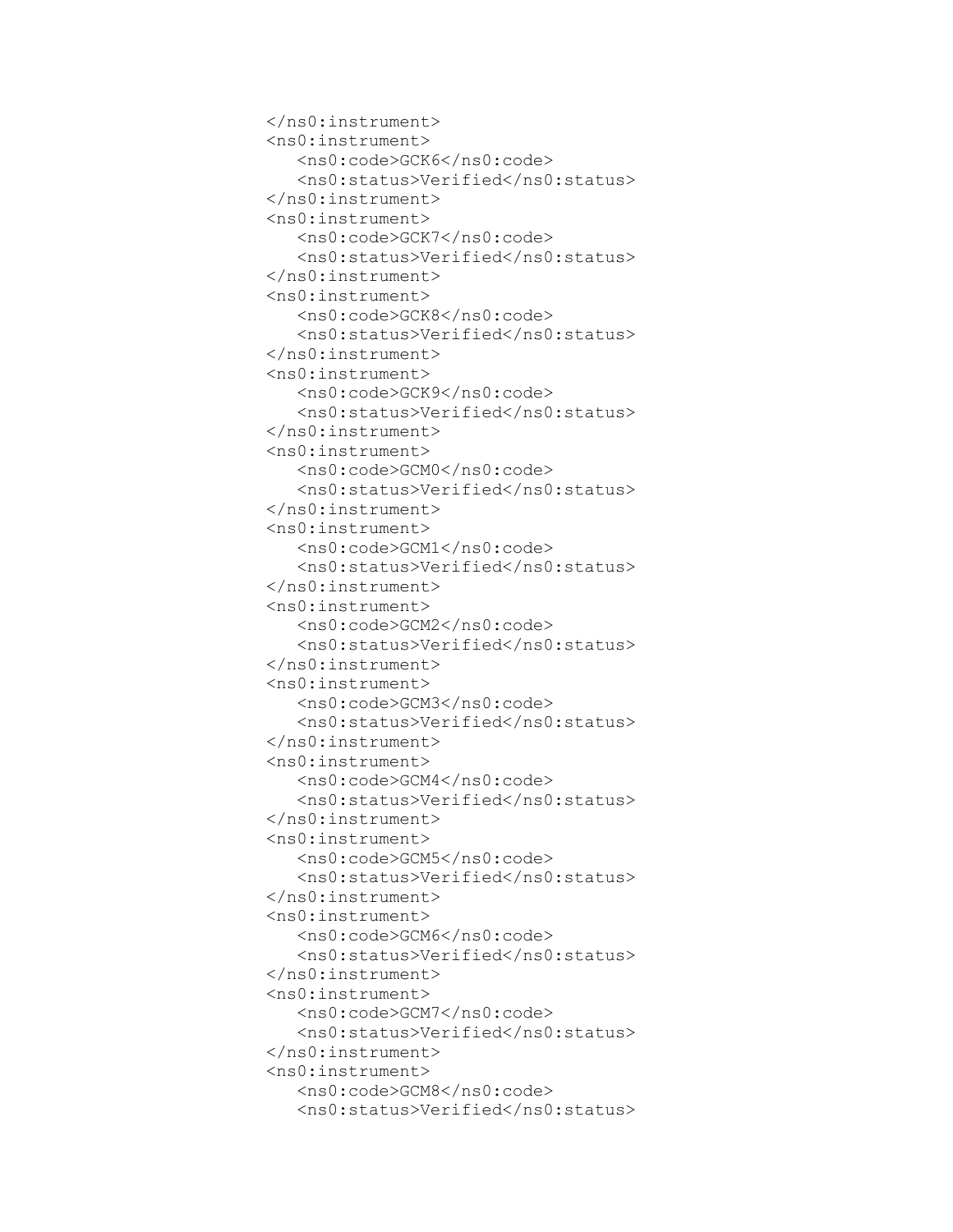```
</ns0:instrument>
<ns0:instrument>
   <ns0:code>GCK6</ns0:code>
   <ns0:status>Verified</ns0:status>
</ns0:instrument>
<ns0:instrument>
   <ns0:code>GCK7</ns0:code>
   <ns0:status>Verified</ns0:status>
</ns0:instrument>
<ns0:instrument>
   <ns0:code>GCK8</ns0:code>
   <ns0:status>Verified</ns0:status>
</ns0:instrument>
<ns0:instrument>
   <ns0:code>GCK9</ns0:code>
   <ns0:status>Verified</ns0:status>
</ns0:instrument>
<ns0:instrument>
   <ns0:code>GCM0</ns0:code>
   <ns0:status>Verified</ns0:status>
</ns0:instrument>
<ns0:instrument>
   <ns0:code>GCM1</ns0:code>
   <ns0:status>Verified</ns0:status>
</ns0:instrument>
<ns0:instrument>
   <ns0:code>GCM2</ns0:code>
   <ns0:status>Verified</ns0:status>
</ns0:instrument>
<ns0:instrument>
   <ns0:code>GCM3</ns0:code>
   <ns0:status>Verified</ns0:status>
</ns0:instrument>
<ns0:instrument>
   <ns0:code>GCM4</ns0:code>
   <ns0:status>Verified</ns0:status>
</ns0:instrument>
<ns0:instrument>
   <ns0:code>GCM5</ns0:code>
   <ns0:status>Verified</ns0:status>
</ns0:instrument>
<ns0:instrument>
   <ns0:code>GCM6</ns0:code>
   <ns0:status>Verified</ns0:status>
</ns0:instrument>
<ns0:instrument>
   <ns0:code>GCM7</ns0:code>
   <ns0:status>Verified</ns0:status>
</ns0:instrument>
<ns0:instrument>
   <ns0:code>GCM8</ns0:code>
   <ns0:status>Verified</ns0:status>
```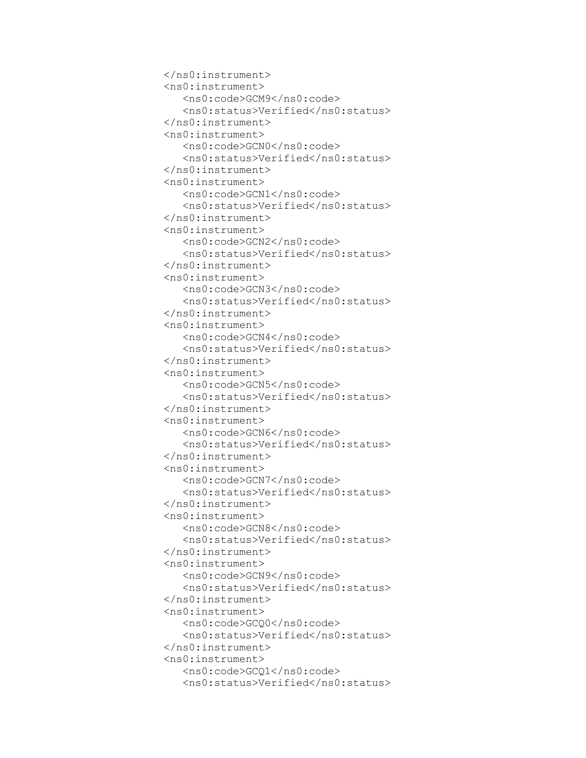```
</ns0:instrument>
<ns0:instrument>
   <ns0:code>GCM9</ns0:code>
   <ns0:status>Verified</ns0:status>
</ns0:instrument>
<ns0:instrument>
   <ns0:code>GCN0</ns0:code>
   <ns0:status>Verified</ns0:status>
</ns0:instrument>
<ns0:instrument>
   <ns0:code>GCN1</ns0:code>
   <ns0:status>Verified</ns0:status>
</ns0:instrument>
<ns0:instrument>
   <ns0:code>GCN2</ns0:code>
   <ns0:status>Verified</ns0:status>
</ns0:instrument>
<ns0:instrument>
   <ns0:code>GCN3</ns0:code>
   <ns0:status>Verified</ns0:status>
</ns0:instrument>
<ns0:instrument>
   <ns0:code>GCN4</ns0:code>
   <ns0:status>Verified</ns0:status>
</ns0:instrument>
<ns0:instrument>
   <ns0:code>GCN5</ns0:code>
   <ns0:status>Verified</ns0:status>
</ns0:instrument>
<ns0:instrument>
   <ns0:code>GCN6</ns0:code>
   <ns0:status>Verified</ns0:status>
</ns0:instrument>
<ns0:instrument>
   <ns0:code>GCN7</ns0:code>
   <ns0:status>Verified</ns0:status>
</ns0:instrument>
<ns0:instrument>
   <ns0:code>GCN8</ns0:code>
   <ns0:status>Verified</ns0:status>
</ns0:instrument>
<ns0:instrument>
   <ns0:code>GCN9</ns0:code>
   <ns0:status>Verified</ns0:status>
</ns0:instrument>
<ns0:instrument>
   <ns0:code>GCQ0</ns0:code>
   <ns0:status>Verified</ns0:status>
</ns0:instrument>
<ns0:instrument>
   <ns0:code>GCQ1</ns0:code>
   <ns0:status>Verified</ns0:status>
```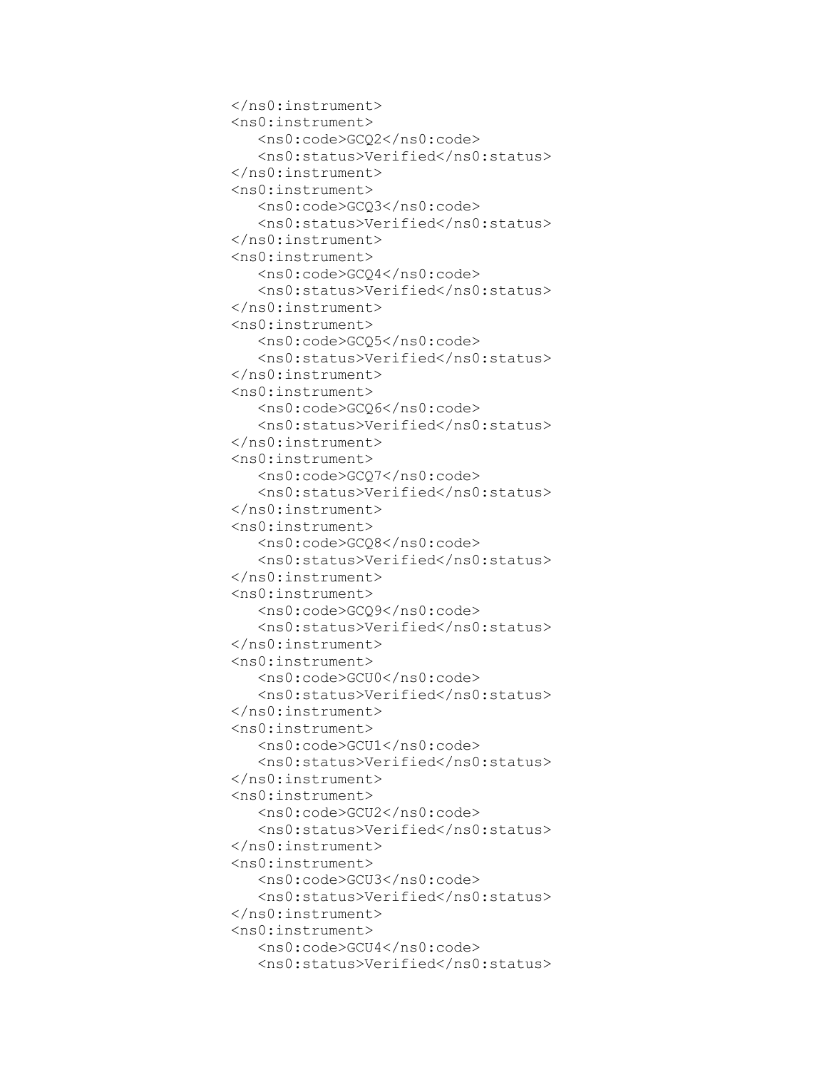```
</ns0:instrument>
<ns0:instrument>
   <ns0:code>GCQ2</ns0:code>
   <ns0:status>Verified</ns0:status>
</ns0:instrument>
<ns0:instrument>
   <ns0:code>GCQ3</ns0:code>
   <ns0:status>Verified</ns0:status>
</ns0:instrument>
<ns0:instrument>
   <ns0:code>GCQ4</ns0:code>
   <ns0:status>Verified</ns0:status>
</ns0:instrument>
<ns0:instrument>
   <ns0:code>GCQ5</ns0:code>
   <ns0:status>Verified</ns0:status>
</ns0:instrument>
<ns0:instrument>
   <ns0:code>GCQ6</ns0:code>
   <ns0:status>Verified</ns0:status>
</ns0:instrument>
<ns0:instrument>
   <ns0:code>GCQ7</ns0:code>
   <ns0:status>Verified</ns0:status>
</ns0:instrument>
<ns0:instrument>
   <ns0:code>GCQ8</ns0:code>
   <ns0:status>Verified</ns0:status>
</ns0:instrument>
<ns0:instrument>
   <ns0:code>GCQ9</ns0:code>
   <ns0:status>Verified</ns0:status>
</ns0:instrument>
<ns0:instrument>
   <ns0:code>GCU0</ns0:code>
   <ns0:status>Verified</ns0:status>
</ns0:instrument>
<ns0:instrument>
   <ns0:code>GCU1</ns0:code>
   <ns0:status>Verified</ns0:status>
</ns0:instrument>
<ns0:instrument>
   <ns0:code>GCU2</ns0:code>
   <ns0:status>Verified</ns0:status>
</ns0:instrument>
<ns0:instrument>
   <ns0:code>GCU3</ns0:code>
   <ns0:status>Verified</ns0:status>
</ns0:instrument>
<ns0:instrument>
   <ns0:code>GCU4</ns0:code>
   <ns0:status>Verified</ns0:status>
```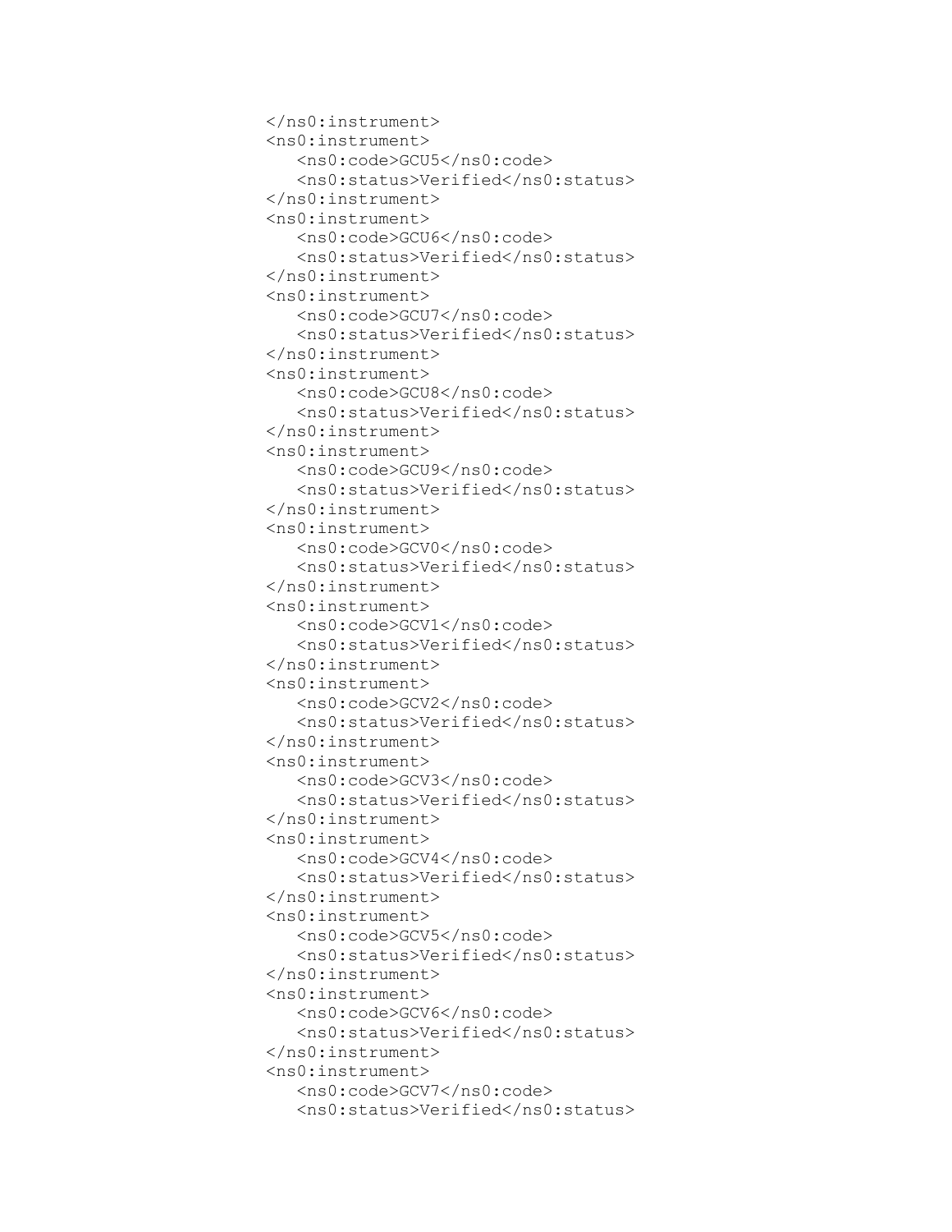```
</ns0:instrument>
<ns0:instrument>
   <ns0:code>GCU5</ns0:code>
   <ns0:status>Verified</ns0:status>
</ns0:instrument>
<ns0:instrument>
   <ns0:code>GCU6</ns0:code>
   <ns0:status>Verified</ns0:status>
</ns0:instrument>
<ns0:instrument>
   <ns0:code>GCU7</ns0:code>
   <ns0:status>Verified</ns0:status>
</ns0:instrument>
<ns0:instrument>
   <ns0:code>GCU8</ns0:code>
   <ns0:status>Verified</ns0:status>
</ns0:instrument>
<ns0:instrument>
   <ns0:code>GCU9</ns0:code>
   <ns0:status>Verified</ns0:status>
</ns0:instrument>
<ns0:instrument>
   <ns0:code>GCV0</ns0:code>
   <ns0:status>Verified</ns0:status>
</ns0:instrument>
<ns0:instrument>
   <ns0:code>GCV1</ns0:code>
   <ns0:status>Verified</ns0:status>
</ns0:instrument>
<ns0:instrument>
   <ns0:code>GCV2</ns0:code>
   <ns0:status>Verified</ns0:status>
</ns0:instrument>
<ns0:instrument>
   <ns0:code>GCV3</ns0:code>
   <ns0:status>Verified</ns0:status>
</ns0:instrument>
<ns0:instrument>
   <ns0:code>GCV4</ns0:code>
   <ns0:status>Verified</ns0:status>
</ns0:instrument>
<ns0:instrument>
   <ns0:code>GCV5</ns0:code>
   <ns0:status>Verified</ns0:status>
</ns0:instrument>
<ns0:instrument>
   <ns0:code>GCV6</ns0:code>
   <ns0:status>Verified</ns0:status>
</ns0:instrument>
<ns0:instrument>
   <ns0:code>GCV7</ns0:code>
   <ns0:status>Verified</ns0:status>
```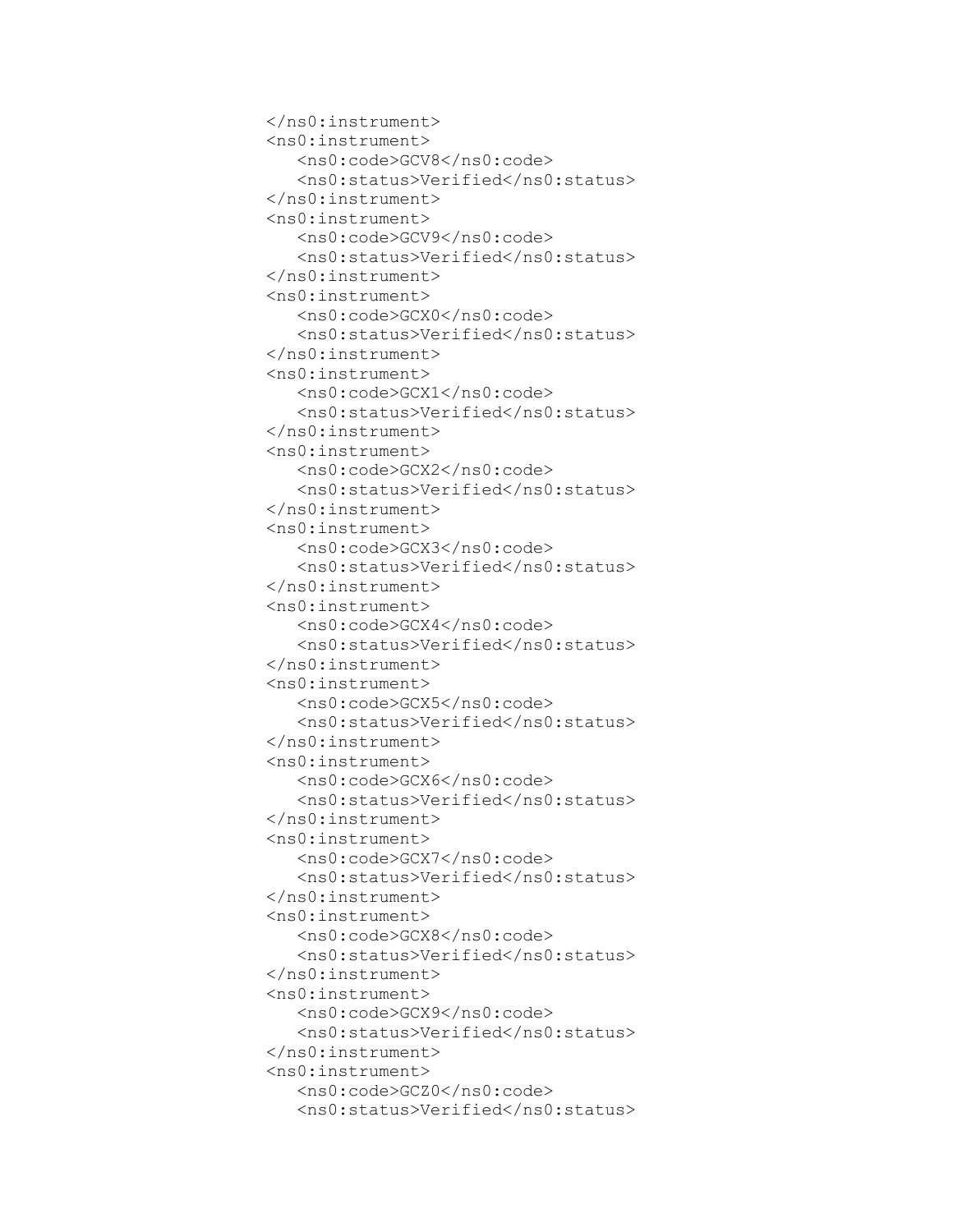```
</ns0:instrument>
<ns0:instrument>
   <ns0:code>GCV8</ns0:code>
   <ns0:status>Verified</ns0:status>
</ns0:instrument>
<ns0:instrument>
   <ns0:code>GCV9</ns0:code>
   <ns0:status>Verified</ns0:status>
</ns0:instrument>
<ns0:instrument>
   <ns0:code>GCX0</ns0:code>
   <ns0:status>Verified</ns0:status>
</ns0:instrument>
<ns0:instrument>
   <ns0:code>GCX1</ns0:code>
   <ns0:status>Verified</ns0:status>
</ns0:instrument>
<ns0:instrument>
   <ns0:code>GCX2</ns0:code>
   <ns0:status>Verified</ns0:status>
</ns0:instrument>
<ns0:instrument>
   <ns0:code>GCX3</ns0:code>
   <ns0:status>Verified</ns0:status>
</ns0:instrument>
<ns0:instrument>
   <ns0:code>GCX4</ns0:code>
   <ns0:status>Verified</ns0:status>
</ns0:instrument>
<ns0:instrument>
   <ns0:code>GCX5</ns0:code>
   <ns0:status>Verified</ns0:status>
</ns0:instrument>
<ns0:instrument>
   <ns0:code>GCX6</ns0:code>
   <ns0:status>Verified</ns0:status>
</ns0:instrument>
<ns0:instrument>
   <ns0:code>GCX7</ns0:code>
   <ns0:status>Verified</ns0:status>
</ns0:instrument>
<ns0:instrument>
   <ns0:code>GCX8</ns0:code>
   <ns0:status>Verified</ns0:status>
</ns0:instrument>
<ns0:instrument>
   <ns0:code>GCX9</ns0:code>
   <ns0:status>Verified</ns0:status>
</ns0:instrument>
<ns0:instrument>
   <ns0:code>GCZ0</ns0:code>
   <ns0:status>Verified</ns0:status>
```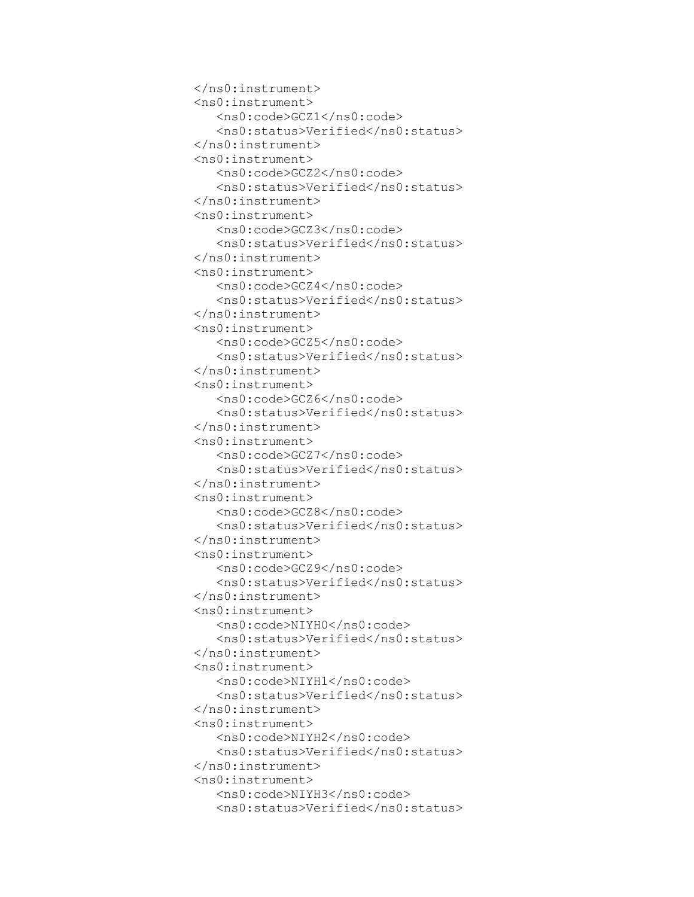```
</ns0:instrument>
<ns0:instrument>
   <ns0:code>GCZ1</ns0:code>
   <ns0:status>Verified</ns0:status>
</ns0:instrument>
<ns0:instrument>
   <ns0:code>GCZ2</ns0:code>
   <ns0:status>Verified</ns0:status>
</ns0:instrument>
<ns0:instrument>
   <ns0:code>GCZ3</ns0:code>
   <ns0:status>Verified</ns0:status>
</ns0:instrument>
<ns0:instrument>
   <ns0:code>GCZ4</ns0:code>
   <ns0:status>Verified</ns0:status>
</ns0:instrument>
<ns0:instrument>
   <ns0:code>GCZ5</ns0:code>
   <ns0:status>Verified</ns0:status>
</ns0:instrument>
<ns0:instrument>
   <ns0:code>GCZ6</ns0:code>
   <ns0:status>Verified</ns0:status>
</ns0:instrument>
<ns0:instrument>
   <ns0:code>GCZ7</ns0:code>
   <ns0:status>Verified</ns0:status>
</ns0:instrument>
<ns0:instrument>
   <ns0:code>GCZ8</ns0:code>
   <ns0:status>Verified</ns0:status>
</ns0:instrument>
<ns0:instrument>
   <ns0:code>GCZ9</ns0:code>
   <ns0:status>Verified</ns0:status>
</ns0:instrument>
<ns0:instrument>
   <ns0:code>NIYH0</ns0:code>
   <ns0:status>Verified</ns0:status>
</ns0:instrument>
<ns0:instrument>
   <ns0:code>NIYH1</ns0:code>
   <ns0:status>Verified</ns0:status>
</ns0:instrument>
<ns0:instrument>
   <ns0:code>NIYH2</ns0:code>
   <ns0:status>Verified</ns0:status>
</ns0:instrument>
<ns0:instrument>
   <ns0:code>NIYH3</ns0:code>
   <ns0:status>Verified</ns0:status>
```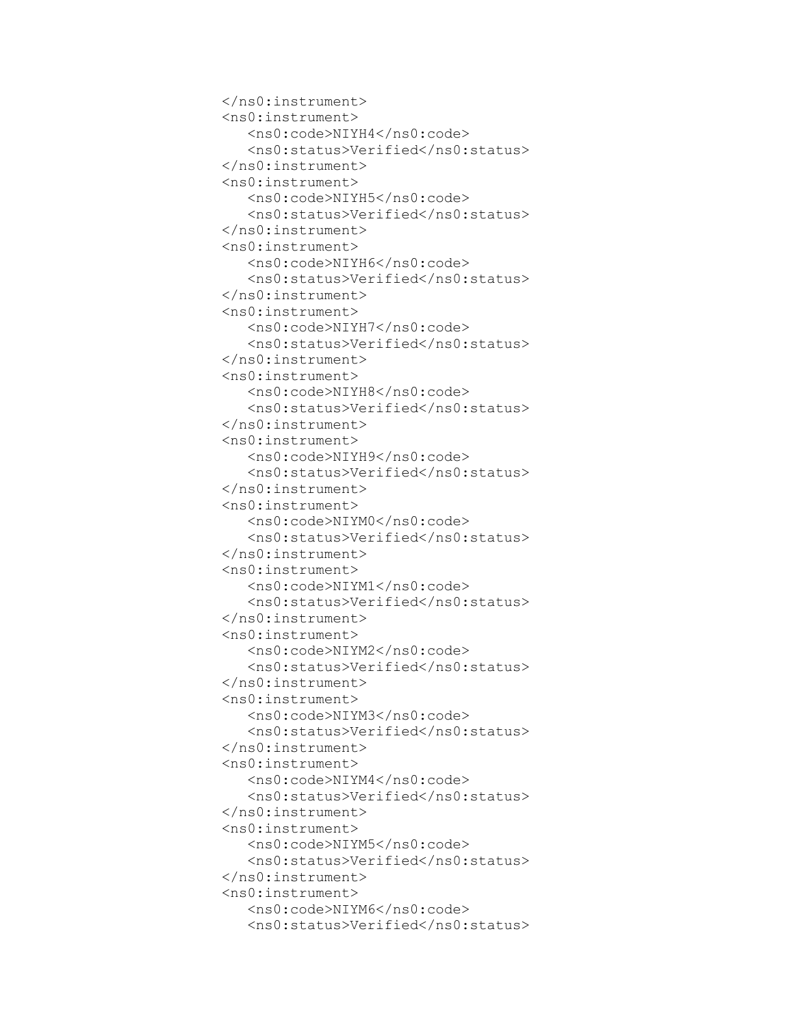```
</ns0:instrument>
<ns0:instrument>
   <ns0:code>NIYH4</ns0:code>
   <ns0:status>Verified</ns0:status>
</ns0:instrument>
<ns0:instrument>
   <ns0:code>NIYH5</ns0:code>
   <ns0:status>Verified</ns0:status>
</ns0:instrument>
<ns0:instrument>
   <ns0:code>NIYH6</ns0:code>
   <ns0:status>Verified</ns0:status>
</ns0:instrument>
<ns0:instrument>
   <ns0:code>NIYH7</ns0:code>
   <ns0:status>Verified</ns0:status>
</ns0:instrument>
<ns0:instrument>
   <ns0:code>NIYH8</ns0:code>
   <ns0:status>Verified</ns0:status>
</ns0:instrument>
<ns0:instrument>
   <ns0:code>NIYH9</ns0:code>
   <ns0:status>Verified</ns0:status>
</ns0:instrument>
<ns0:instrument>
   <ns0:code>NIYM0</ns0:code>
   <ns0:status>Verified</ns0:status>
</ns0:instrument>
<ns0:instrument>
   <ns0:code>NIYM1</ns0:code>
   <ns0:status>Verified</ns0:status>
</ns0:instrument>
<ns0:instrument>
   <ns0:code>NIYM2</ns0:code>
   <ns0:status>Verified</ns0:status>
</ns0:instrument>
<ns0:instrument>
   <ns0:code>NIYM3</ns0:code>
   <ns0:status>Verified</ns0:status>
</ns0:instrument>
<ns0:instrument>
   <ns0:code>NIYM4</ns0:code>
   <ns0:status>Verified</ns0:status>
</ns0:instrument>
<ns0:instrument>
   <ns0:code>NIYM5</ns0:code>
   <ns0:status>Verified</ns0:status>
</ns0:instrument>
<ns0:instrument>
   <ns0:code>NIYM6</ns0:code>
   <ns0:status>Verified</ns0:status>
```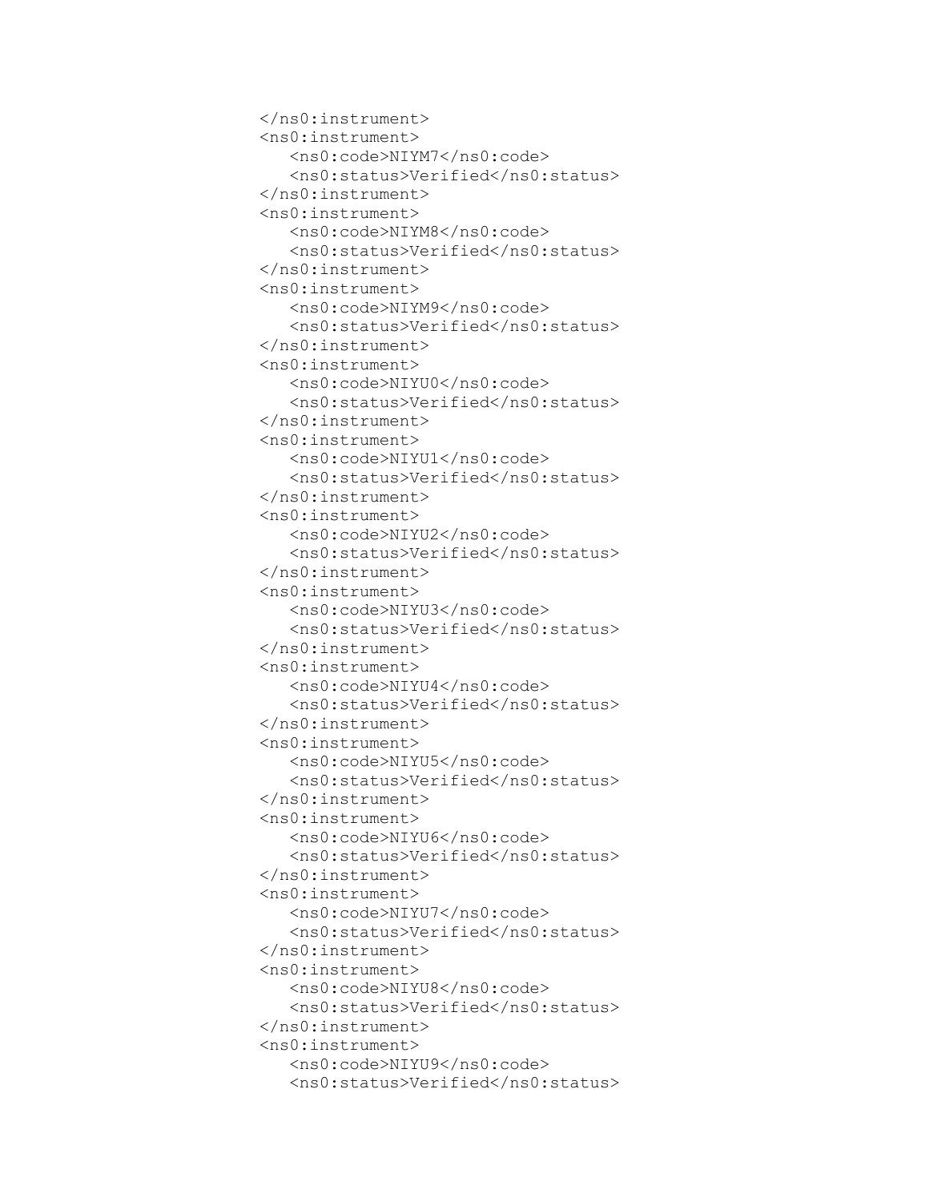```
</ns0:instrument>
<ns0:instrument>
   <ns0:code>NIYM7</ns0:code>
   <ns0:status>Verified</ns0:status>
</ns0:instrument>
<ns0:instrument>
   <ns0:code>NIYM8</ns0:code>
   <ns0:status>Verified</ns0:status>
</ns0:instrument>
<ns0:instrument>
   <ns0:code>NIYM9</ns0:code>
   <ns0:status>Verified</ns0:status>
</ns0:instrument>
<ns0:instrument>
   <ns0:code>NIYU0</ns0:code>
   <ns0:status>Verified</ns0:status>
</ns0:instrument>
<ns0:instrument>
   <ns0:code>NIYU1</ns0:code>
   <ns0:status>Verified</ns0:status>
</ns0:instrument>
<ns0:instrument>
   <ns0:code>NIYU2</ns0:code>
   <ns0:status>Verified</ns0:status>
</ns0:instrument>
<ns0:instrument>
   <ns0:code>NIYU3</ns0:code>
   <ns0:status>Verified</ns0:status>
</ns0:instrument>
<ns0:instrument>
   <ns0:code>NIYU4</ns0:code>
   <ns0:status>Verified</ns0:status>
</ns0:instrument>
<ns0:instrument>
   <ns0:code>NIYU5</ns0:code>
   <ns0:status>Verified</ns0:status>
</ns0:instrument>
<ns0:instrument>
   <ns0:code>NIYU6</ns0:code>
   <ns0:status>Verified</ns0:status>
</ns0:instrument>
<ns0:instrument>
   <ns0:code>NIYU7</ns0:code>
   <ns0:status>Verified</ns0:status>
</ns0:instrument>
<ns0:instrument>
   <ns0:code>NIYU8</ns0:code>
   <ns0:status>Verified</ns0:status>
</ns0:instrument>
<ns0:instrument>
   <ns0:code>NIYU9</ns0:code>
   <ns0:status>Verified</ns0:status>
```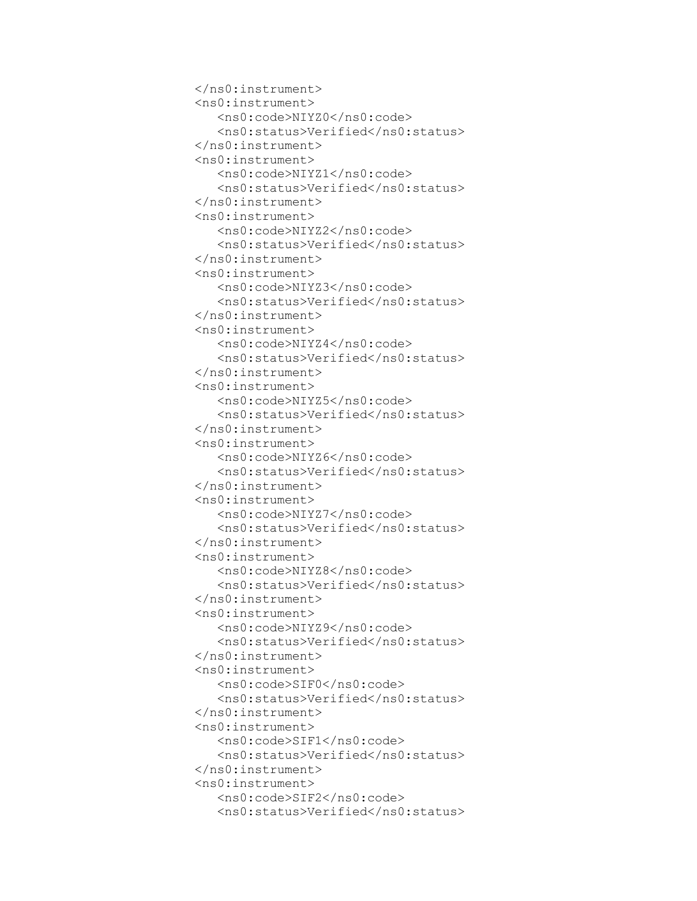```
</ns0:instrument>
<ns0:instrument>
   <ns0:code>NIYZ0</ns0:code>
   <ns0:status>Verified</ns0:status>
</ns0:instrument>
<ns0:instrument>
   <ns0:code>NIYZ1</ns0:code>
   <ns0:status>Verified</ns0:status>
</ns0:instrument>
<ns0:instrument>
   <ns0:code>NIYZ2</ns0:code>
   <ns0:status>Verified</ns0:status>
</ns0:instrument>
<ns0:instrument>
   <ns0:code>NIYZ3</ns0:code>
   <ns0:status>Verified</ns0:status>
</ns0:instrument>
<ns0:instrument>
   <ns0:code>NIYZ4</ns0:code>
   <ns0:status>Verified</ns0:status>
</ns0:instrument>
<ns0:instrument>
   <ns0:code>NIYZ5</ns0:code>
   <ns0:status>Verified</ns0:status>
</ns0:instrument>
<ns0:instrument>
   <ns0:code>NIYZ6</ns0:code>
   <ns0:status>Verified</ns0:status>
</ns0:instrument>
<ns0:instrument>
   <ns0:code>NIYZ7</ns0:code>
   <ns0:status>Verified</ns0:status>
</ns0:instrument>
<ns0:instrument>
   <ns0:code>NIYZ8</ns0:code>
   <ns0:status>Verified</ns0:status>
</ns0:instrument>
<ns0:instrument>
   <ns0:code>NIYZ9</ns0:code>
   <ns0:status>Verified</ns0:status>
</ns0:instrument>
<ns0:instrument>
   <ns0:code>SIF0</ns0:code>
   <ns0:status>Verified</ns0:status>
</ns0:instrument>
<ns0:instrument>
   <ns0:code>SIF1</ns0:code>
   <ns0:status>Verified</ns0:status>
</ns0:instrument>
<ns0:instrument>
   <ns0:code>SIF2</ns0:code>
   <ns0:status>Verified</ns0:status>
```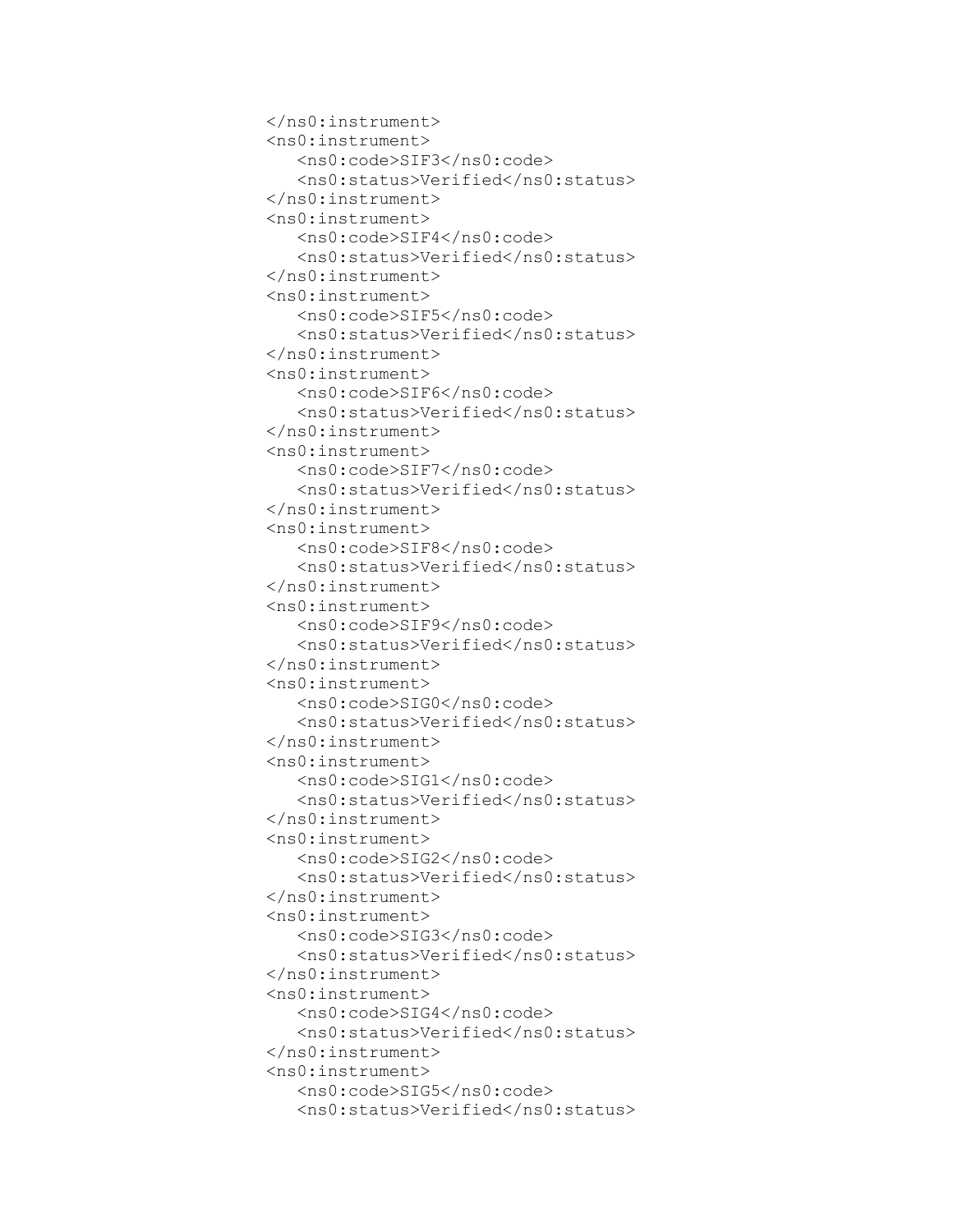```
</ns0:instrument>
<ns0:instrument>
   <ns0:code>SIF3</ns0:code>
   <ns0:status>Verified</ns0:status>
</ns0:instrument>
<ns0:instrument>
   <ns0:code>SIF4</ns0:code>
   <ns0:status>Verified</ns0:status>
</ns0:instrument>
<ns0:instrument>
   <ns0:code>SIF5</ns0:code>
   <ns0:status>Verified</ns0:status>
</ns0:instrument>
<ns0:instrument>
   <ns0:code>SIF6</ns0:code>
   <ns0:status>Verified</ns0:status>
</ns0:instrument>
<ns0:instrument>
   <ns0:code>SIF7</ns0:code>
   <ns0:status>Verified</ns0:status>
</ns0:instrument>
<ns0:instrument>
   <ns0:code>SIF8</ns0:code>
   <ns0:status>Verified</ns0:status>
</ns0:instrument>
<ns0:instrument>
   <ns0:code>SIF9</ns0:code>
   <ns0:status>Verified</ns0:status>
</ns0:instrument>
<ns0:instrument>
   <ns0:code>SIG0</ns0:code>
   <ns0:status>Verified</ns0:status>
</ns0:instrument>
<ns0:instrument>
   <ns0:code>SIG1</ns0:code>
   <ns0:status>Verified</ns0:status>
</ns0:instrument>
<ns0:instrument>
   <ns0:code>SIG2</ns0:code>
   <ns0:status>Verified</ns0:status>
</ns0:instrument>
<ns0:instrument>
   <ns0:code>SIG3</ns0:code>
   <ns0:status>Verified</ns0:status>
</ns0:instrument>
<ns0:instrument>
   <ns0:code>SIG4</ns0:code>
   <ns0:status>Verified</ns0:status>
</ns0:instrument>
<ns0:instrument>
   <ns0:code>SIG5</ns0:code>
   <ns0:status>Verified</ns0:status>
```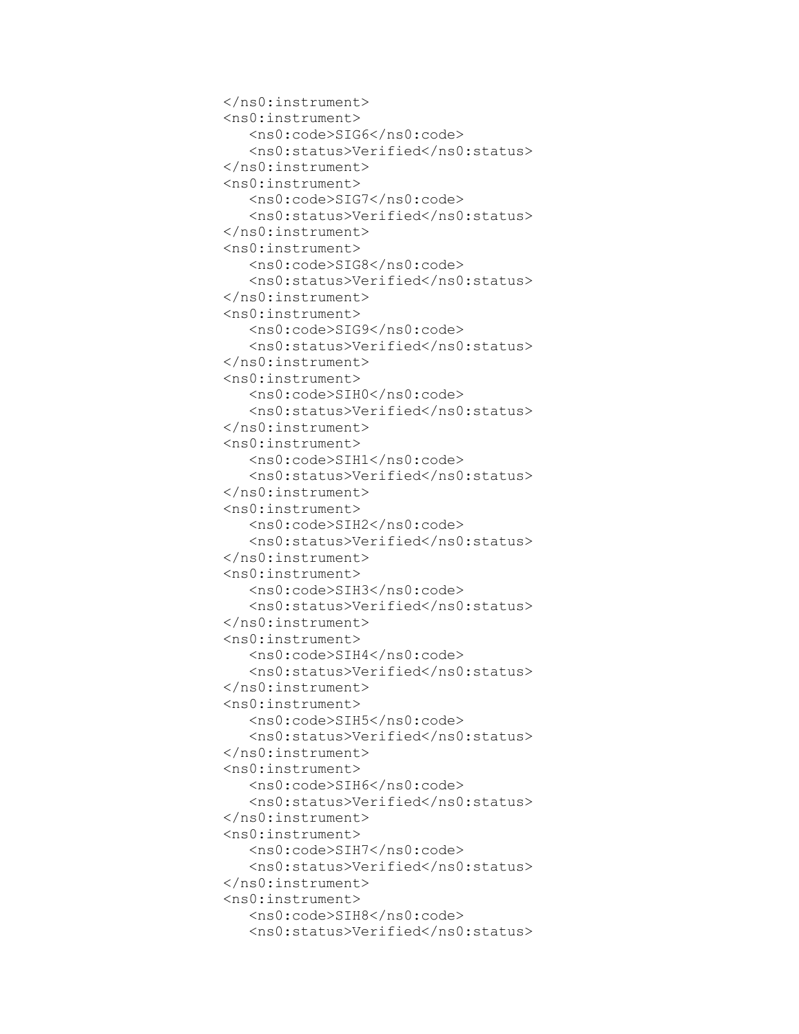```
</ns0:instrument>
<ns0:instrument>
   <ns0:code>SIG6</ns0:code>
   <ns0:status>Verified</ns0:status>
</ns0:instrument>
<ns0:instrument>
   <ns0:code>SIG7</ns0:code>
   <ns0:status>Verified</ns0:status>
</ns0:instrument>
<ns0:instrument>
   <ns0:code>SIG8</ns0:code>
   <ns0:status>Verified</ns0:status>
</ns0:instrument>
<ns0:instrument>
   <ns0:code>SIG9</ns0:code>
   <ns0:status>Verified</ns0:status>
</ns0:instrument>
<ns0:instrument>
   <ns0:code>SIH0</ns0:code>
   <ns0:status>Verified</ns0:status>
</ns0:instrument>
<ns0:instrument>
   <ns0:code>SIH1</ns0:code>
   <ns0:status>Verified</ns0:status>
</ns0:instrument>
<ns0:instrument>
   <ns0:code>SIH2</ns0:code>
   <ns0:status>Verified</ns0:status>
</ns0:instrument>
<ns0:instrument>
   <ns0:code>SIH3</ns0:code>
   <ns0:status>Verified</ns0:status>
</ns0:instrument>
<ns0:instrument>
   <ns0:code>SIH4</ns0:code>
   <ns0:status>Verified</ns0:status>
</ns0:instrument>
<ns0:instrument>
   <ns0:code>SIH5</ns0:code>
   <ns0:status>Verified</ns0:status>
</ns0:instrument>
<ns0:instrument>
   <ns0:code>SIH6</ns0:code>
   <ns0:status>Verified</ns0:status>
</ns0:instrument>
<ns0:instrument>
   <ns0:code>SIH7</ns0:code>
   <ns0:status>Verified</ns0:status>
</ns0:instrument>
<ns0:instrument>
   <ns0:code>SIH8</ns0:code>
   <ns0:status>Verified</ns0:status>
```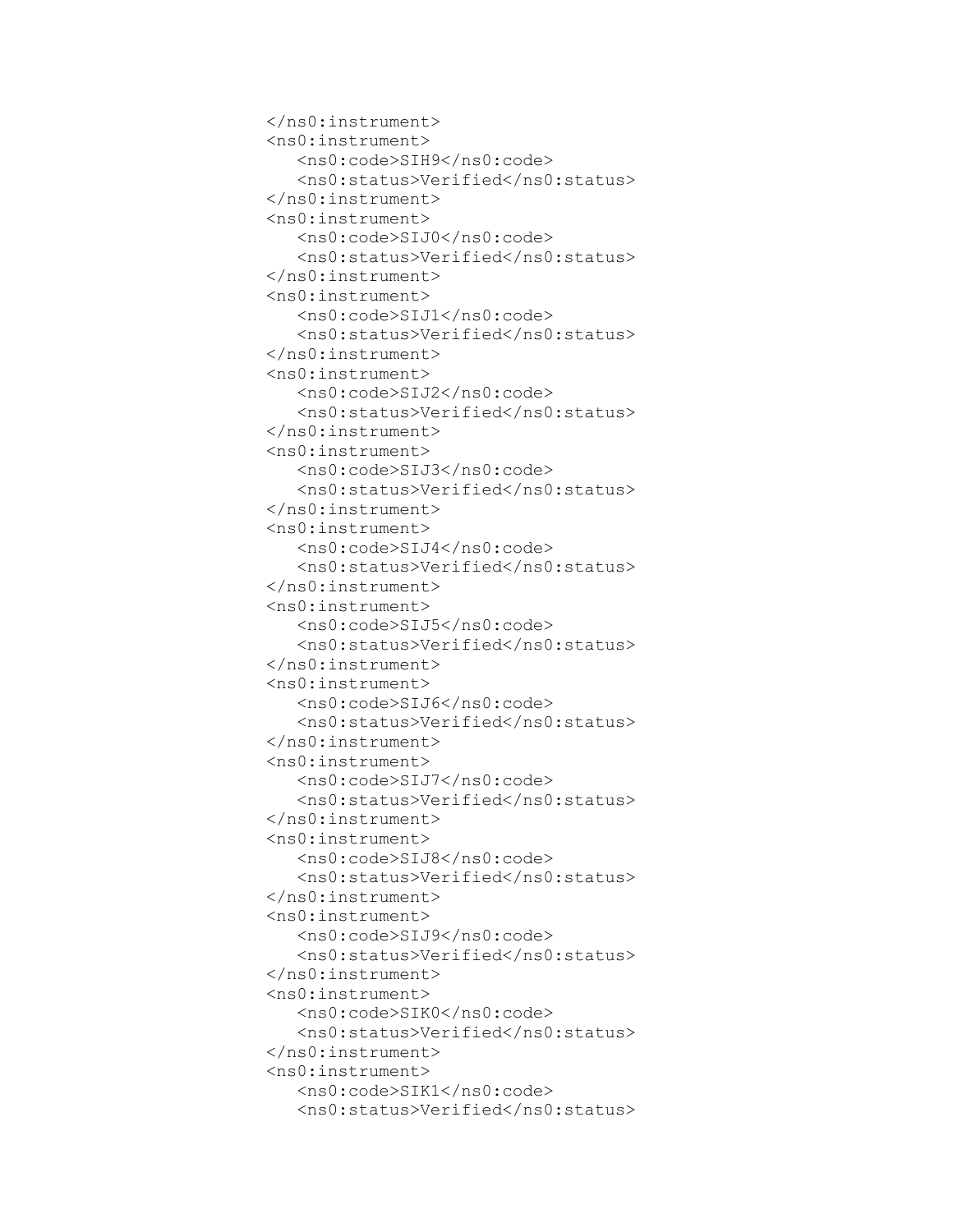```
</ns0:instrument>
<ns0:instrument>
   <ns0:code>SIH9</ns0:code>
   <ns0:status>Verified</ns0:status>
</ns0:instrument>
<ns0:instrument>
   <ns0:code>SIJ0</ns0:code>
   <ns0:status>Verified</ns0:status>
</ns0:instrument>
<ns0:instrument>
   <ns0:code>SIJ1</ns0:code>
   <ns0:status>Verified</ns0:status>
</ns0:instrument>
<ns0:instrument>
   <ns0:code>SIJ2</ns0:code>
   <ns0:status>Verified</ns0:status>
</ns0:instrument>
<ns0:instrument>
   <ns0:code>SIJ3</ns0:code>
   <ns0:status>Verified</ns0:status>
</ns0:instrument>
<ns0:instrument>
   <ns0:code>SIJ4</ns0:code>
   <ns0:status>Verified</ns0:status>
</ns0:instrument>
<ns0:instrument>
   <ns0:code>SIJ5</ns0:code>
   <ns0:status>Verified</ns0:status>
</ns0:instrument>
<ns0:instrument>
   <ns0:code>SIJ6</ns0:code>
   <ns0:status>Verified</ns0:status>
</ns0:instrument>
<ns0:instrument>
   <ns0:code>SIJ7</ns0:code>
   <ns0:status>Verified</ns0:status>
</ns0:instrument>
<ns0:instrument>
   <ns0:code>SIJ8</ns0:code>
   <ns0:status>Verified</ns0:status>
</ns0:instrument>
<ns0:instrument>
   <ns0:code>SIJ9</ns0:code>
   <ns0:status>Verified</ns0:status>
</ns0:instrument>
<ns0:instrument>
   <ns0:code>SIK0</ns0:code>
   <ns0:status>Verified</ns0:status>
</ns0:instrument>
<ns0:instrument>
   <ns0:code>SIK1</ns0:code>
   <ns0:status>Verified</ns0:status>
```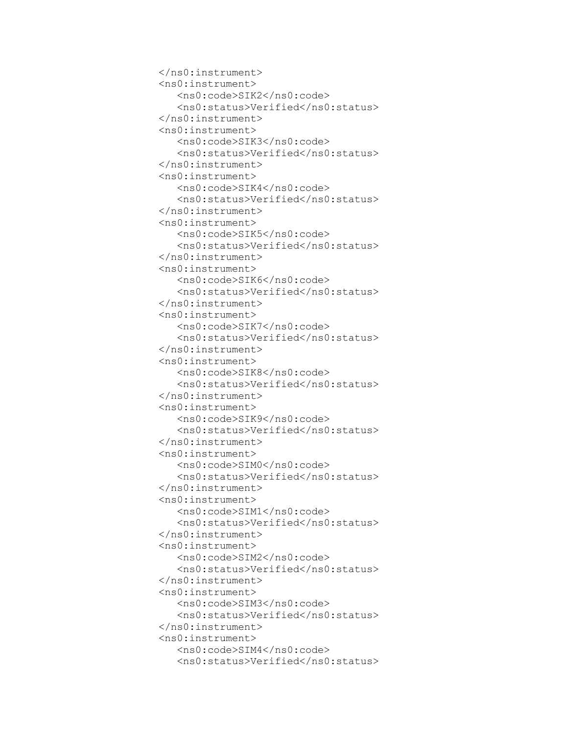```
</ns0:instrument>
<ns0:instrument>
   <ns0:code>SIK2</ns0:code>
   <ns0:status>Verified</ns0:status>
</ns0:instrument>
<ns0:instrument>
   <ns0:code>SIK3</ns0:code>
   <ns0:status>Verified</ns0:status>
</ns0:instrument>
<ns0:instrument>
   <ns0:code>SIK4</ns0:code>
   <ns0:status>Verified</ns0:status>
</ns0:instrument>
<ns0:instrument>
   <ns0:code>SIK5</ns0:code>
   <ns0:status>Verified</ns0:status>
</ns0:instrument>
<ns0:instrument>
   <ns0:code>SIK6</ns0:code>
   <ns0:status>Verified</ns0:status>
</ns0:instrument>
<ns0:instrument>
   <ns0:code>SIK7</ns0:code>
   <ns0:status>Verified</ns0:status>
</ns0:instrument>
<ns0:instrument>
   <ns0:code>SIK8</ns0:code>
   <ns0:status>Verified</ns0:status>
</ns0:instrument>
<ns0:instrument>
   <ns0:code>SIK9</ns0:code>
   <ns0:status>Verified</ns0:status>
</ns0:instrument>
<ns0:instrument>
   <ns0:code>SIM0</ns0:code>
   <ns0:status>Verified</ns0:status>
</ns0:instrument>
<ns0:instrument>
   <ns0:code>SIM1</ns0:code>
   <ns0:status>Verified</ns0:status>
</ns0:instrument>
<ns0:instrument>
   <ns0:code>SIM2</ns0:code>
   <ns0:status>Verified</ns0:status>
</ns0:instrument>
<ns0:instrument>
   <ns0:code>SIM3</ns0:code>
   <ns0:status>Verified</ns0:status>
</ns0:instrument>
<ns0:instrument>
   <ns0:code>SIM4</ns0:code>
   <ns0:status>Verified</ns0:status>
```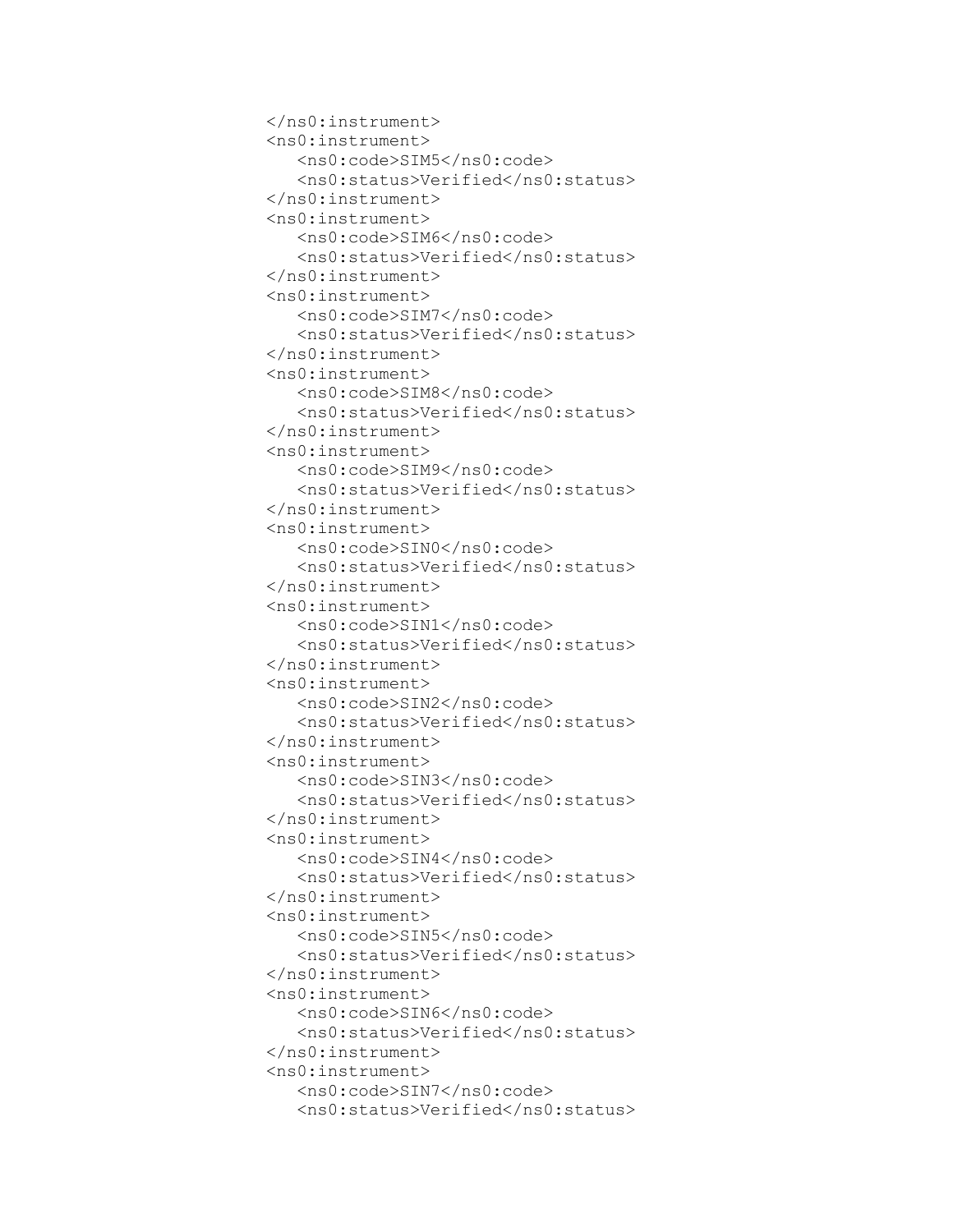```
</ns0:instrument>
<ns0:instrument>
   <ns0:code>SIM5</ns0:code>
   <ns0:status>Verified</ns0:status>
</ns0:instrument>
<ns0:instrument>
   <ns0:code>SIM6</ns0:code>
   <ns0:status>Verified</ns0:status>
</ns0:instrument>
<ns0:instrument>
   <ns0:code>SIM7</ns0:code>
   <ns0:status>Verified</ns0:status>
</ns0:instrument>
<ns0:instrument>
   <ns0:code>SIM8</ns0:code>
   <ns0:status>Verified</ns0:status>
</ns0:instrument>
<ns0:instrument>
   <ns0:code>SIM9</ns0:code>
   <ns0:status>Verified</ns0:status>
</ns0:instrument>
<ns0:instrument>
   <ns0:code>SIN0</ns0:code>
   <ns0:status>Verified</ns0:status>
</ns0:instrument>
<ns0:instrument>
   <ns0:code>SIN1</ns0:code>
   <ns0:status>Verified</ns0:status>
</ns0:instrument>
<ns0:instrument>
   <ns0:code>SIN2</ns0:code>
   <ns0:status>Verified</ns0:status>
</ns0:instrument>
<ns0:instrument>
   <ns0:code>SIN3</ns0:code>
   <ns0:status>Verified</ns0:status>
</ns0:instrument>
<ns0:instrument>
   <ns0:code>SIN4</ns0:code>
   <ns0:status>Verified</ns0:status>
</ns0:instrument>
<ns0:instrument>
   <ns0:code>SIN5</ns0:code>
   <ns0:status>Verified</ns0:status>
</ns0:instrument>
<ns0:instrument>
   <ns0:code>SIN6</ns0:code>
   <ns0:status>Verified</ns0:status>
</ns0:instrument>
<ns0:instrument>
   <ns0:code>SIN7</ns0:code>
   <ns0:status>Verified</ns0:status>
```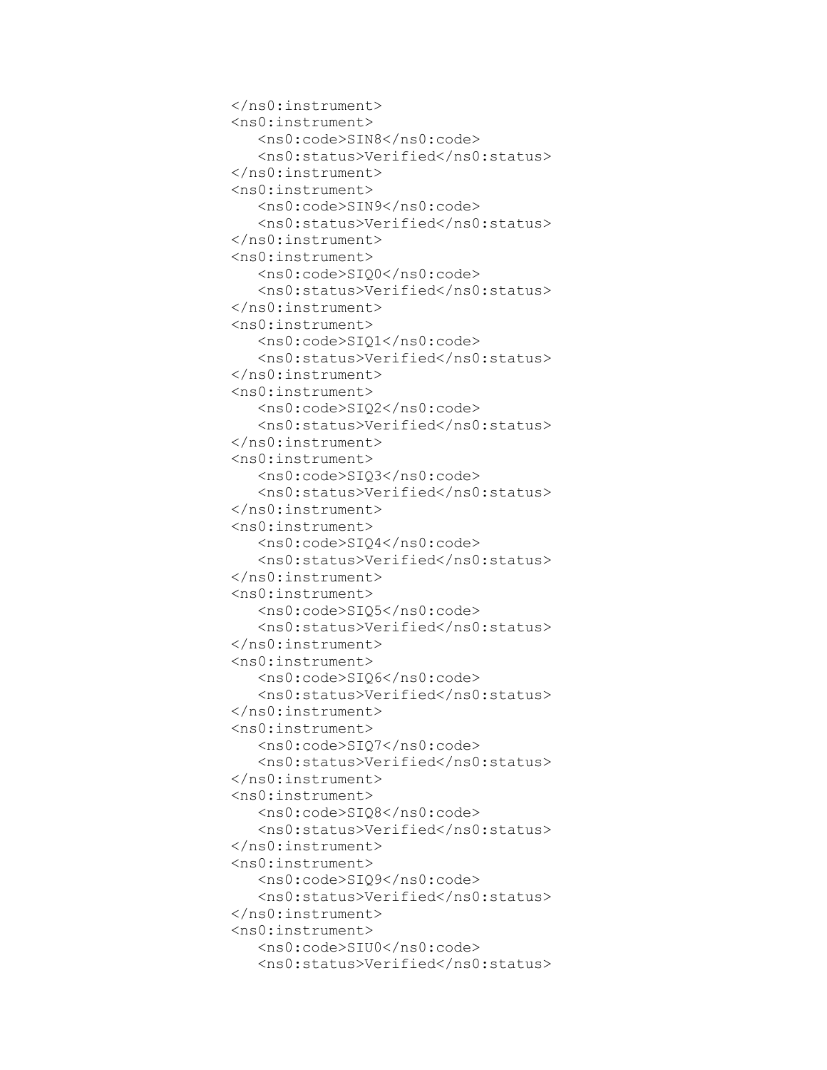```
</ns0:instrument>
<ns0:instrument>
   <ns0:code>SIN8</ns0:code>
   <ns0:status>Verified</ns0:status>
</ns0:instrument>
<ns0:instrument>
   <ns0:code>SIN9</ns0:code>
   <ns0:status>Verified</ns0:status>
</ns0:instrument>
<ns0:instrument>
   <ns0:code>SIQ0</ns0:code>
   <ns0:status>Verified</ns0:status>
</ns0:instrument>
<ns0:instrument>
   <ns0:code>SIQ1</ns0:code>
   <ns0:status>Verified</ns0:status>
</ns0:instrument>
<ns0:instrument>
   <ns0:code>SIQ2</ns0:code>
   <ns0:status>Verified</ns0:status>
</ns0:instrument>
<ns0:instrument>
   <ns0:code>SIQ3</ns0:code>
   <ns0:status>Verified</ns0:status>
</ns0:instrument>
<ns0:instrument>
   <ns0:code>SIQ4</ns0:code>
   <ns0:status>Verified</ns0:status>
</ns0:instrument>
<ns0:instrument>
   <ns0:code>SIQ5</ns0:code>
   <ns0:status>Verified</ns0:status>
</ns0:instrument>
<ns0:instrument>
   <ns0:code>SIQ6</ns0:code>
   <ns0:status>Verified</ns0:status>
</ns0:instrument>
<ns0:instrument>
   <ns0:code>SIQ7</ns0:code>
   <ns0:status>Verified</ns0:status>
</ns0:instrument>
<ns0:instrument>
   <ns0:code>SIQ8</ns0:code>
   <ns0:status>Verified</ns0:status>
</ns0:instrument>
<ns0:instrument>
   <ns0:code>SIQ9</ns0:code>
   <ns0:status>Verified</ns0:status>
</ns0:instrument>
<ns0:instrument>
   <ns0:code>SIU0</ns0:code>
   <ns0:status>Verified</ns0:status>
```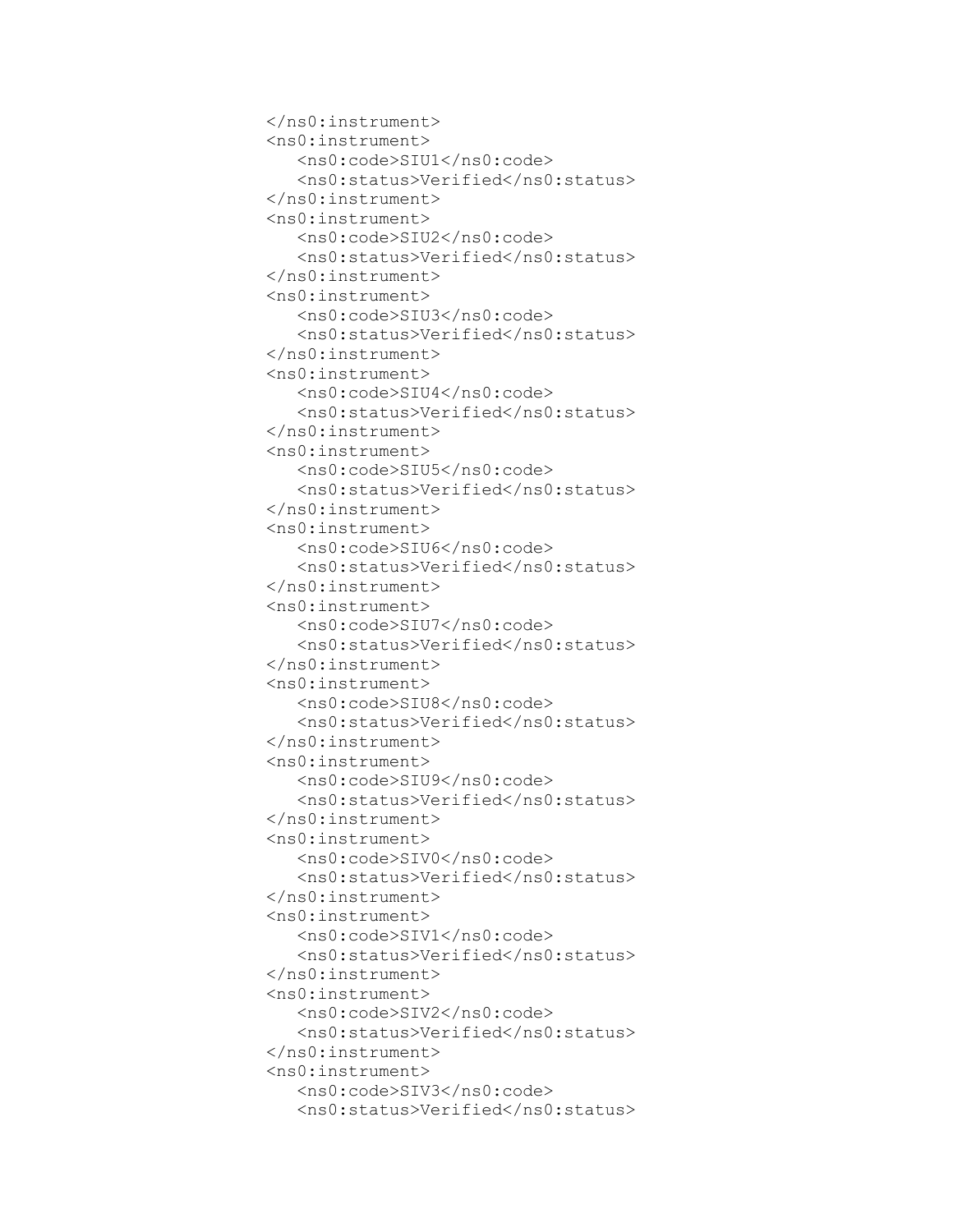```
</ns0:instrument>
<ns0:instrument>
   <ns0:code>SIU1</ns0:code>
   <ns0:status>Verified</ns0:status>
</ns0:instrument>
<ns0:instrument>
   <ns0:code>SIU2</ns0:code>
   <ns0:status>Verified</ns0:status>
</ns0:instrument>
<ns0:instrument>
   <ns0:code>SIU3</ns0:code>
   <ns0:status>Verified</ns0:status>
</ns0:instrument>
<ns0:instrument>
   <ns0:code>SIU4</ns0:code>
   <ns0:status>Verified</ns0:status>
</ns0:instrument>
<ns0:instrument>
   <ns0:code>SIU5</ns0:code>
   <ns0:status>Verified</ns0:status>
</ns0:instrument>
<ns0:instrument>
   <ns0:code>SIU6</ns0:code>
   <ns0:status>Verified</ns0:status>
</ns0:instrument>
<ns0:instrument>
   <ns0:code>SIU7</ns0:code>
   <ns0:status>Verified</ns0:status>
</ns0:instrument>
<ns0:instrument>
   <ns0:code>SIU8</ns0:code>
   <ns0:status>Verified</ns0:status>
</ns0:instrument>
<ns0:instrument>
   <ns0:code>SIU9</ns0:code>
   <ns0:status>Verified</ns0:status>
</ns0:instrument>
<ns0:instrument>
   <ns0:code>SIV0</ns0:code>
   <ns0:status>Verified</ns0:status>
</ns0:instrument>
<ns0:instrument>
   <ns0:code>SIV1</ns0:code>
   <ns0:status>Verified</ns0:status>
</ns0:instrument>
<ns0:instrument>
   <ns0:code>SIV2</ns0:code>
   <ns0:status>Verified</ns0:status>
</ns0:instrument>
<ns0:instrument>
   <ns0:code>SIV3</ns0:code>
   <ns0:status>Verified</ns0:status>
```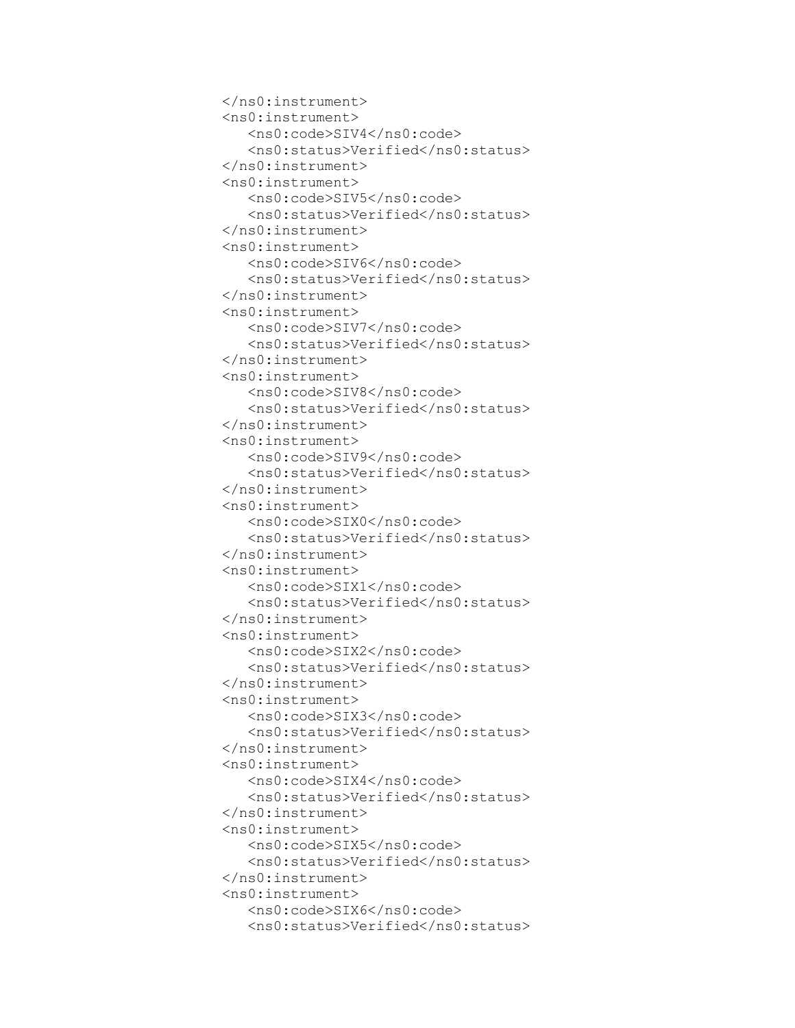```
</ns0:instrument>
<ns0:instrument>
   <ns0:code>SIV4</ns0:code>
   <ns0:status>Verified</ns0:status>
</ns0:instrument>
<ns0:instrument>
   <ns0:code>SIV5</ns0:code>
   <ns0:status>Verified</ns0:status>
</ns0:instrument>
<ns0:instrument>
   <ns0:code>SIV6</ns0:code>
   <ns0:status>Verified</ns0:status>
</ns0:instrument>
<ns0:instrument>
   <ns0:code>SIV7</ns0:code>
   <ns0:status>Verified</ns0:status>
</ns0:instrument>
<ns0:instrument>
   <ns0:code>SIV8</ns0:code>
   <ns0:status>Verified</ns0:status>
</ns0:instrument>
<ns0:instrument>
   <ns0:code>SIV9</ns0:code>
   <ns0:status>Verified</ns0:status>
</ns0:instrument>
<ns0:instrument>
   <ns0:code>SIX0</ns0:code>
   <ns0:status>Verified</ns0:status>
</ns0:instrument>
<ns0:instrument>
   <ns0:code>SIX1</ns0:code>
   <ns0:status>Verified</ns0:status>
</ns0:instrument>
<ns0:instrument>
   <ns0:code>SIX2</ns0:code>
   <ns0:status>Verified</ns0:status>
</ns0:instrument>
<ns0:instrument>
   <ns0:code>SIX3</ns0:code>
   <ns0:status>Verified</ns0:status>
</ns0:instrument>
<ns0:instrument>
   <ns0:code>SIX4</ns0:code>
   <ns0:status>Verified</ns0:status>
</ns0:instrument>
<ns0:instrument>
   <ns0:code>SIX5</ns0:code>
   <ns0:status>Verified</ns0:status>
</ns0:instrument>
<ns0:instrument>
   <ns0:code>SIX6</ns0:code>
   <ns0:status>Verified</ns0:status>
```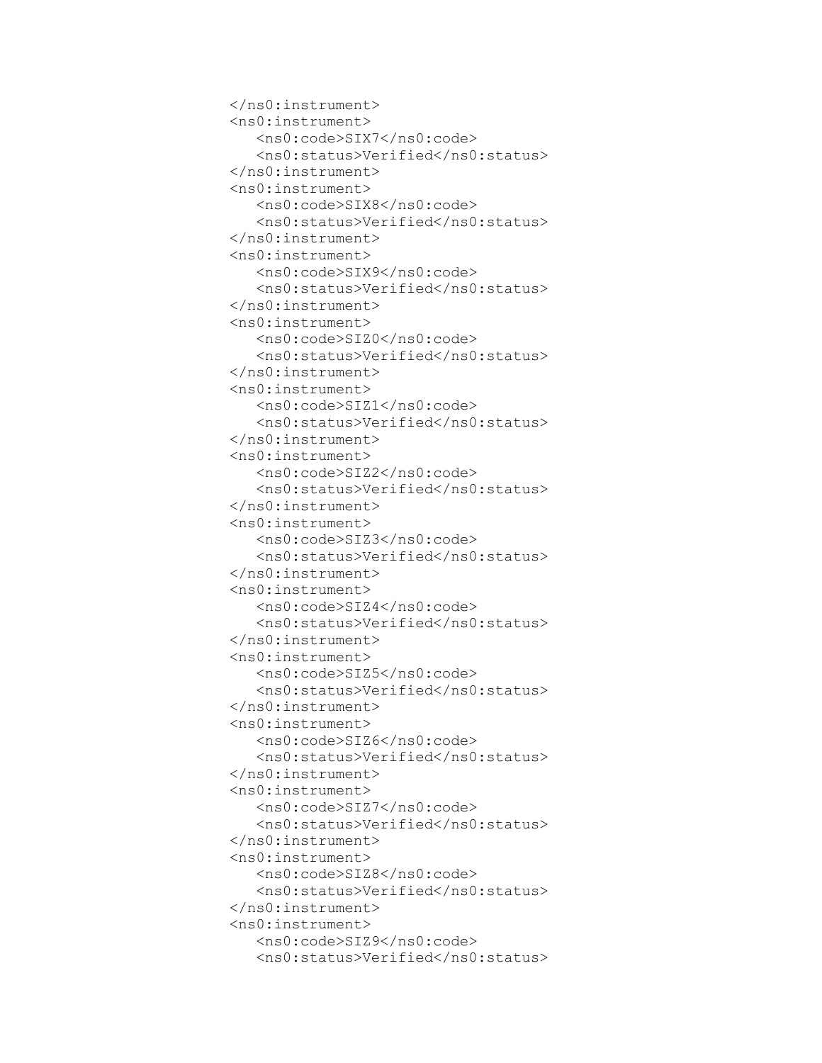```
</ns0:instrument>
<ns0:instrument>
   <ns0:code>SIX7</ns0:code>
   <ns0:status>Verified</ns0:status>
</ns0:instrument>
<ns0:instrument>
   <ns0:code>SIX8</ns0:code>
   <ns0:status>Verified</ns0:status>
</ns0:instrument>
<ns0:instrument>
   <ns0:code>SIX9</ns0:code>
   <ns0:status>Verified</ns0:status>
</ns0:instrument>
<ns0:instrument>
   <ns0:code>SIZ0</ns0:code>
   <ns0:status>Verified</ns0:status>
</ns0:instrument>
<ns0:instrument>
   <ns0:code>SIZ1</ns0:code>
   <ns0:status>Verified</ns0:status>
</ns0:instrument>
<ns0:instrument>
   <ns0:code>SIZ2</ns0:code>
   <ns0:status>Verified</ns0:status>
</ns0:instrument>
<ns0:instrument>
   <ns0:code>SIZ3</ns0:code>
   <ns0:status>Verified</ns0:status>
</ns0:instrument>
<ns0:instrument>
   <ns0:code>SIZ4</ns0:code>
   <ns0:status>Verified</ns0:status>
</ns0:instrument>
<ns0:instrument>
   <ns0:code>SIZ5</ns0:code>
   <ns0:status>Verified</ns0:status>
</ns0:instrument>
<ns0:instrument>
   <ns0:code>SIZ6</ns0:code>
   <ns0:status>Verified</ns0:status>
</ns0:instrument>
<ns0:instrument>
   <ns0:code>SIZ7</ns0:code>
   <ns0:status>Verified</ns0:status>
</ns0:instrument>
<ns0:instrument>
   <ns0:code>SIZ8</ns0:code>
   <ns0:status>Verified</ns0:status>
</ns0:instrument>
<ns0:instrument>
   <ns0:code>SIZ9</ns0:code>
   <ns0:status>Verified</ns0:status>
```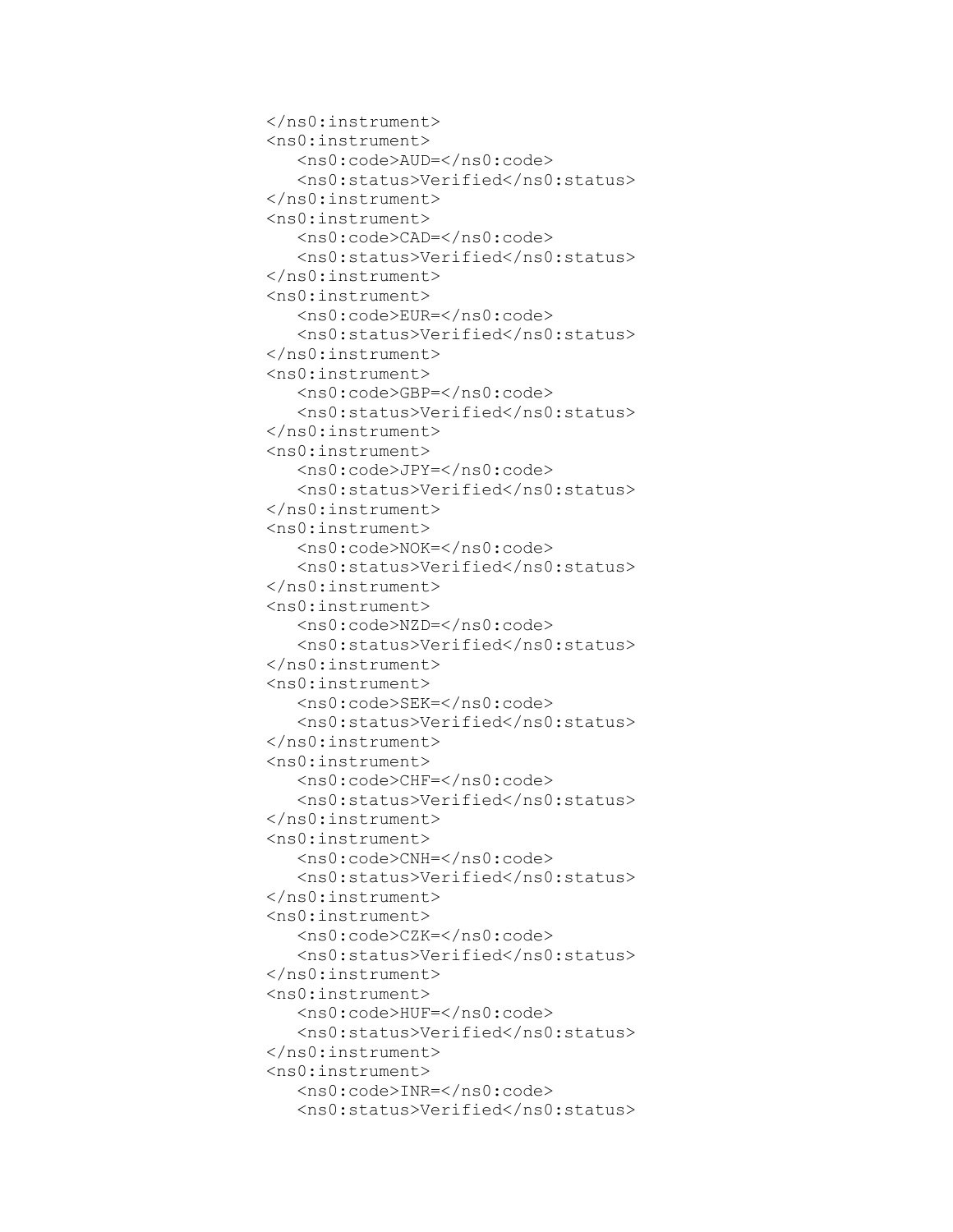```
</ns0:instrument>
<ns0:instrument>
   <ns0:code>AUD=</ns0:code>
   <ns0:status>Verified</ns0:status>
</ns0:instrument>
<ns0:instrument>
   <ns0:code>CAD=</ns0:code>
   <ns0:status>Verified</ns0:status>
</ns0:instrument>
<ns0:instrument>
   <ns0:code>EUR=</ns0:code>
   <ns0:status>Verified</ns0:status>
</ns0:instrument>
<ns0:instrument>
   <ns0:code>GBP=</ns0:code>
   <ns0:status>Verified</ns0:status>
</ns0:instrument>
<ns0:instrument>
   <ns0:code>JPY=</ns0:code>
   <ns0:status>Verified</ns0:status>
</ns0:instrument>
<ns0:instrument>
   <ns0:code>NOK=</ns0:code>
   <ns0:status>Verified</ns0:status>
</ns0:instrument>
<ns0:instrument>
   <ns0:code>NZD=</ns0:code>
   <ns0:status>Verified</ns0:status>
</ns0:instrument>
<ns0:instrument>
   <ns0:code>SEK=</ns0:code>
   <ns0:status>Verified</ns0:status>
</ns0:instrument>
<ns0:instrument>
   <ns0:code>CHF=</ns0:code>
   <ns0:status>Verified</ns0:status>
</ns0:instrument>
<ns0:instrument>
   <ns0:code>CNH=</ns0:code>
   <ns0:status>Verified</ns0:status>
</ns0:instrument>
<ns0:instrument>
   <ns0:code>CZK=</ns0:code>
   <ns0:status>Verified</ns0:status>
</ns0:instrument>
<ns0:instrument>
   <ns0:code>HUF=</ns0:code>
   <ns0:status>Verified</ns0:status>
</ns0:instrument>
<ns0:instrument>
   <ns0:code>INR=</ns0:code>
   <ns0:status>Verified</ns0:status>
```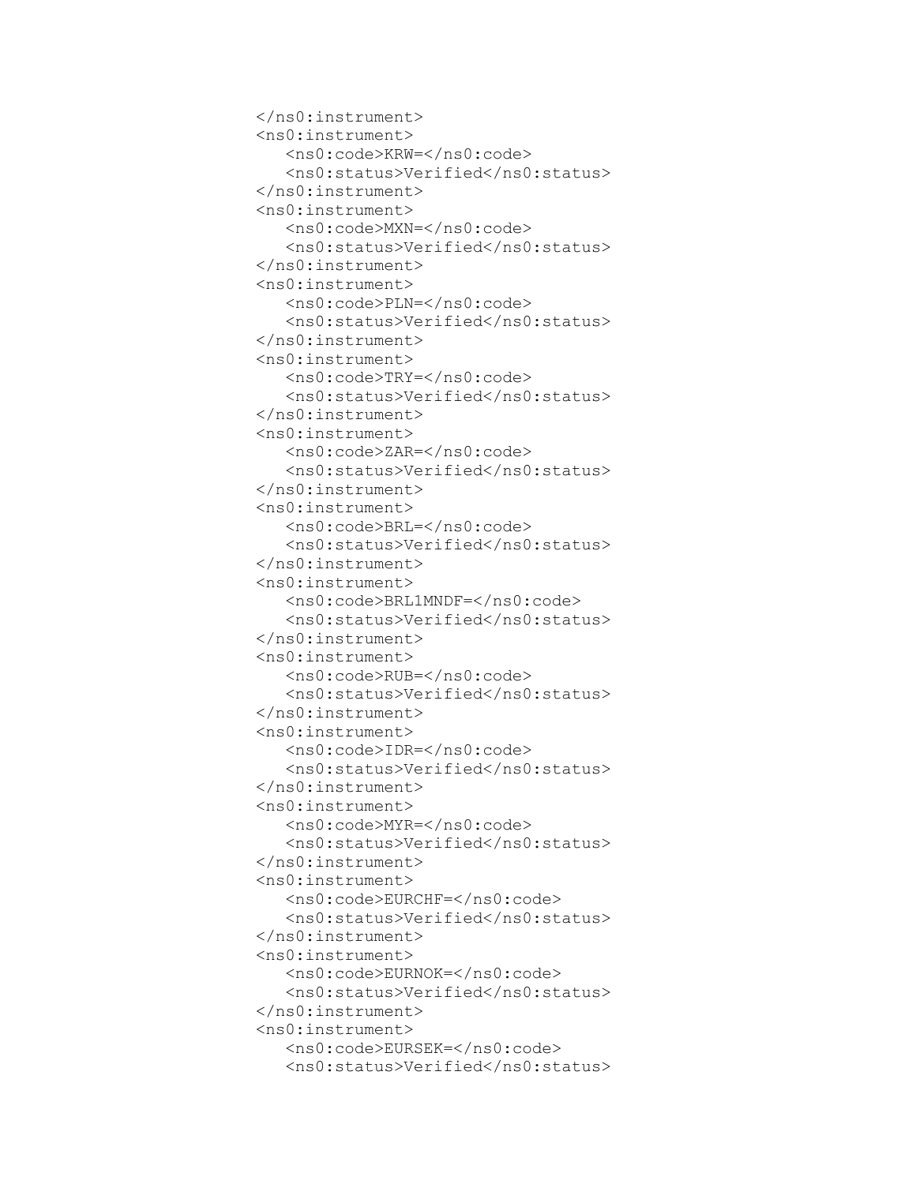```
</ns0:instrument>
<ns0:instrument>
   <ns0:code>KRW=</ns0:code>
   <ns0:status>Verified</ns0:status>
</ns0:instrument>
<ns0:instrument>
   <ns0:code>MXN=</ns0:code>
   <ns0:status>Verified</ns0:status>
</ns0:instrument>
<ns0:instrument>
   <ns0:code>PLN=</ns0:code>
   <ns0:status>Verified</ns0:status>
</ns0:instrument>
<ns0:instrument>
   <ns0:code>TRY=</ns0:code>
   <ns0:status>Verified</ns0:status>
</ns0:instrument>
<ns0:instrument>
   <ns0:code>ZAR=</ns0:code>
   <ns0:status>Verified</ns0:status>
</ns0:instrument>
<ns0:instrument>
   <ns0:code>BRL=</ns0:code>
   <ns0:status>Verified</ns0:status>
</ns0:instrument>
<ns0:instrument>
   <ns0:code>BRL1MNDF=</ns0:code>
   <ns0:status>Verified</ns0:status>
</ns0:instrument>
<ns0:instrument>
   <ns0:code>RUB=</ns0:code>
   <ns0:status>Verified</ns0:status>
</ns0:instrument>
<ns0:instrument>
   <ns0:code>IDR=</ns0:code>
   <ns0:status>Verified</ns0:status>
</ns0:instrument>
<ns0:instrument>
   <ns0:code>MYR=</ns0:code>
   <ns0:status>Verified</ns0:status>
</ns0:instrument>
<ns0:instrument>
   <ns0:code>EURCHF=</ns0:code>
   <ns0:status>Verified</ns0:status>
</ns0:instrument>
<ns0:instrument>
   <ns0:code>EURNOK=</ns0:code>
   <ns0:status>Verified</ns0:status>
</ns0:instrument>
<ns0:instrument>
   <ns0:code>EURSEK=</ns0:code>
   <ns0:status>Verified</ns0:status>
```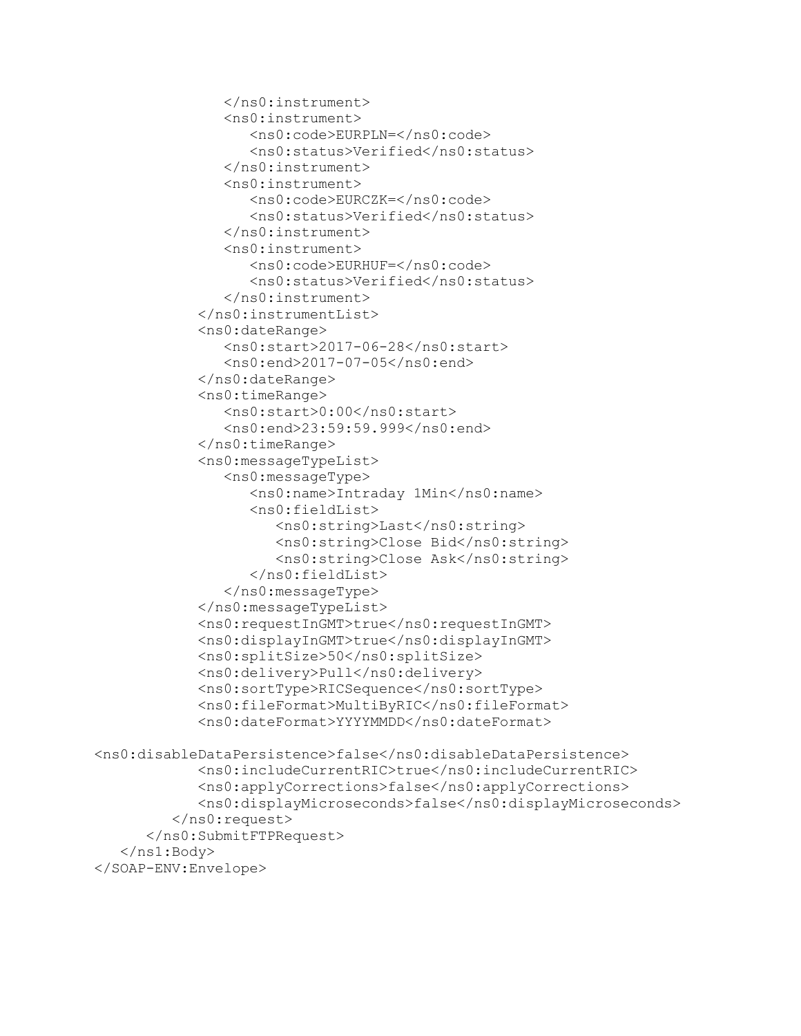```
            </ns0:instrument>
            <ns0:instrument>
               <ns0:code>EURPLN=</ns0:code>
               <ns0:status>Verified</ns0:status>
            </ns0:instrument>
            <ns0:instrument>
               <ns0:code>EURCZK=</ns0:code>
               <ns0:status>Verified</ns0:status>
            </ns0:instrument>
            <ns0:instrument>
               <ns0:code>EURHUF=</ns0:code>
               <ns0:status>Verified</ns0:status>
            </ns0:instrument>
         </ns0:instrumentList>
         <ns0:dateRange>
            <ns0:start>2017-06-28</ns0:start>
            <ns0:end>2017-07-05</ns0:end>
         </ns0:dateRange>
         <ns0:timeRange>
            <ns0:start>0:00</ns0:start>
            <ns0:end>23:59:59.999</ns0:end>
         </ns0:timeRange>
         <ns0:messageTypeList>
            <ns0:messageType>
               <ns0:name>Intraday 1Min</ns0:name>
               <ns0:fieldList>
                  <ns0:string>Last</ns0:string>
                  <ns0:string>Close Bid</ns0:string>
                  <ns0:string>Close Ask</ns0:string>
               </ns0:fieldList>
            </ns0:messageType>
         </ns0:messageTypeList>
         <ns0:requestInGMT>true</ns0:requestInGMT>
         <ns0:displayInGMT>true</ns0:displayInGMT>
         <ns0:splitSize>50</ns0:splitSize>
         <ns0:delivery>Pull</ns0:delivery>
         <ns0:sortType>RICSequence</ns0:sortType>
         <ns0:fileFormat>MultiByRIC</ns0:fileFormat>
         <ns0:dateFormat>YYYYMMDD</ns0:dateFormat>

<ns0:disableDataPersistence>false</ns0:disableDataPersistence>
         <ns0:includeCurrentRIC>true</ns0:includeCurrentRIC>
         <ns0:applyCorrections>false</ns0:applyCorrections>
         <ns0:displayMicroseconds>false</ns0:displayMicroseconds>
      </ns0:request>
    </ns0:SubmitFTPRequest>
  </ns1:Body>
</SOAP-ENV:Envelope>
```